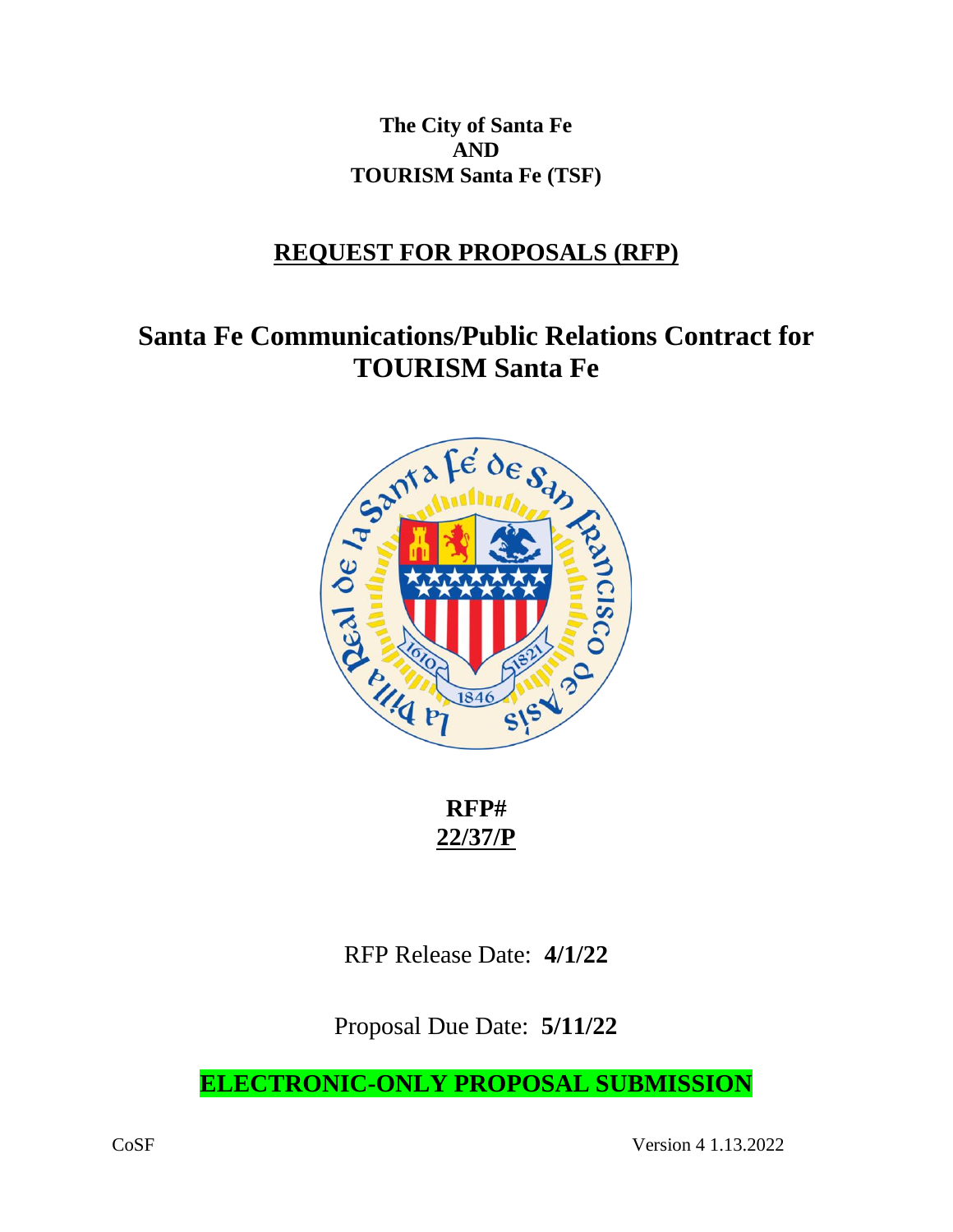**The City of Santa Fe**
**AND**
**TOURISM Santa Fe (TSF)**

## REQUEST FOR PROPOSALS (RFP)

# Santa Fe Communications/Public Relations Contract for TOURISM Santa Fe

**RFP#**
**22/37/P**

RFP Release Date: **4/1/22**

Proposal Due Date: **5/11/22**

**ELECTRONIC-ONLY PROPOSAL SUBMISSION**

CoSF Version 4 1.13.2022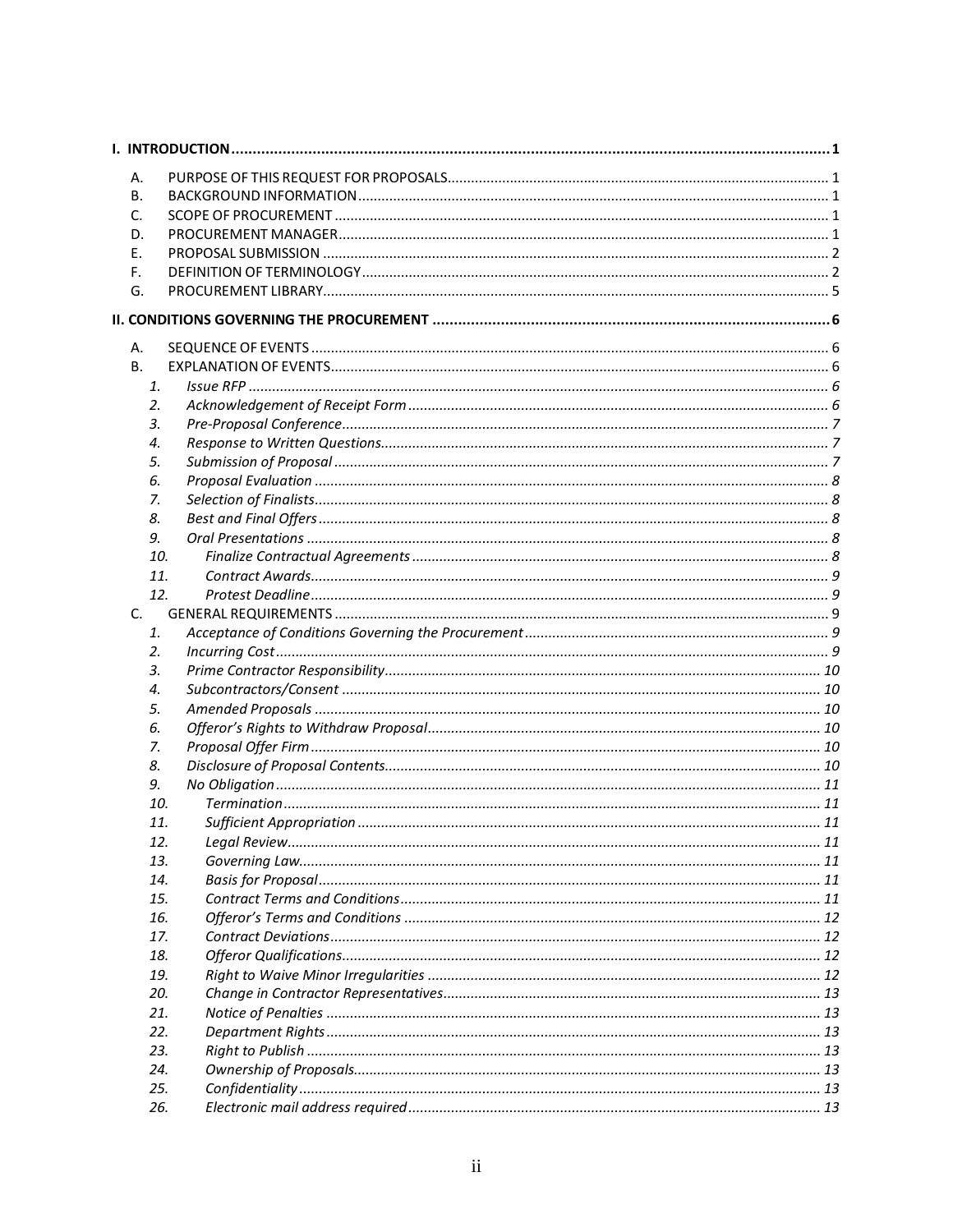**I. INTRODUCTION .......... 1**

- A. PURPOSE OF THIS REQUEST FOR PROPOSALS .......... 1
- B. BACKGROUND INFORMATION .......... 1
- C. SCOPE OF PROCUREMENT .......... 1
- D. PROCUREMENT MANAGER .......... 1
- E. PROPOSAL SUBMISSION .......... 2
- F. DEFINITION OF TERMINOLOGY .......... 2
- G. PROCUREMENT LIBRARY .......... 5

**II. CONDITIONS GOVERNING THE PROCUREMENT .......... 6**

- A. SEQUENCE OF EVENTS .......... 6
- B. EXPLANATION OF EVENTS .......... 6
  - *1. Issue RFP .......... 6*
  - *2. Acknowledgement of Receipt Form .......... 6*
  - *3. Pre-Proposal Conference .......... 7*
  - *4. Response to Written Questions .......... 7*
  - *5. Submission of Proposal .......... 7*
  - *6. Proposal Evaluation .......... 8*
  - *7. Selection of Finalists .......... 8*
  - *8. Best and Final Offers .......... 8*
  - *9. Oral Presentations .......... 8*
  - *10. Finalize Contractual Agreements .......... 8*
  - *11. Contract Awards .......... 9*
  - *12. Protest Deadline .......... 9*
- C. GENERAL REQUIREMENTS .......... 9
  - *1. Acceptance of Conditions Governing the Procurement .......... 9*
  - *2. Incurring Cost .......... 9*
  - *3. Prime Contractor Responsibility .......... 10*
  - *4. Subcontractors/Consent .......... 10*
  - *5. Amended Proposals .......... 10*
  - *6. Offeror's Rights to Withdraw Proposal .......... 10*
  - *7. Proposal Offer Firm .......... 10*
  - *8. Disclosure of Proposal Contents .......... 10*
  - *9. No Obligation .......... 11*
  - *10. Termination .......... 11*
  - *11. Sufficient Appropriation .......... 11*
  - *12. Legal Review .......... 11*
  - *13. Governing Law .......... 11*
  - *14. Basis for Proposal .......... 11*
  - *15. Contract Terms and Conditions .......... 11*
  - *16. Offeror's Terms and Conditions .......... 12*
  - *17. Contract Deviations .......... 12*
  - *18. Offeror Qualifications .......... 12*
  - *19. Right to Waive Minor Irregularities .......... 12*
  - *20. Change in Contractor Representatives .......... 13*
  - *21. Notice of Penalties .......... 13*
  - *22. Department Rights .......... 13*
  - *23. Right to Publish .......... 13*
  - *24. Ownership of Proposals .......... 13*
  - *25. Confidentiality .......... 13*
  - *26. Electronic mail address required .......... 13*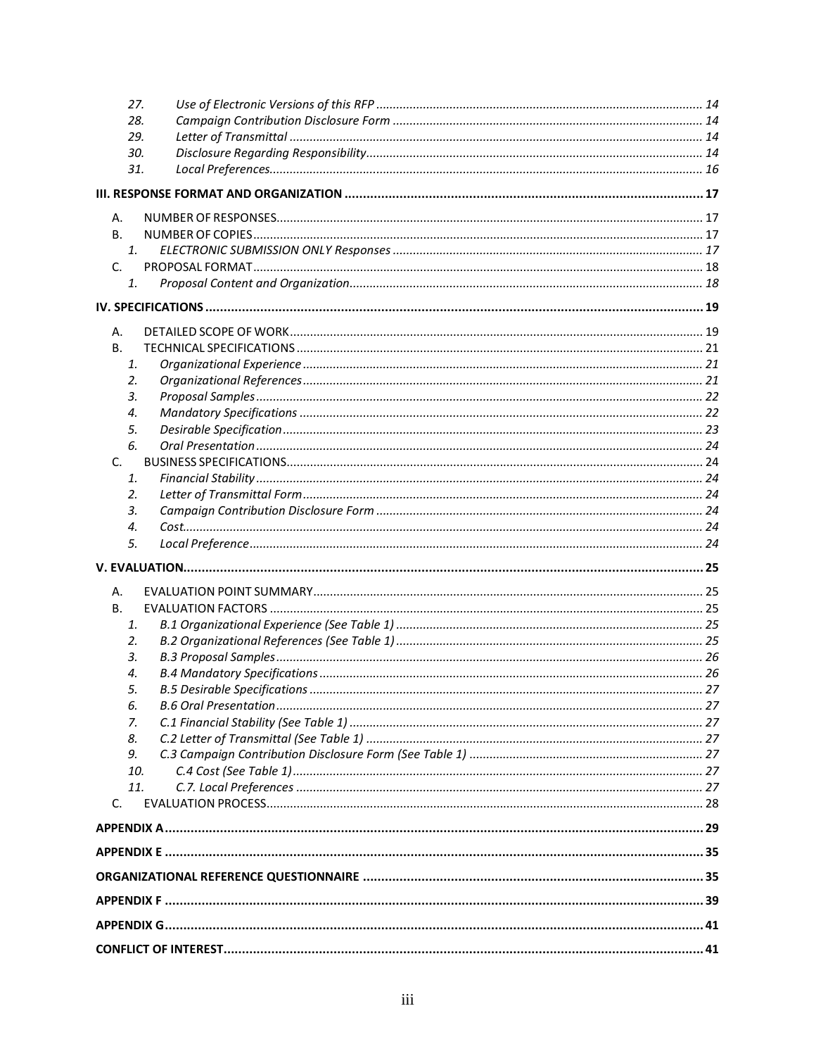27. *Use of Electronic Versions of this RFP* ..... 14
28. *Campaign Contribution Disclosure Form* ..... 14
29. *Letter of Transmittal* ..... 14
30. *Disclosure Regarding Responsibility* ..... 14
31. *Local Preferences* ..... 16

**III. RESPONSE FORMAT AND ORGANIZATION ..... 17**

A. NUMBER OF RESPONSES ..... 17
B. NUMBER OF COPIES ..... 17
  1. *ELECTRONIC SUBMISSION ONLY Responses* ..... 17
C. PROPOSAL FORMAT ..... 18
  1. *Proposal Content and Organization* ..... 18

**IV. SPECIFICATIONS ..... 19**

A. DETAILED SCOPE OF WORK ..... 19
B. TECHNICAL SPECIFICATIONS ..... 21
  1. *Organizational Experience* ..... 21
  2. *Organizational References* ..... 21
  3. *Proposal Samples* ..... 22
  4. *Mandatory Specifications* ..... 22
  5. *Desirable Specification* ..... 23
  6. *Oral Presentation* ..... 24
C. BUSINESS SPECIFICATIONS ..... 24
  1. *Financial Stability* ..... 24
  2. *Letter of Transmittal Form* ..... 24
  3. *Campaign Contribution Disclosure Form* ..... 24
  4. *Cost* ..... 24
  5. *Local Preference* ..... 24

**V. EVALUATION ..... 25**

A. EVALUATION POINT SUMMARY ..... 25
B. EVALUATION FACTORS ..... 25
  1. *B.1 Organizational Experience (See Table 1)* ..... 25
  2. *B.2 Organizational References (See Table 1)* ..... 25
  3. *B.3 Proposal Samples* ..... 26
  4. *B.4 Mandatory Specifications* ..... 26
  5. *B.5 Desirable Specifications* ..... 27
  6. *B.6 Oral Presentation* ..... 27
  7. *C.1 Financial Stability (See Table 1)* ..... 27
  8. *C.2 Letter of Transmittal (See Table 1)* ..... 27
  9. *C.3 Campaign Contribution Disclosure Form (See Table 1)* ..... 27
  10. *C.4 Cost (See Table 1)* ..... 27
  11. *C.7. Local Preferences* ..... 27
C. EVALUATION PROCESS ..... 28

**APPENDIX A ..... 29**

**APPENDIX E ..... 35**

**ORGANIZATIONAL REFERENCE QUESTIONNAIRE ..... 35**

**APPENDIX F ..... 39**

**APPENDIX G ..... 41**

**CONFLICT OF INTEREST ..... 41**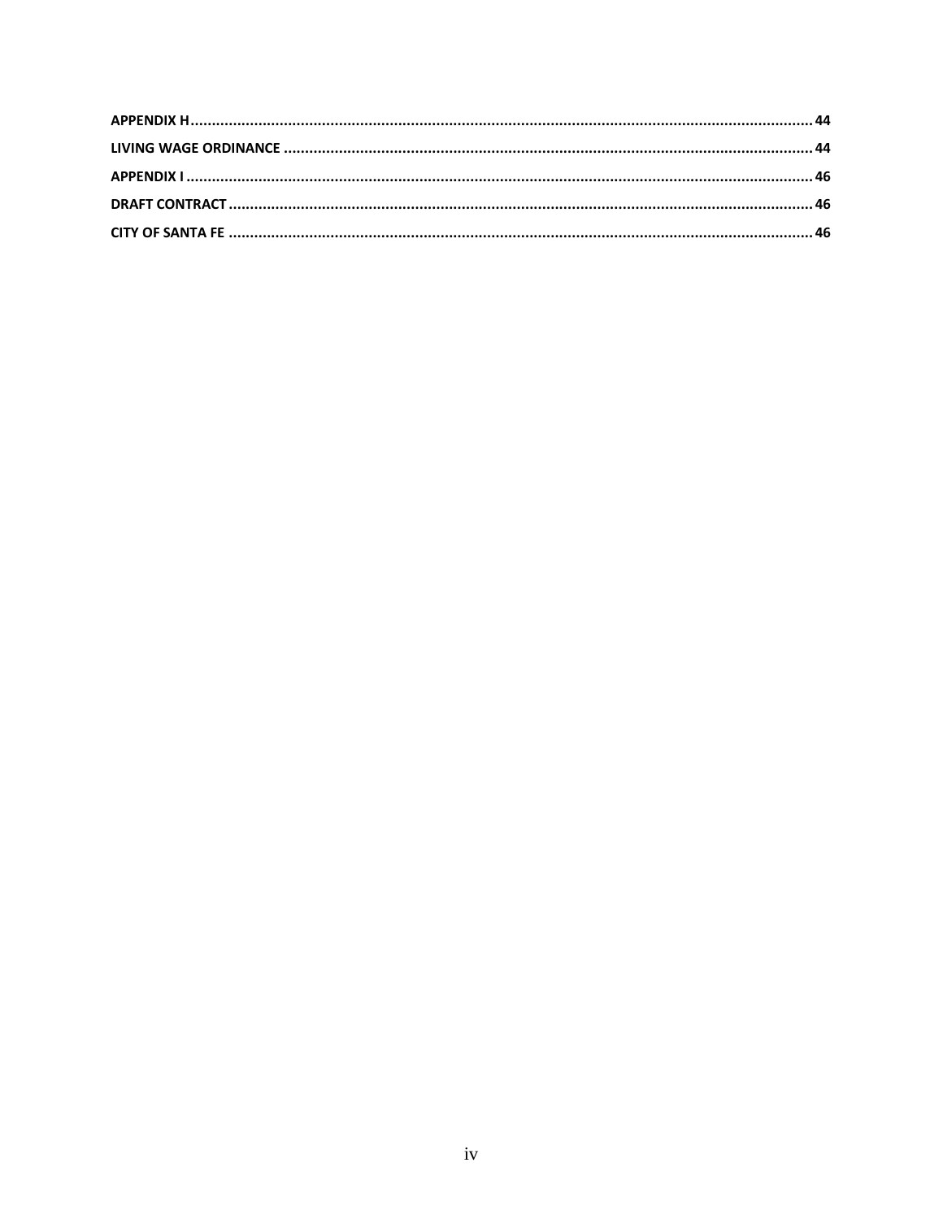**APPENDIX H** .......................................................................................................................................... **44**

**LIVING WAGE ORDINANCE** ........................................................................................................................ **44**

**APPENDIX I** ............................................................................................................................................ **46**

**DRAFT CONTRACT** .................................................................................................................................. **46**

**CITY OF SANTA FE** ................................................................................................................................. **46**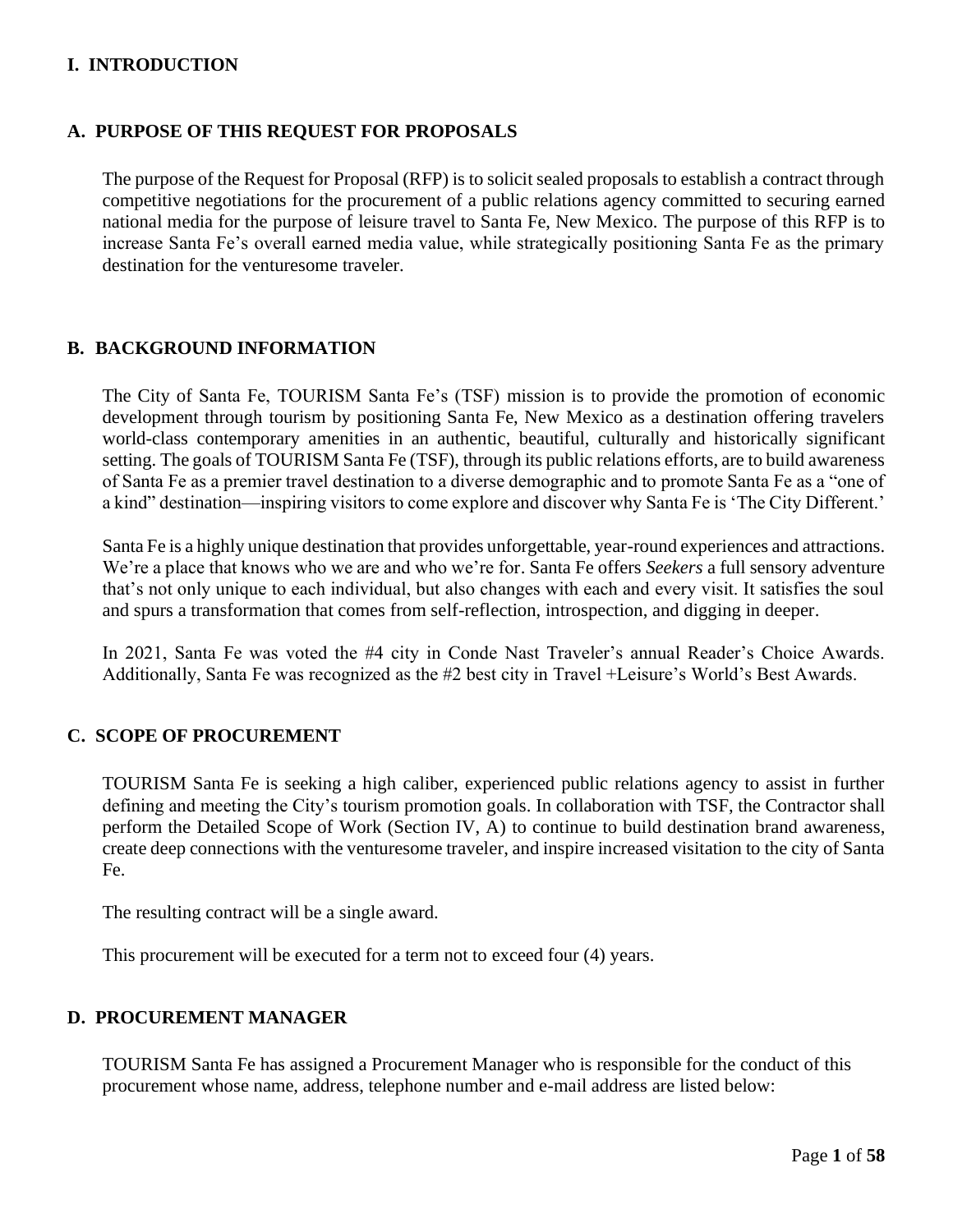# I. INTRODUCTION

## A. PURPOSE OF THIS REQUEST FOR PROPOSALS

The purpose of the Request for Proposal (RFP) is to solicit sealed proposals to establish a contract through competitive negotiations for the procurement of a public relations agency committed to securing earned national media for the purpose of leisure travel to Santa Fe, New Mexico. The purpose of this RFP is to increase Santa Fe's overall earned media value, while strategically positioning Santa Fe as the primary destination for the venturesome traveler.

## B. BACKGROUND INFORMATION

The City of Santa Fe, TOURISM Santa Fe's (TSF) mission is to provide the promotion of economic development through tourism by positioning Santa Fe, New Mexico as a destination offering travelers world-class contemporary amenities in an authentic, beautiful, culturally and historically significant setting. The goals of TOURISM Santa Fe (TSF), through its public relations efforts, are to build awareness of Santa Fe as a premier travel destination to a diverse demographic and to promote Santa Fe as a "one of a kind" destination—inspiring visitors to come explore and discover why Santa Fe is 'The City Different.'

Santa Fe is a highly unique destination that provides unforgettable, year-round experiences and attractions. We're a place that knows who we are and who we're for. Santa Fe offers *Seekers* a full sensory adventure that's not only unique to each individual, but also changes with each and every visit. It satisfies the soul and spurs a transformation that comes from self-reflection, introspection, and digging in deeper.

In 2021, Santa Fe was voted the #4 city in Conde Nast Traveler's annual Reader's Choice Awards. Additionally, Santa Fe was recognized as the #2 best city in Travel +Leisure's World's Best Awards.

## C. SCOPE OF PROCUREMENT

TOURISM Santa Fe is seeking a high caliber, experienced public relations agency to assist in further defining and meeting the City's tourism promotion goals. In collaboration with TSF, the Contractor shall perform the Detailed Scope of Work (Section IV, A) to continue to build destination brand awareness, create deep connections with the venturesome traveler, and inspire increased visitation to the city of Santa Fe.

The resulting contract will be a single award.

This procurement will be executed for a term not to exceed four (4) years.

## D. PROCUREMENT MANAGER

TOURISM Santa Fe has assigned a Procurement Manager who is responsible for the conduct of this procurement whose name, address, telephone number and e-mail address are listed below: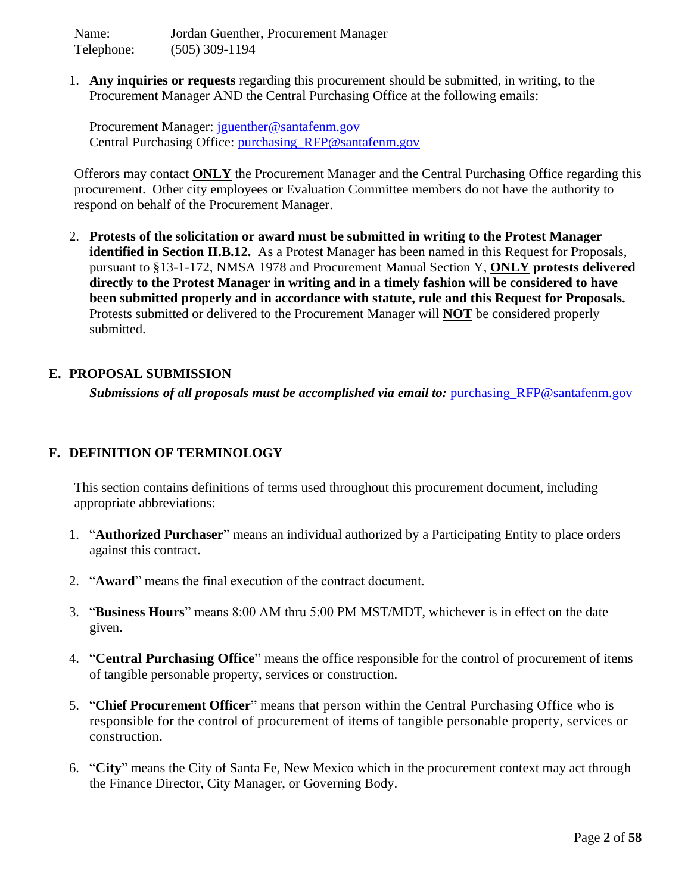Name: Jordan Guenther, Procurement Manager
Telephone: (505) 309-1194

1. **Any inquiries or requests** regarding this procurement should be submitted, in writing, to the Procurement Manager AND the Central Purchasing Office at the following emails:

   Procurement Manager: jguenther@santafenm.gov
   Central Purchasing Office: purchasing_RFP@santafenm.gov

Offerors may contact **ONLY** the Procurement Manager and the Central Purchasing Office regarding this procurement. Other city employees or Evaluation Committee members do not have the authority to respond on behalf of the Procurement Manager.

2. **Protests of the solicitation or award must be submitted in writing to the Protest Manager identified in Section II.B.12.** As a Protest Manager has been named in this Request for Proposals, pursuant to §13-1-172, NMSA 1978 and Procurement Manual Section Y, **ONLY protests delivered directly to the Protest Manager in writing and in a timely fashion will be considered to have been submitted properly and in accordance with statute, rule and this Request for Proposals.** Protests submitted or delivered to the Procurement Manager will **NOT** be considered properly submitted.

## E. PROPOSAL SUBMISSION

***Submissions of all proposals must be accomplished via email to:*** purchasing_RFP@santafenm.gov

## F. DEFINITION OF TERMINOLOGY

This section contains definitions of terms used throughout this procurement document, including appropriate abbreviations:

1. "**Authorized Purchaser**" means an individual authorized by a Participating Entity to place orders against this contract.
2. "**Award**" means the final execution of the contract document.
3. "**Business Hours**" means 8:00 AM thru 5:00 PM MST/MDT, whichever is in effect on the date given.
4. "**Central Purchasing Office**" means the office responsible for the control of procurement of items of tangible personable property, services or construction.
5. "**Chief Procurement Officer**" means that person within the Central Purchasing Office who is responsible for the control of procurement of items of tangible personable property, services or construction.
6. "**City**" means the City of Santa Fe, New Mexico which in the procurement context may act through the Finance Director, City Manager, or Governing Body.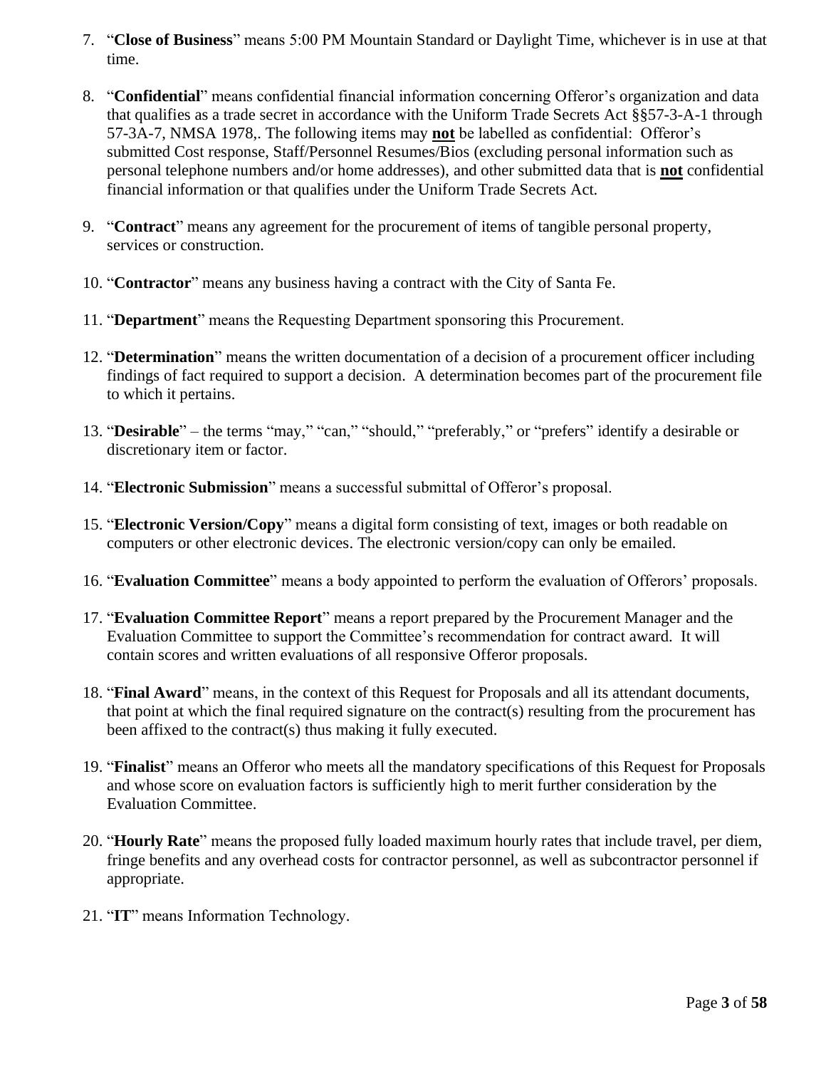7. "**Close of Business**" means 5:00 PM Mountain Standard or Daylight Time, whichever is in use at that time.

8. "**Confidential**" means confidential financial information concerning Offeror's organization and data that qualifies as a trade secret in accordance with the Uniform Trade Secrets Act §§57-3-A-1 through 57-3A-7, NMSA 1978,. The following items may **not** be labelled as confidential: Offeror's submitted Cost response, Staff/Personnel Resumes/Bios (excluding personal information such as personal telephone numbers and/or home addresses), and other submitted data that is **not** confidential financial information or that qualifies under the Uniform Trade Secrets Act.

9. "**Contract**" means any agreement for the procurement of items of tangible personal property, services or construction.

10. "**Contractor**" means any business having a contract with the City of Santa Fe.

11. "**Department**" means the Requesting Department sponsoring this Procurement.

12. "**Determination**" means the written documentation of a decision of a procurement officer including findings of fact required to support a decision. A determination becomes part of the procurement file to which it pertains.

13. "**Desirable**" – the terms "may," "can," "should," "preferably," or "prefers" identify a desirable or discretionary item or factor.

14. "**Electronic Submission**" means a successful submittal of Offeror's proposal.

15. "**Electronic Version/Copy**" means a digital form consisting of text, images or both readable on computers or other electronic devices. The electronic version/copy can only be emailed.

16. "**Evaluation Committee**" means a body appointed to perform the evaluation of Offerors' proposals.

17. "**Evaluation Committee Report**" means a report prepared by the Procurement Manager and the Evaluation Committee to support the Committee's recommendation for contract award. It will contain scores and written evaluations of all responsive Offeror proposals.

18. "**Final Award**" means, in the context of this Request for Proposals and all its attendant documents, that point at which the final required signature on the contract(s) resulting from the procurement has been affixed to the contract(s) thus making it fully executed.

19. "**Finalist**" means an Offeror who meets all the mandatory specifications of this Request for Proposals and whose score on evaluation factors is sufficiently high to merit further consideration by the Evaluation Committee.

20. "**Hourly Rate**" means the proposed fully loaded maximum hourly rates that include travel, per diem, fringe benefits and any overhead costs for contractor personnel, as well as subcontractor personnel if appropriate.

21. "**IT**" means Information Technology.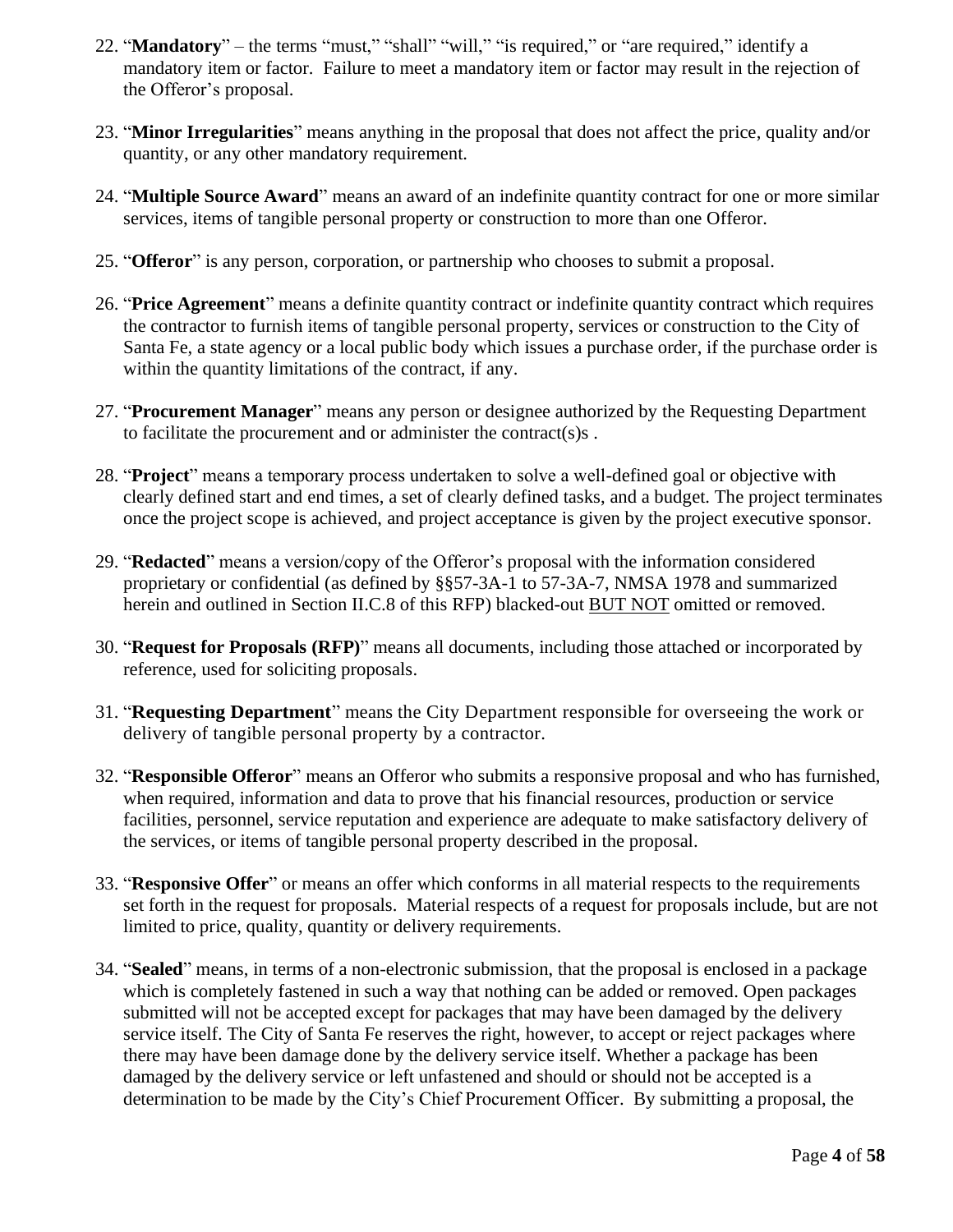22. "**Mandatory**" – the terms "must," "shall" "will," "is required," or "are required," identify a mandatory item or factor. Failure to meet a mandatory item or factor may result in the rejection of the Offeror's proposal.

23. "**Minor Irregularities**" means anything in the proposal that does not affect the price, quality and/or quantity, or any other mandatory requirement.

24. "**Multiple Source Award**" means an award of an indefinite quantity contract for one or more similar services, items of tangible personal property or construction to more than one Offeror.

25. "**Offeror**" is any person, corporation, or partnership who chooses to submit a proposal.

26. "**Price Agreement**" means a definite quantity contract or indefinite quantity contract which requires the contractor to furnish items of tangible personal property, services or construction to the City of Santa Fe, a state agency or a local public body which issues a purchase order, if the purchase order is within the quantity limitations of the contract, if any.

27. "**Procurement Manager**" means any person or designee authorized by the Requesting Department to facilitate the procurement and or administer the contract(s)s .

28. "**Project**" means a temporary process undertaken to solve a well-defined goal or objective with clearly defined start and end times, a set of clearly defined tasks, and a budget. The project terminates once the project scope is achieved, and project acceptance is given by the project executive sponsor.

29. "**Redacted**" means a version/copy of the Offeror's proposal with the information considered proprietary or confidential (as defined by §§57-3A-1 to 57-3A-7, NMSA 1978 and summarized herein and outlined in Section II.C.8 of this RFP) blacked-out <u>BUT NOT</u> omitted or removed.

30. "**Request for Proposals (RFP)**" means all documents, including those attached or incorporated by reference, used for soliciting proposals.

31. "**Requesting Department**" means the City Department responsible for overseeing the work or delivery of tangible personal property by a contractor.

32. "**Responsible Offeror**" means an Offeror who submits a responsive proposal and who has furnished, when required, information and data to prove that his financial resources, production or service facilities, personnel, service reputation and experience are adequate to make satisfactory delivery of the services, or items of tangible personal property described in the proposal.

33. "**Responsive Offer**" or means an offer which conforms in all material respects to the requirements set forth in the request for proposals. Material respects of a request for proposals include, but are not limited to price, quality, quantity or delivery requirements.

34. "**Sealed**" means, in terms of a non-electronic submission, that the proposal is enclosed in a package which is completely fastened in such a way that nothing can be added or removed. Open packages submitted will not be accepted except for packages that may have been damaged by the delivery service itself. The City of Santa Fe reserves the right, however, to accept or reject packages where there may have been damage done by the delivery service itself. Whether a package has been damaged by the delivery service or left unfastened and should or should not be accepted is a determination to be made by the City's Chief Procurement Officer. By submitting a proposal, the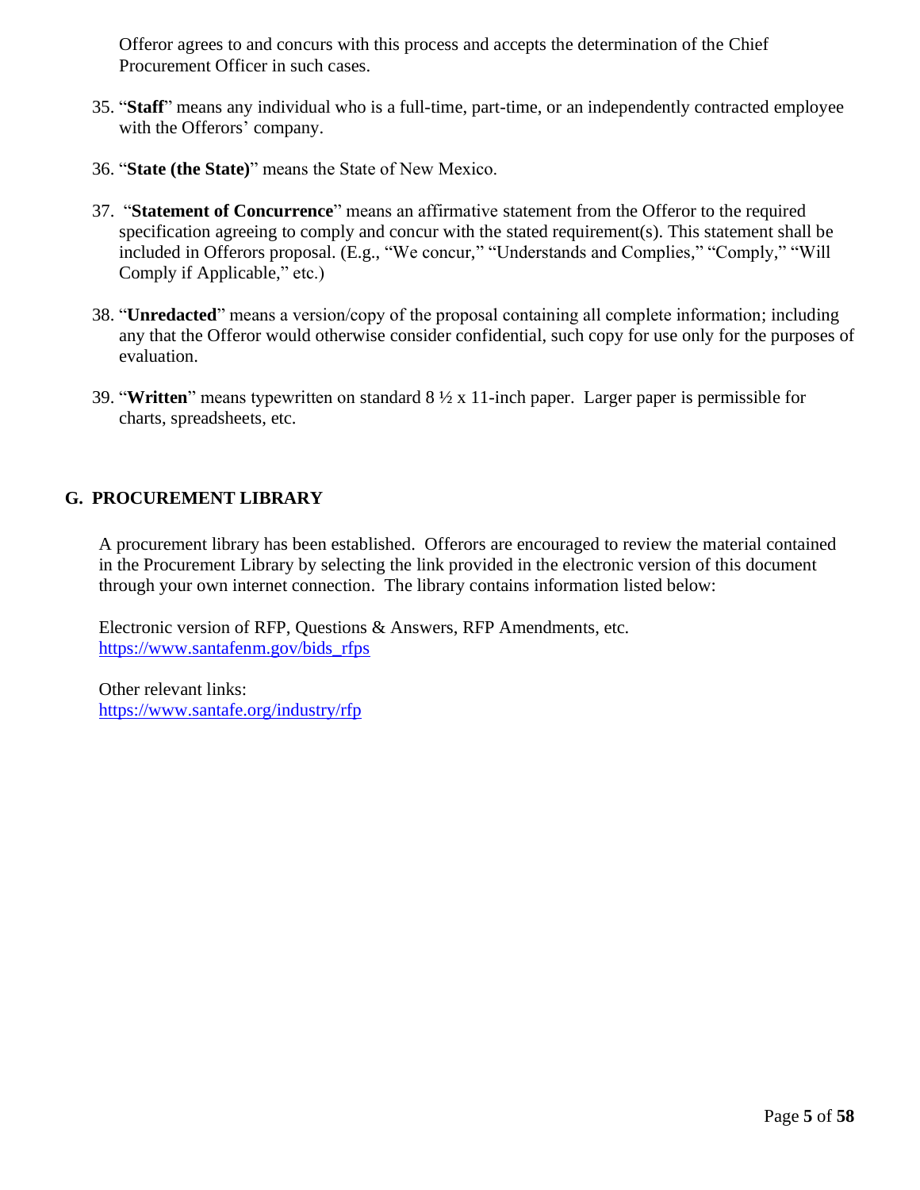Offeror agrees to and concurs with this process and accepts the determination of the Chief Procurement Officer in such cases.

35. "**Staff**" means any individual who is a full-time, part-time, or an independently contracted employee with the Offerors' company.

36. "**State (the State)**" means the State of New Mexico.

37. "**Statement of Concurrence**" means an affirmative statement from the Offeror to the required specification agreeing to comply and concur with the stated requirement(s). This statement shall be included in Offerors proposal. (E.g., "We concur," "Understands and Complies," "Comply," "Will Comply if Applicable," etc.)

38. "**Unredacted**" means a version/copy of the proposal containing all complete information; including any that the Offeror would otherwise consider confidential, such copy for use only for the purposes of evaluation.

39. "**Written**" means typewritten on standard 8 ½ x 11-inch paper. Larger paper is permissible for charts, spreadsheets, etc.

## G. PROCUREMENT LIBRARY

A procurement library has been established. Offerors are encouraged to review the material contained in the Procurement Library by selecting the link provided in the electronic version of this document through your own internet connection. The library contains information listed below:

Electronic version of RFP, Questions & Answers, RFP Amendments, etc.
https://www.santafenm.gov/bids_rfps

Other relevant links:
https://www.santafe.org/industry/rfp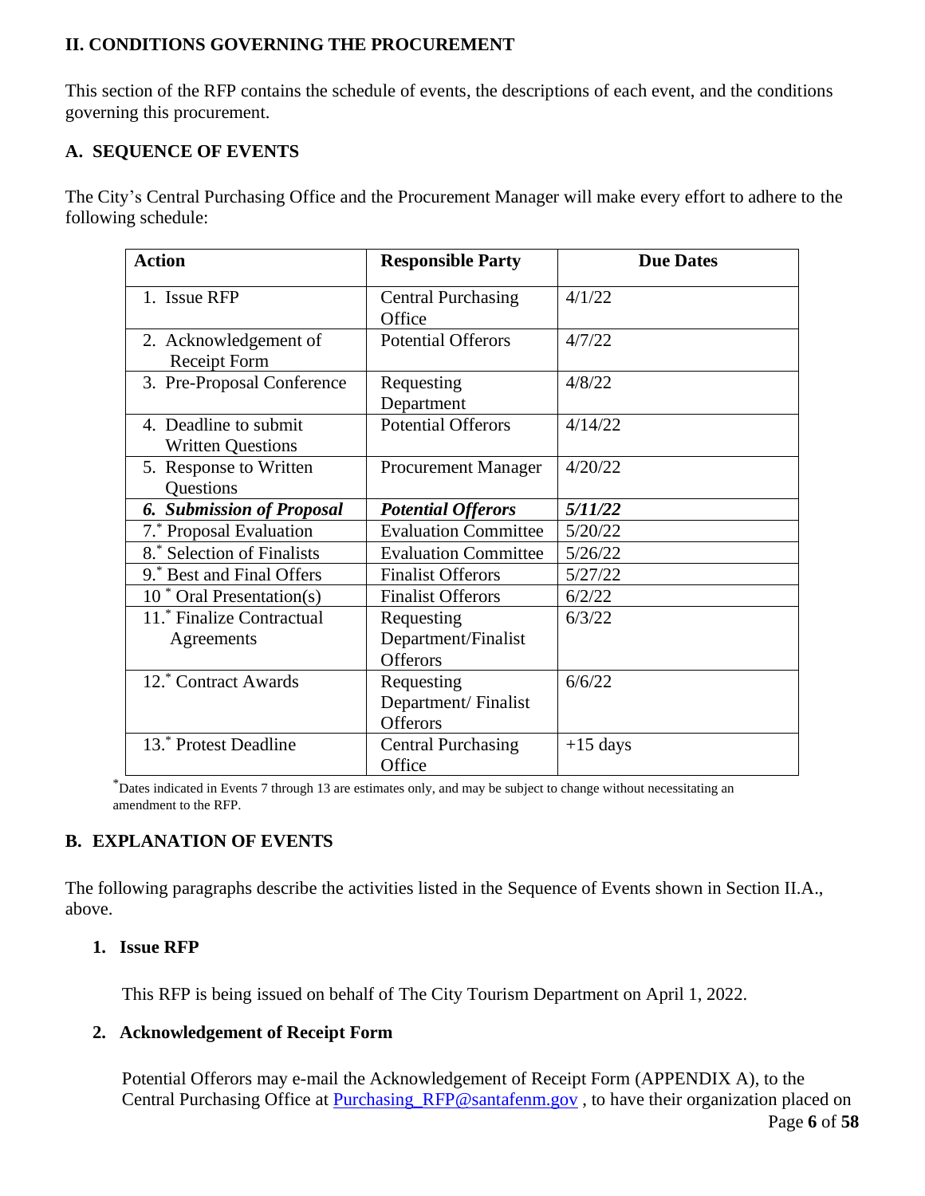## II. CONDITIONS GOVERNING THE PROCUREMENT

This section of the RFP contains the schedule of events, the descriptions of each event, and the conditions governing this procurement.

### A. SEQUENCE OF EVENTS

The City's Central Purchasing Office and the Procurement Manager will make every effort to adhere to the following schedule:

| Action | Responsible Party | Due Dates |
|---|---|---|
| 1. Issue RFP | Central Purchasing Office | 4/1/22 |
| 2. Acknowledgement of Receipt Form | Potential Offerors | 4/7/22 |
| 3. Pre-Proposal Conference | Requesting Department | 4/8/22 |
| 4. Deadline to submit Written Questions | Potential Offerors | 4/14/22 |
| 5. Response to Written Questions | Procurement Manager | 4/20/22 |
| ***6. Submission of Proposal*** | ***Potential Offerors*** | ***5/11/22*** |
| 7.* Proposal Evaluation | Evaluation Committee | 5/20/22 |
| 8.* Selection of Finalists | Evaluation Committee | 5/26/22 |
| 9.* Best and Final Offers | Finalist Offerors | 5/27/22 |
| 10 * Oral Presentation(s) | Finalist Offerors | 6/2/22 |
| 11.* Finalize Contractual Agreements | Requesting Department/Finalist Offerors | 6/3/22 |
| 12.* Contract Awards | Requesting Department/ Finalist Offerors | 6/6/22 |
| 13.* Protest Deadline | Central Purchasing Office | +15 days |

*Dates indicated in Events 7 through 13 are estimates only, and may be subject to change without necessitating an amendment to the RFP.

### B. EXPLANATION OF EVENTS

The following paragraphs describe the activities listed in the Sequence of Events shown in Section II.A., above.

#### 1. Issue RFP

This RFP is being issued on behalf of The City Tourism Department on April 1, 2022.

#### 2. Acknowledgement of Receipt Form

Potential Offerors may e-mail the Acknowledgement of Receipt Form (APPENDIX A), to the Central Purchasing Office at Purchasing_RFP@santafenm.gov , to have their organization placed on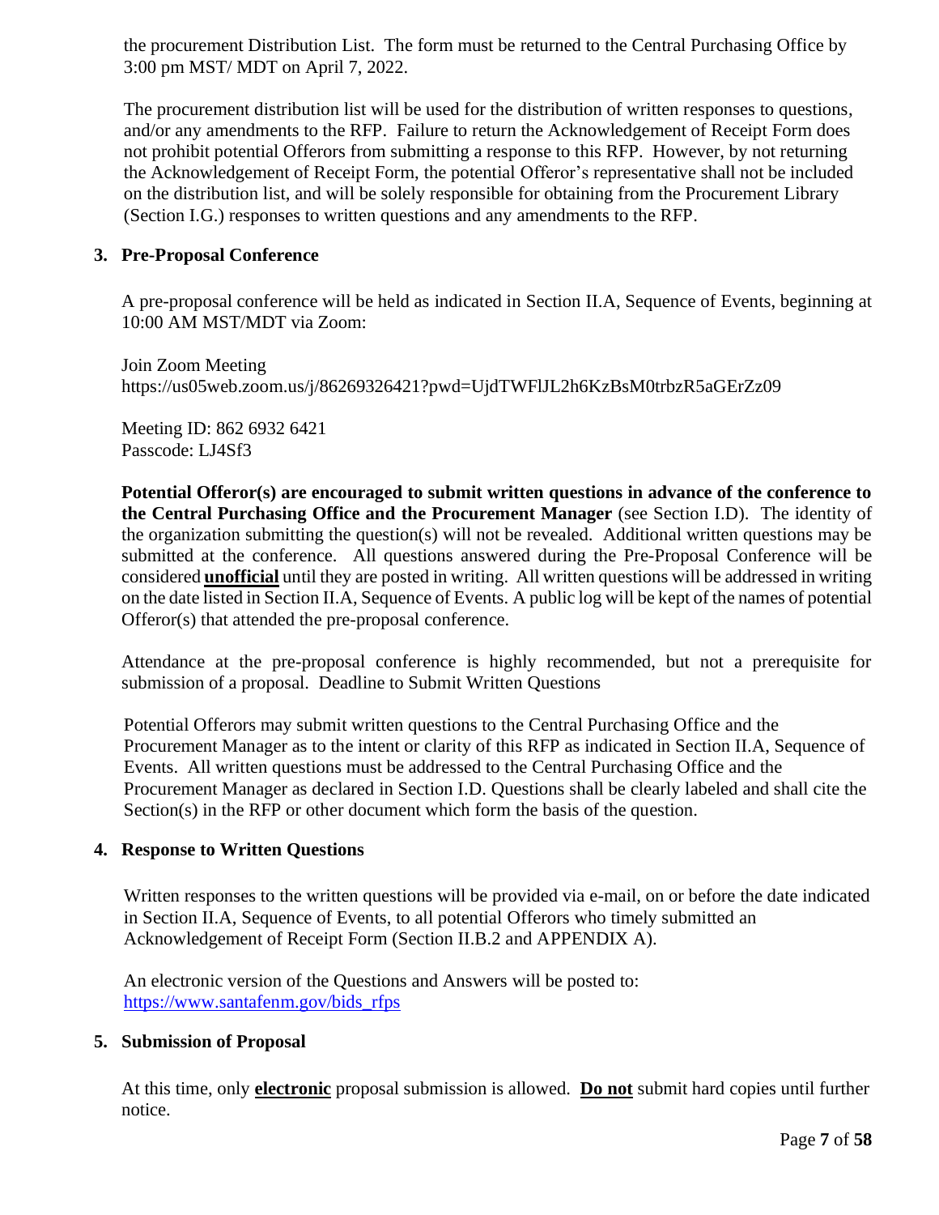the procurement Distribution List. The form must be returned to the Central Purchasing Office by 3:00 pm MST/ MDT on April 7, 2022.

The procurement distribution list will be used for the distribution of written responses to questions, and/or any amendments to the RFP. Failure to return the Acknowledgement of Receipt Form does not prohibit potential Offerors from submitting a response to this RFP. However, by not returning the Acknowledgement of Receipt Form, the potential Offeror's representative shall not be included on the distribution list, and will be solely responsible for obtaining from the Procurement Library (Section I.G.) responses to written questions and any amendments to the RFP.

**3. Pre-Proposal Conference**

A pre-proposal conference will be held as indicated in Section II.A, Sequence of Events, beginning at 10:00 AM MST/MDT via Zoom:

Join Zoom Meeting
https://us05web.zoom.us/j/86269326421?pwd=UjdTWFlJL2h6KzBsM0trbzR5aGErZz09

Meeting ID: 862 6932 6421
Passcode: LJ4Sf3

**Potential Offeror(s) are encouraged to submit written questions in advance of the conference to the Central Purchasing Office and the Procurement Manager** (see Section I.D). The identity of the organization submitting the question(s) will not be revealed. Additional written questions may be submitted at the conference. All questions answered during the Pre-Proposal Conference will be considered **unofficial** until they are posted in writing. All written questions will be addressed in writing on the date listed in Section II.A, Sequence of Events. A public log will be kept of the names of potential Offeror(s) that attended the pre-proposal conference.

Attendance at the pre-proposal conference is highly recommended, but not a prerequisite for submission of a proposal. Deadline to Submit Written Questions

Potential Offerors may submit written questions to the Central Purchasing Office and the Procurement Manager as to the intent or clarity of this RFP as indicated in Section II.A, Sequence of Events. All written questions must be addressed to the Central Purchasing Office and the Procurement Manager as declared in Section I.D. Questions shall be clearly labeled and shall cite the Section(s) in the RFP or other document which form the basis of the question.

**4. Response to Written Questions**

Written responses to the written questions will be provided via e-mail, on or before the date indicated in Section II.A, Sequence of Events, to all potential Offerors who timely submitted an Acknowledgement of Receipt Form (Section II.B.2 and APPENDIX A).

An electronic version of the Questions and Answers will be posted to: [https://www.santafenm.gov/bids_rfps](https://www.santafenm.gov/bids_rfps)

**5. Submission of Proposal**

At this time, only **electronic** proposal submission is allowed. **Do not** submit hard copies until further notice.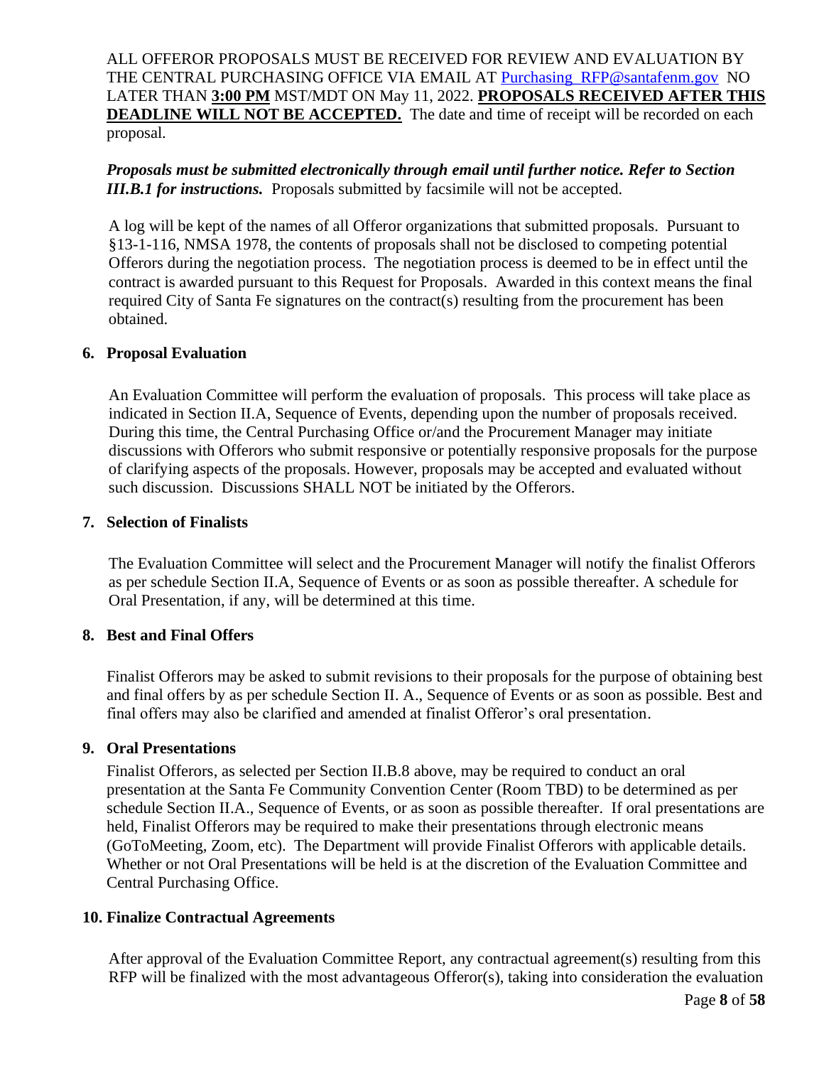ALL OFFEROR PROPOSALS MUST BE RECEIVED FOR REVIEW AND EVALUATION BY THE CENTRAL PURCHASING OFFICE VIA EMAIL AT Purchasing_RFP@santafenm.gov NO LATER THAN **3:00 PM** MST/MDT ON May 11, 2022. **PROPOSALS RECEIVED AFTER THIS DEADLINE WILL NOT BE ACCEPTED.** The date and time of receipt will be recorded on each proposal.

***Proposals must be submitted electronically through email until further notice. Refer to Section III.B.1 for instructions.*** Proposals submitted by facsimile will not be accepted.

A log will be kept of the names of all Offeror organizations that submitted proposals. Pursuant to §13-1-116, NMSA 1978, the contents of proposals shall not be disclosed to competing potential Offerors during the negotiation process. The negotiation process is deemed to be in effect until the contract is awarded pursuant to this Request for Proposals. Awarded in this context means the final required City of Santa Fe signatures on the contract(s) resulting from the procurement has been obtained.

### 6. Proposal Evaluation

An Evaluation Committee will perform the evaluation of proposals. This process will take place as indicated in Section II.A, Sequence of Events, depending upon the number of proposals received. During this time, the Central Purchasing Office or/and the Procurement Manager may initiate discussions with Offerors who submit responsive or potentially responsive proposals for the purpose of clarifying aspects of the proposals. However, proposals may be accepted and evaluated without such discussion. Discussions SHALL NOT be initiated by the Offerors.

### 7. Selection of Finalists

The Evaluation Committee will select and the Procurement Manager will notify the finalist Offerors as per schedule Section II.A, Sequence of Events or as soon as possible thereafter. A schedule for Oral Presentation, if any, will be determined at this time.

### 8. Best and Final Offers

Finalist Offerors may be asked to submit revisions to their proposals for the purpose of obtaining best and final offers by as per schedule Section II. A., Sequence of Events or as soon as possible. Best and final offers may also be clarified and amended at finalist Offeror's oral presentation.

### 9. Oral Presentations

Finalist Offerors, as selected per Section II.B.8 above, may be required to conduct an oral presentation at the Santa Fe Community Convention Center (Room TBD) to be determined as per schedule Section II.A., Sequence of Events, or as soon as possible thereafter. If oral presentations are held, Finalist Offerors may be required to make their presentations through electronic means (GoToMeeting, Zoom, etc). The Department will provide Finalist Offerors with applicable details. Whether or not Oral Presentations will be held is at the discretion of the Evaluation Committee and Central Purchasing Office.

### 10. Finalize Contractual Agreements

After approval of the Evaluation Committee Report, any contractual agreement(s) resulting from this RFP will be finalized with the most advantageous Offeror(s), taking into consideration the evaluation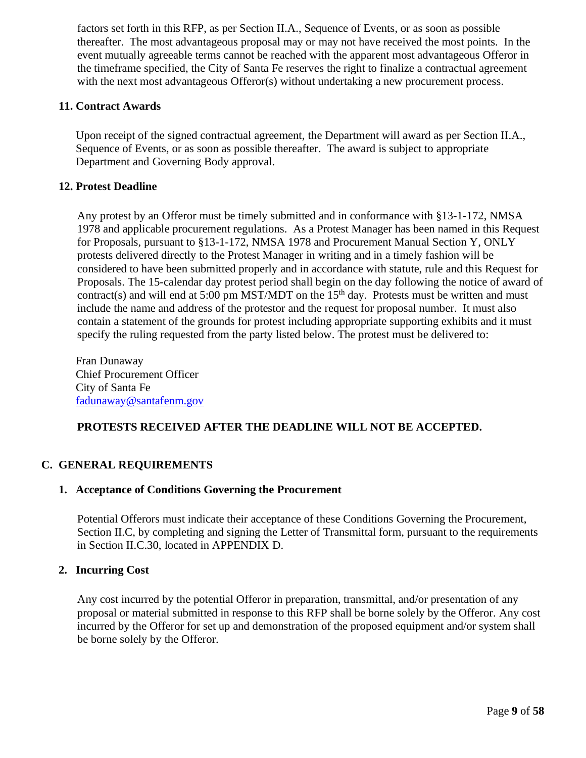factors set forth in this RFP, as per Section II.A., Sequence of Events, or as soon as possible thereafter. The most advantageous proposal may or may not have received the most points. In the event mutually agreeable terms cannot be reached with the apparent most advantageous Offeror in the timeframe specified, the City of Santa Fe reserves the right to finalize a contractual agreement with the next most advantageous Offeror(s) without undertaking a new procurement process.

### 11. Contract Awards

Upon receipt of the signed contractual agreement, the Department will award as per Section II.A., Sequence of Events, or as soon as possible thereafter. The award is subject to appropriate Department and Governing Body approval.

### 12. Protest Deadline

Any protest by an Offeror must be timely submitted and in conformance with §13-1-172, NMSA 1978 and applicable procurement regulations. As a Protest Manager has been named in this Request for Proposals, pursuant to §13-1-172, NMSA 1978 and Procurement Manual Section Y, ONLY protests delivered directly to the Protest Manager in writing and in a timely fashion will be considered to have been submitted properly and in accordance with statute, rule and this Request for Proposals. The 15-calendar day protest period shall begin on the day following the notice of award of contract(s) and will end at 5:00 pm MST/MDT on the 15th day. Protests must be written and must include the name and address of the protestor and the request for proposal number. It must also contain a statement of the grounds for protest including appropriate supporting exhibits and it must specify the ruling requested from the party listed below. The protest must be delivered to:

Fran Dunaway
Chief Procurement Officer
City of Santa Fe
fadunaway@santafenm.gov

**PROTESTS RECEIVED AFTER THE DEADLINE WILL NOT BE ACCEPTED.**

## C. GENERAL REQUIREMENTS

### 1. Acceptance of Conditions Governing the Procurement

Potential Offerors must indicate their acceptance of these Conditions Governing the Procurement, Section II.C, by completing and signing the Letter of Transmittal form, pursuant to the requirements in Section II.C.30, located in APPENDIX D.

### 2. Incurring Cost

Any cost incurred by the potential Offeror in preparation, transmittal, and/or presentation of any proposal or material submitted in response to this RFP shall be borne solely by the Offeror. Any cost incurred by the Offeror for set up and demonstration of the proposed equipment and/or system shall be borne solely by the Offeror.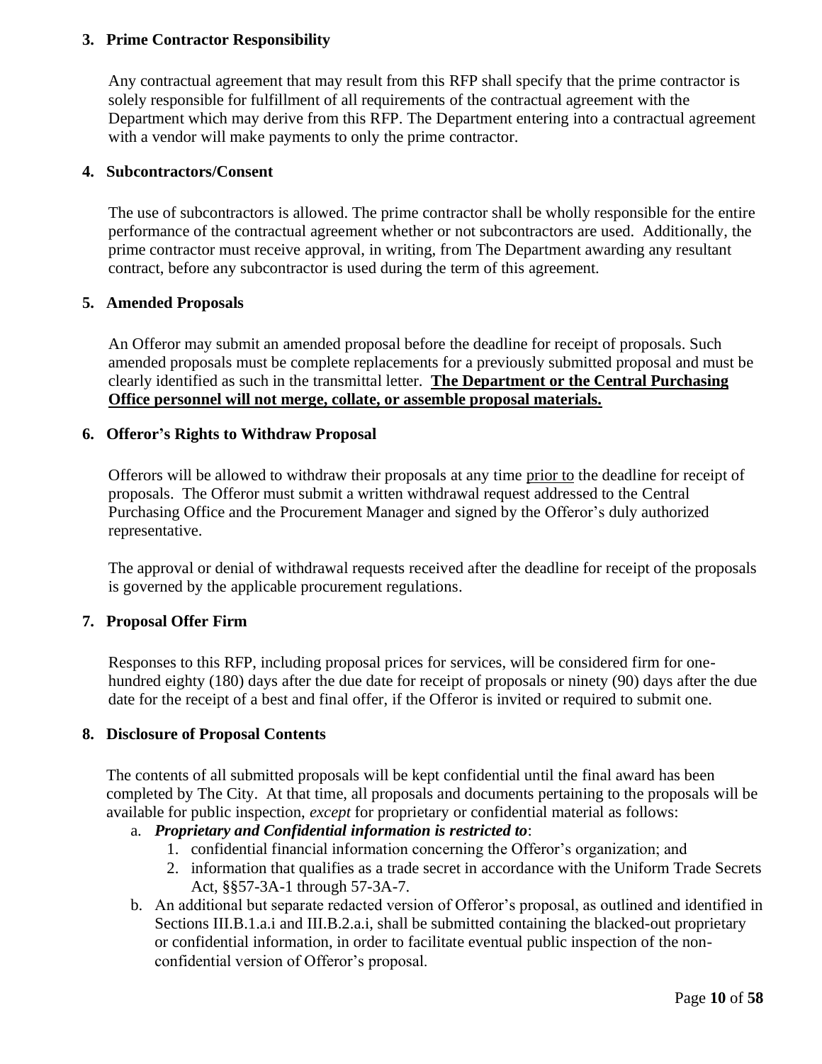### 3. Prime Contractor Responsibility

Any contractual agreement that may result from this RFP shall specify that the prime contractor is solely responsible for fulfillment of all requirements of the contractual agreement with the Department which may derive from this RFP. The Department entering into a contractual agreement with a vendor will make payments to only the prime contractor.

### 4. Subcontractors/Consent

The use of subcontractors is allowed. The prime contractor shall be wholly responsible for the entire performance of the contractual agreement whether or not subcontractors are used. Additionally, the prime contractor must receive approval, in writing, from The Department awarding any resultant contract, before any subcontractor is used during the term of this agreement.

### 5. Amended Proposals

An Offeror may submit an amended proposal before the deadline for receipt of proposals. Such amended proposals must be complete replacements for a previously submitted proposal and must be clearly identified as such in the transmittal letter. <u>**The Department or the Central Purchasing Office personnel will not merge, collate, or assemble proposal materials.**</u>

### 6. Offeror's Rights to Withdraw Proposal

Offerors will be allowed to withdraw their proposals at any time <u>prior to</u> the deadline for receipt of proposals. The Offeror must submit a written withdrawal request addressed to the Central Purchasing Office and the Procurement Manager and signed by the Offeror's duly authorized representative.

The approval or denial of withdrawal requests received after the deadline for receipt of the proposals is governed by the applicable procurement regulations.

### 7. Proposal Offer Firm

Responses to this RFP, including proposal prices for services, will be considered firm for one-hundred eighty (180) days after the due date for receipt of proposals or ninety (90) days after the due date for the receipt of a best and final offer, if the Offeror is invited or required to submit one.

### 8. Disclosure of Proposal Contents

The contents of all submitted proposals will be kept confidential until the final award has been completed by The City. At that time, all proposals and documents pertaining to the proposals will be available for public inspection, *except* for proprietary or confidential material as follows:

a. ***Proprietary and Confidential information is restricted to***:
   1. confidential financial information concerning the Offeror's organization; and
   2. information that qualifies as a trade secret in accordance with the Uniform Trade Secrets Act, §§57-3A-1 through 57-3A-7.

b. An additional but separate redacted version of Offeror's proposal, as outlined and identified in Sections III.B.1.a.i and III.B.2.a.i, shall be submitted containing the blacked-out proprietary or confidential information, in order to facilitate eventual public inspection of the non-confidential version of Offeror's proposal.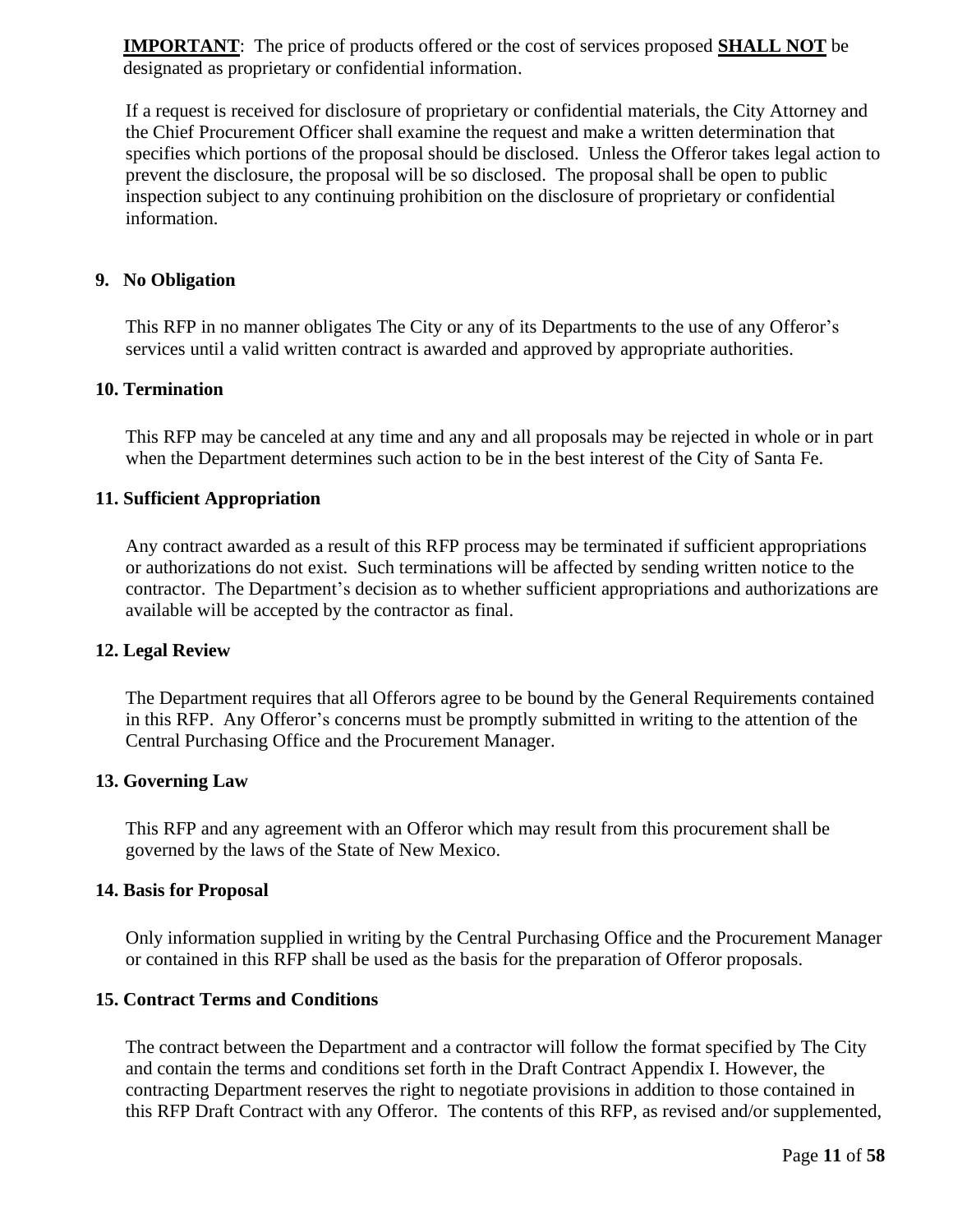**IMPORTANT**: The price of products offered or the cost of services proposed **SHALL NOT** be designated as proprietary or confidential information.

If a request is received for disclosure of proprietary or confidential materials, the City Attorney and the Chief Procurement Officer shall examine the request and make a written determination that specifies which portions of the proposal should be disclosed. Unless the Offeror takes legal action to prevent the disclosure, the proposal will be so disclosed. The proposal shall be open to public inspection subject to any continuing prohibition on the disclosure of proprietary or confidential information.

### 9. No Obligation

This RFP in no manner obligates The City or any of its Departments to the use of any Offeror's services until a valid written contract is awarded and approved by appropriate authorities.

### 10. Termination

This RFP may be canceled at any time and any and all proposals may be rejected in whole or in part when the Department determines such action to be in the best interest of the City of Santa Fe.

### 11. Sufficient Appropriation

Any contract awarded as a result of this RFP process may be terminated if sufficient appropriations or authorizations do not exist. Such terminations will be affected by sending written notice to the contractor. The Department's decision as to whether sufficient appropriations and authorizations are available will be accepted by the contractor as final.

### 12. Legal Review

The Department requires that all Offerors agree to be bound by the General Requirements contained in this RFP. Any Offeror's concerns must be promptly submitted in writing to the attention of the Central Purchasing Office and the Procurement Manager.

### 13. Governing Law

This RFP and any agreement with an Offeror which may result from this procurement shall be governed by the laws of the State of New Mexico.

### 14. Basis for Proposal

Only information supplied in writing by the Central Purchasing Office and the Procurement Manager or contained in this RFP shall be used as the basis for the preparation of Offeror proposals.

### 15. Contract Terms and Conditions

The contract between the Department and a contractor will follow the format specified by The City and contain the terms and conditions set forth in the Draft Contract Appendix I. However, the contracting Department reserves the right to negotiate provisions in addition to those contained in this RFP Draft Contract with any Offeror. The contents of this RFP, as revised and/or supplemented,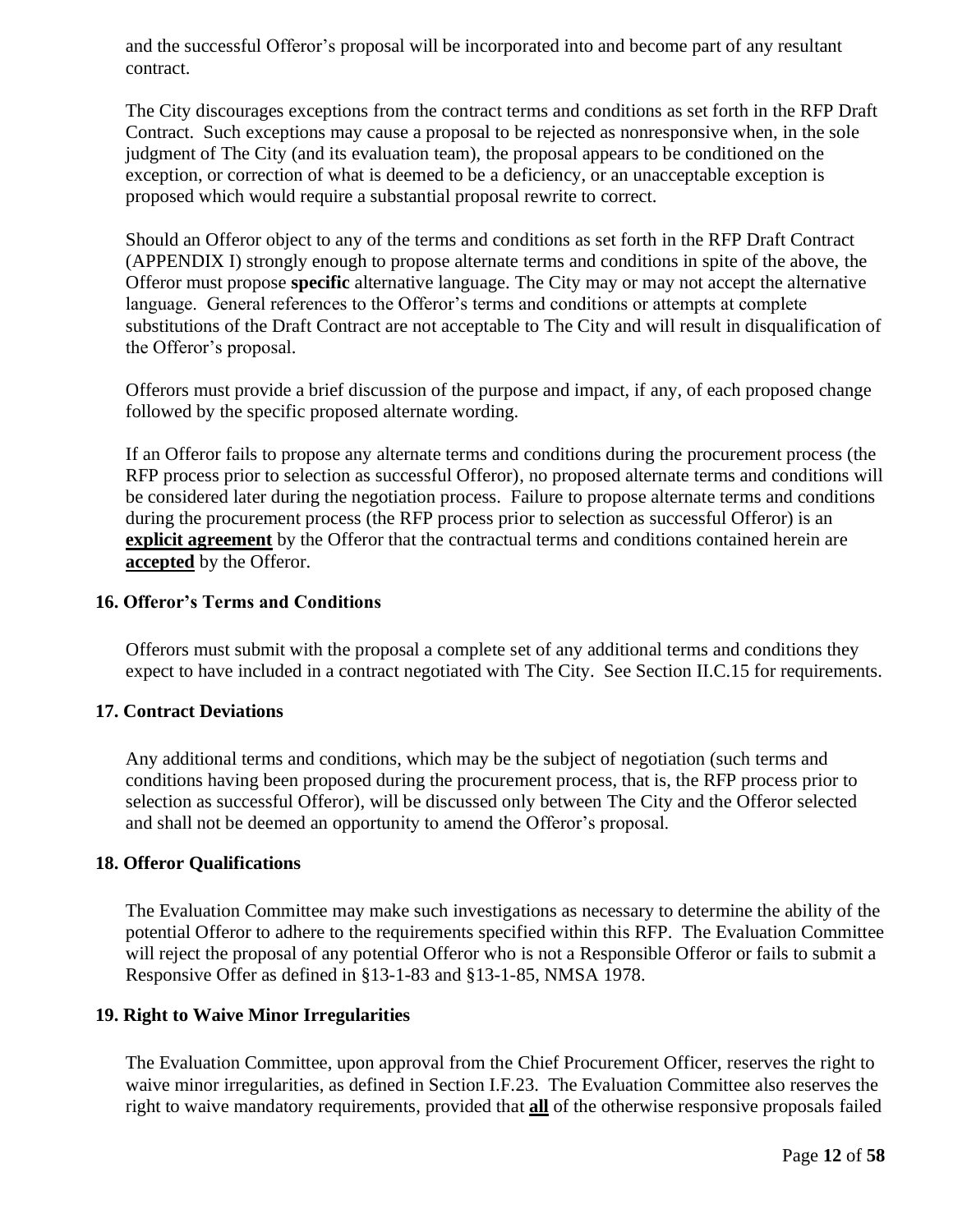and the successful Offeror's proposal will be incorporated into and become part of any resultant contract.

The City discourages exceptions from the contract terms and conditions as set forth in the RFP Draft Contract. Such exceptions may cause a proposal to be rejected as nonresponsive when, in the sole judgment of The City (and its evaluation team), the proposal appears to be conditioned on the exception, or correction of what is deemed to be a deficiency, or an unacceptable exception is proposed which would require a substantial proposal rewrite to correct.

Should an Offeror object to any of the terms and conditions as set forth in the RFP Draft Contract (APPENDIX I) strongly enough to propose alternate terms and conditions in spite of the above, the Offeror must propose **specific** alternative language. The City may or may not accept the alternative language. General references to the Offeror's terms and conditions or attempts at complete substitutions of the Draft Contract are not acceptable to The City and will result in disqualification of the Offeror's proposal.

Offerors must provide a brief discussion of the purpose and impact, if any, of each proposed change followed by the specific proposed alternate wording.

If an Offeror fails to propose any alternate terms and conditions during the procurement process (the RFP process prior to selection as successful Offeror), no proposed alternate terms and conditions will be considered later during the negotiation process. Failure to propose alternate terms and conditions during the procurement process (the RFP process prior to selection as successful Offeror) is an **explicit agreement** by the Offeror that the contractual terms and conditions contained herein are **accepted** by the Offeror.

### 16. Offeror's Terms and Conditions

Offerors must submit with the proposal a complete set of any additional terms and conditions they expect to have included in a contract negotiated with The City. See Section II.C.15 for requirements.

### 17. Contract Deviations

Any additional terms and conditions, which may be the subject of negotiation (such terms and conditions having been proposed during the procurement process, that is, the RFP process prior to selection as successful Offeror), will be discussed only between The City and the Offeror selected and shall not be deemed an opportunity to amend the Offeror's proposal.

### 18. Offeror Qualifications

The Evaluation Committee may make such investigations as necessary to determine the ability of the potential Offeror to adhere to the requirements specified within this RFP. The Evaluation Committee will reject the proposal of any potential Offeror who is not a Responsible Offeror or fails to submit a Responsive Offer as defined in §13-1-83 and §13-1-85, NMSA 1978.

### 19. Right to Waive Minor Irregularities

The Evaluation Committee, upon approval from the Chief Procurement Officer, reserves the right to waive minor irregularities, as defined in Section I.F.23. The Evaluation Committee also reserves the right to waive mandatory requirements, provided that **all** of the otherwise responsive proposals failed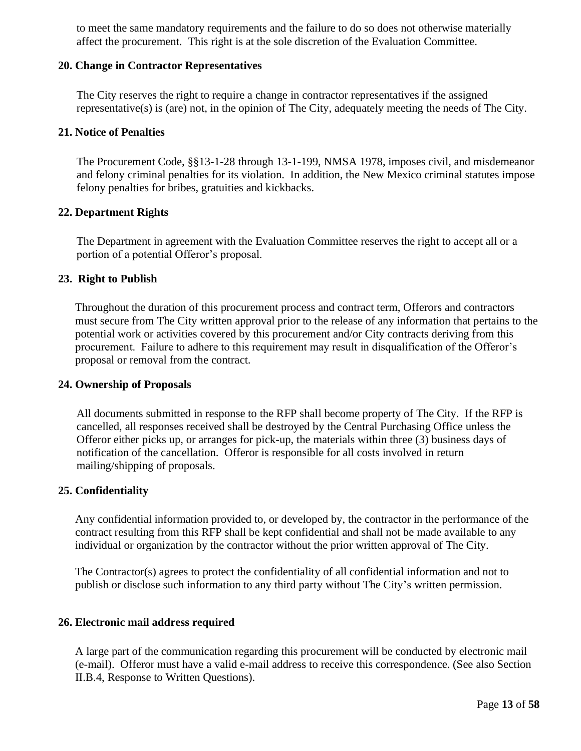to meet the same mandatory requirements and the failure to do so does not otherwise materially affect the procurement. This right is at the sole discretion of the Evaluation Committee.

**20. Change in Contractor Representatives**

The City reserves the right to require a change in contractor representatives if the assigned representative(s) is (are) not, in the opinion of The City, adequately meeting the needs of The City.

**21. Notice of Penalties**

The Procurement Code, §§13-1-28 through 13-1-199, NMSA 1978, imposes civil, and misdemeanor and felony criminal penalties for its violation. In addition, the New Mexico criminal statutes impose felony penalties for bribes, gratuities and kickbacks.

**22. Department Rights**

The Department in agreement with the Evaluation Committee reserves the right to accept all or a portion of a potential Offeror's proposal.

**23. Right to Publish**

Throughout the duration of this procurement process and contract term, Offerors and contractors must secure from The City written approval prior to the release of any information that pertains to the potential work or activities covered by this procurement and/or City contracts deriving from this procurement. Failure to adhere to this requirement may result in disqualification of the Offeror's proposal or removal from the contract.

**24. Ownership of Proposals**

All documents submitted in response to the RFP shall become property of The City. If the RFP is cancelled, all responses received shall be destroyed by the Central Purchasing Office unless the Offeror either picks up, or arranges for pick-up, the materials within three (3) business days of notification of the cancellation. Offeror is responsible for all costs involved in return mailing/shipping of proposals.

**25. Confidentiality**

Any confidential information provided to, or developed by, the contractor in the performance of the contract resulting from this RFP shall be kept confidential and shall not be made available to any individual or organization by the contractor without the prior written approval of The City.

The Contractor(s) agrees to protect the confidentiality of all confidential information and not to publish or disclose such information to any third party without The City's written permission.

**26. Electronic mail address required**

A large part of the communication regarding this procurement will be conducted by electronic mail (e-mail). Offeror must have a valid e-mail address to receive this correspondence. (See also Section II.B.4, Response to Written Questions).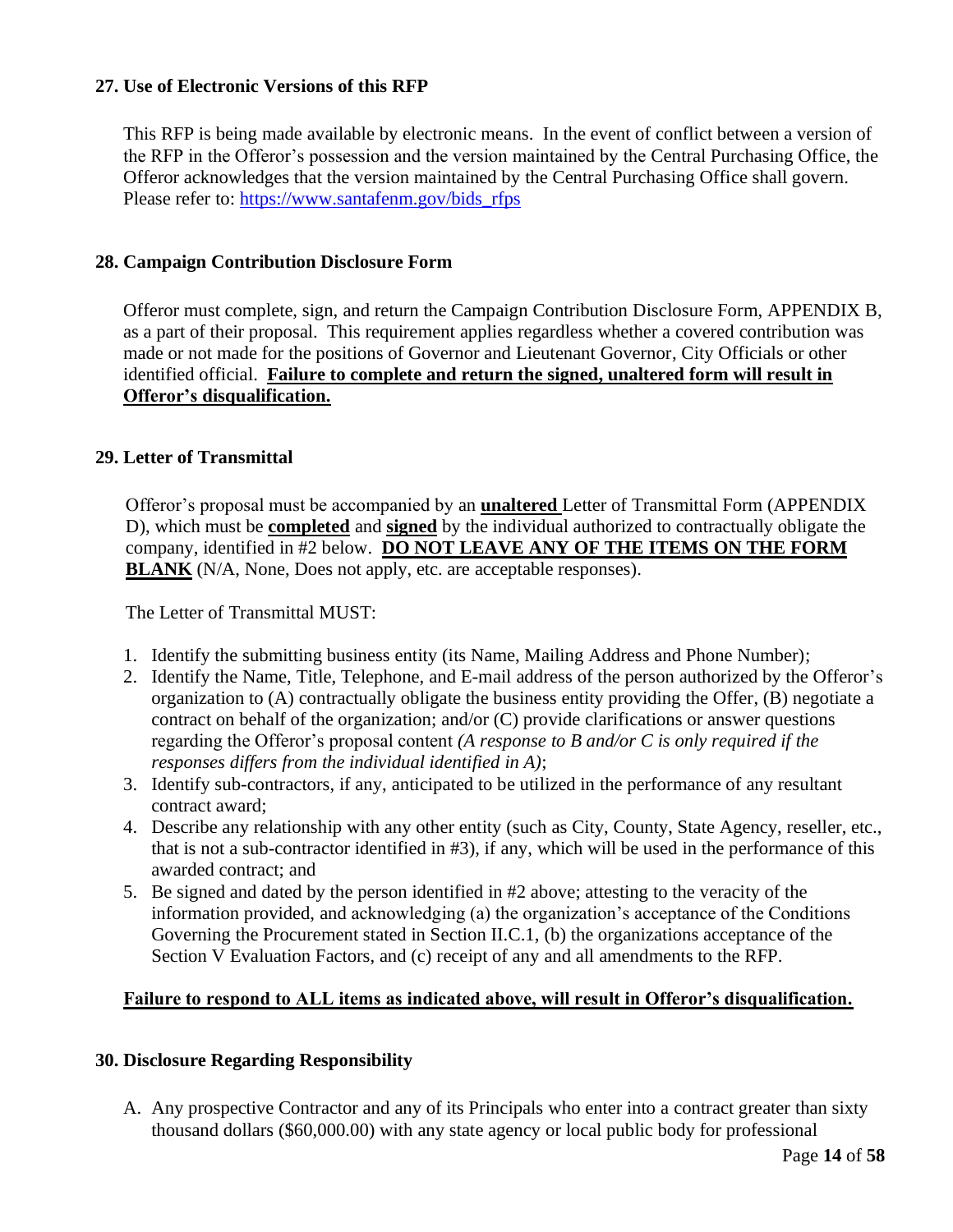### 27. Use of Electronic Versions of this RFP

This RFP is being made available by electronic means. In the event of conflict between a version of the RFP in the Offeror's possession and the version maintained by the Central Purchasing Office, the Offeror acknowledges that the version maintained by the Central Purchasing Office shall govern. Please refer to: [https://www.santafenm.gov/bids_rfps](https://www.santafenm.gov/bids_rfps)

### 28. Campaign Contribution Disclosure Form

Offeror must complete, sign, and return the Campaign Contribution Disclosure Form, APPENDIX B, as a part of their proposal. This requirement applies regardless whether a covered contribution was made or not made for the positions of Governor and Lieutenant Governor, City Officials or other identified official. **Failure to complete and return the signed, unaltered form will result in Offeror's disqualification.**

### 29. Letter of Transmittal

Offeror's proposal must be accompanied by an **unaltered** Letter of Transmittal Form (APPENDIX D), which must be **completed** and **signed** by the individual authorized to contractually obligate the company, identified in #2 below. **DO NOT LEAVE ANY OF THE ITEMS ON THE FORM BLANK** (N/A, None, Does not apply, etc. are acceptable responses).

The Letter of Transmittal MUST:

1. Identify the submitting business entity (its Name, Mailing Address and Phone Number);
2. Identify the Name, Title, Telephone, and E-mail address of the person authorized by the Offeror's organization to (A) contractually obligate the business entity providing the Offer, (B) negotiate a contract on behalf of the organization; and/or (C) provide clarifications or answer questions regarding the Offeror's proposal content *(A response to B and/or C is only required if the responses differs from the individual identified in A)*;
3. Identify sub-contractors, if any, anticipated to be utilized in the performance of any resultant contract award;
4. Describe any relationship with any other entity (such as City, County, State Agency, reseller, etc., that is not a sub-contractor identified in #3), if any, which will be used in the performance of this awarded contract; and
5. Be signed and dated by the person identified in #2 above; attesting to the veracity of the information provided, and acknowledging (a) the organization's acceptance of the Conditions Governing the Procurement stated in Section II.C.1, (b) the organizations acceptance of the Section V Evaluation Factors, and (c) receipt of any and all amendments to the RFP.

**Failure to respond to ALL items as indicated above, will result in Offeror's disqualification.**

### 30. Disclosure Regarding Responsibility

A. Any prospective Contractor and any of its Principals who enter into a contract greater than sixty thousand dollars ($60,000.00) with any state agency or local public body for professional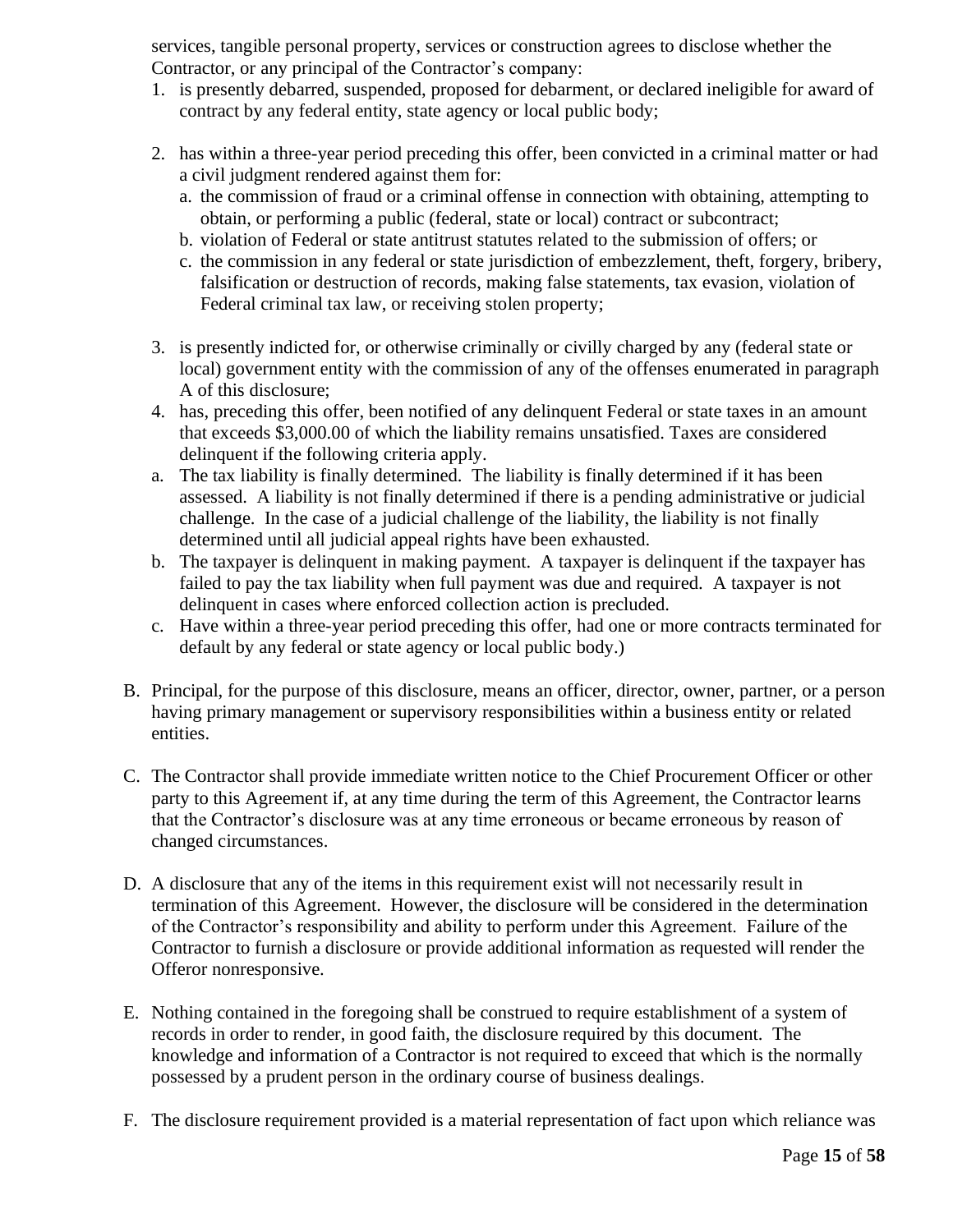services, tangible personal property, services or construction agrees to disclose whether the Contractor, or any principal of the Contractor's company:

1. is presently debarred, suspended, proposed for debarment, or declared ineligible for award of contract by any federal entity, state agency or local public body;

2. has within a three-year period preceding this offer, been convicted in a criminal matter or had a civil judgment rendered against them for:
   a. the commission of fraud or a criminal offense in connection with obtaining, attempting to obtain, or performing a public (federal, state or local) contract or subcontract;
   b. violation of Federal or state antitrust statutes related to the submission of offers; or
   c. the commission in any federal or state jurisdiction of embezzlement, theft, forgery, bribery, falsification or destruction of records, making false statements, tax evasion, violation of Federal criminal tax law, or receiving stolen property;

3. is presently indicted for, or otherwise criminally or civilly charged by any (federal state or local) government entity with the commission of any of the offenses enumerated in paragraph A of this disclosure;
4. has, preceding this offer, been notified of any delinquent Federal or state taxes in an amount that exceeds $3,000.00 of which the liability remains unsatisfied. Taxes are considered delinquent if the following criteria apply.
   a. The tax liability is finally determined. The liability is finally determined if it has been assessed. A liability is not finally determined if there is a pending administrative or judicial challenge. In the case of a judicial challenge of the liability, the liability is not finally determined until all judicial appeal rights have been exhausted.
   b. The taxpayer is delinquent in making payment. A taxpayer is delinquent if the taxpayer has failed to pay the tax liability when full payment was due and required. A taxpayer is not delinquent in cases where enforced collection action is precluded.
   c. Have within a three-year period preceding this offer, had one or more contracts terminated for default by any federal or state agency or local public body.)

B. Principal, for the purpose of this disclosure, means an officer, director, owner, partner, or a person having primary management or supervisory responsibilities within a business entity or related entities.

C. The Contractor shall provide immediate written notice to the Chief Procurement Officer or other party to this Agreement if, at any time during the term of this Agreement, the Contractor learns that the Contractor's disclosure was at any time erroneous or became erroneous by reason of changed circumstances.

D. A disclosure that any of the items in this requirement exist will not necessarily result in termination of this Agreement. However, the disclosure will be considered in the determination of the Contractor's responsibility and ability to perform under this Agreement. Failure of the Contractor to furnish a disclosure or provide additional information as requested will render the Offeror nonresponsive.

E. Nothing contained in the foregoing shall be construed to require establishment of a system of records in order to render, in good faith, the disclosure required by this document. The knowledge and information of a Contractor is not required to exceed that which is the normally possessed by a prudent person in the ordinary course of business dealings.

F. The disclosure requirement provided is a material representation of fact upon which reliance was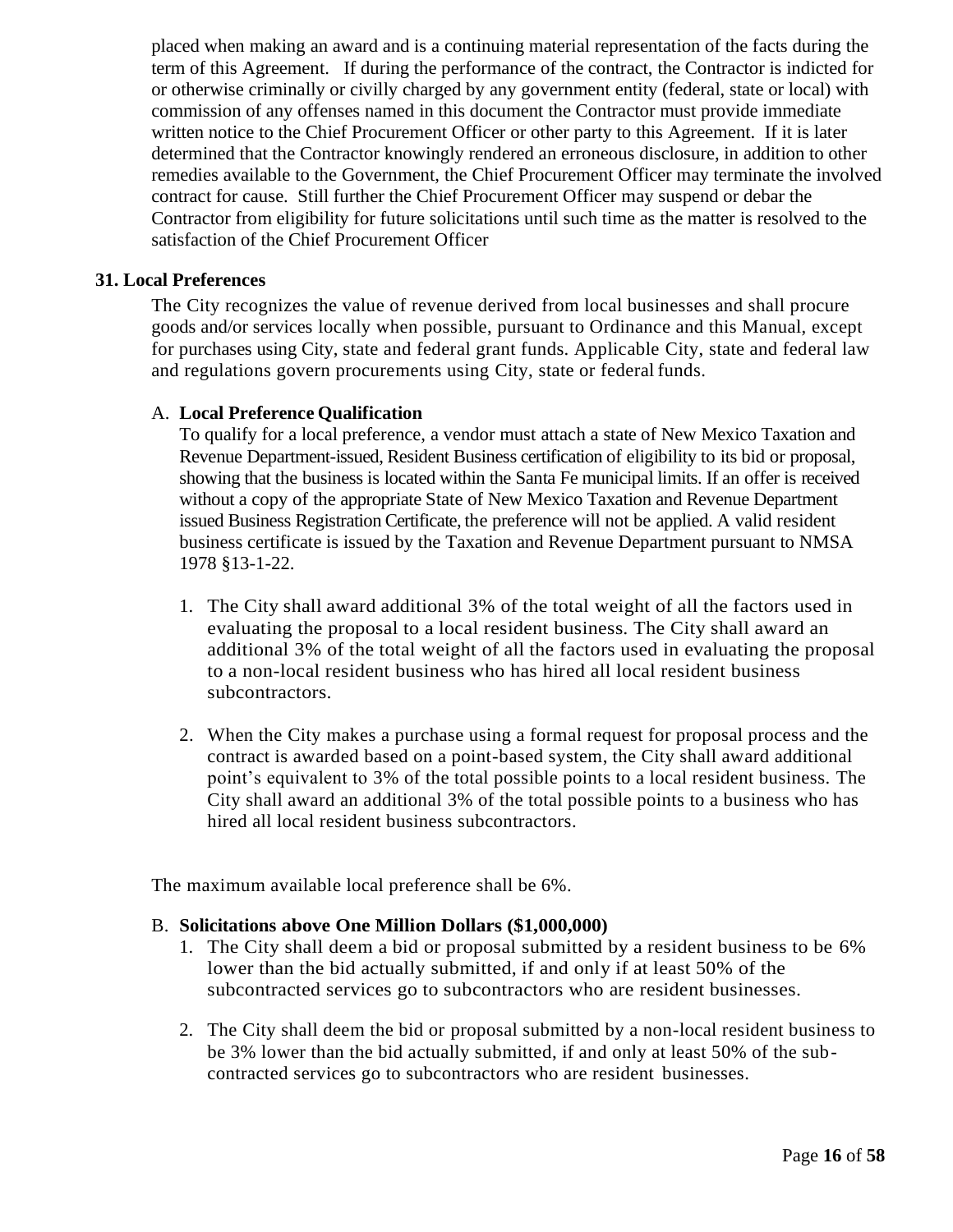placed when making an award and is a continuing material representation of the facts during the term of this Agreement. If during the performance of the contract, the Contractor is indicted for or otherwise criminally or civilly charged by any government entity (federal, state or local) with commission of any offenses named in this document the Contractor must provide immediate written notice to the Chief Procurement Officer or other party to this Agreement. If it is later determined that the Contractor knowingly rendered an erroneous disclosure, in addition to other remedies available to the Government, the Chief Procurement Officer may terminate the involved contract for cause. Still further the Chief Procurement Officer may suspend or debar the Contractor from eligibility for future solicitations until such time as the matter is resolved to the satisfaction of the Chief Procurement Officer

## 31. Local Preferences

The City recognizes the value of revenue derived from local businesses and shall procure goods and/or services locally when possible, pursuant to Ordinance and this Manual, except for purchases using City, state and federal grant funds. Applicable City, state and federal law and regulations govern procurements using City, state or federal funds.

A. **Local Preference Qualification**

To qualify for a local preference, a vendor must attach a state of New Mexico Taxation and Revenue Department-issued, Resident Business certification of eligibility to its bid or proposal, showing that the business is located within the Santa Fe municipal limits. If an offer is received without a copy of the appropriate State of New Mexico Taxation and Revenue Department issued Business Registration Certificate, the preference will not be applied. A valid resident business certificate is issued by the Taxation and Revenue Department pursuant to NMSA 1978 §13-1-22.

1. The City shall award additional 3% of the total weight of all the factors used in evaluating the proposal to a local resident business. The City shall award an additional 3% of the total weight of all the factors used in evaluating the proposal to a non-local resident business who has hired all local resident business subcontractors.

2. When the City makes a purchase using a formal request for proposal process and the contract is awarded based on a point-based system, the City shall award additional point's equivalent to 3% of the total possible points to a local resident business. The City shall award an additional 3% of the total possible points to a business who has hired all local resident business subcontractors.

The maximum available local preference shall be 6%.

B. **Solicitations above One Million Dollars ($1,000,000)**

1. The City shall deem a bid or proposal submitted by a resident business to be 6% lower than the bid actually submitted, if and only if at least 50% of the subcontracted services go to subcontractors who are resident businesses.

2. The City shall deem the bid or proposal submitted by a non-local resident business to be 3% lower than the bid actually submitted, if and only at least 50% of the sub-contracted services go to subcontractors who are resident businesses.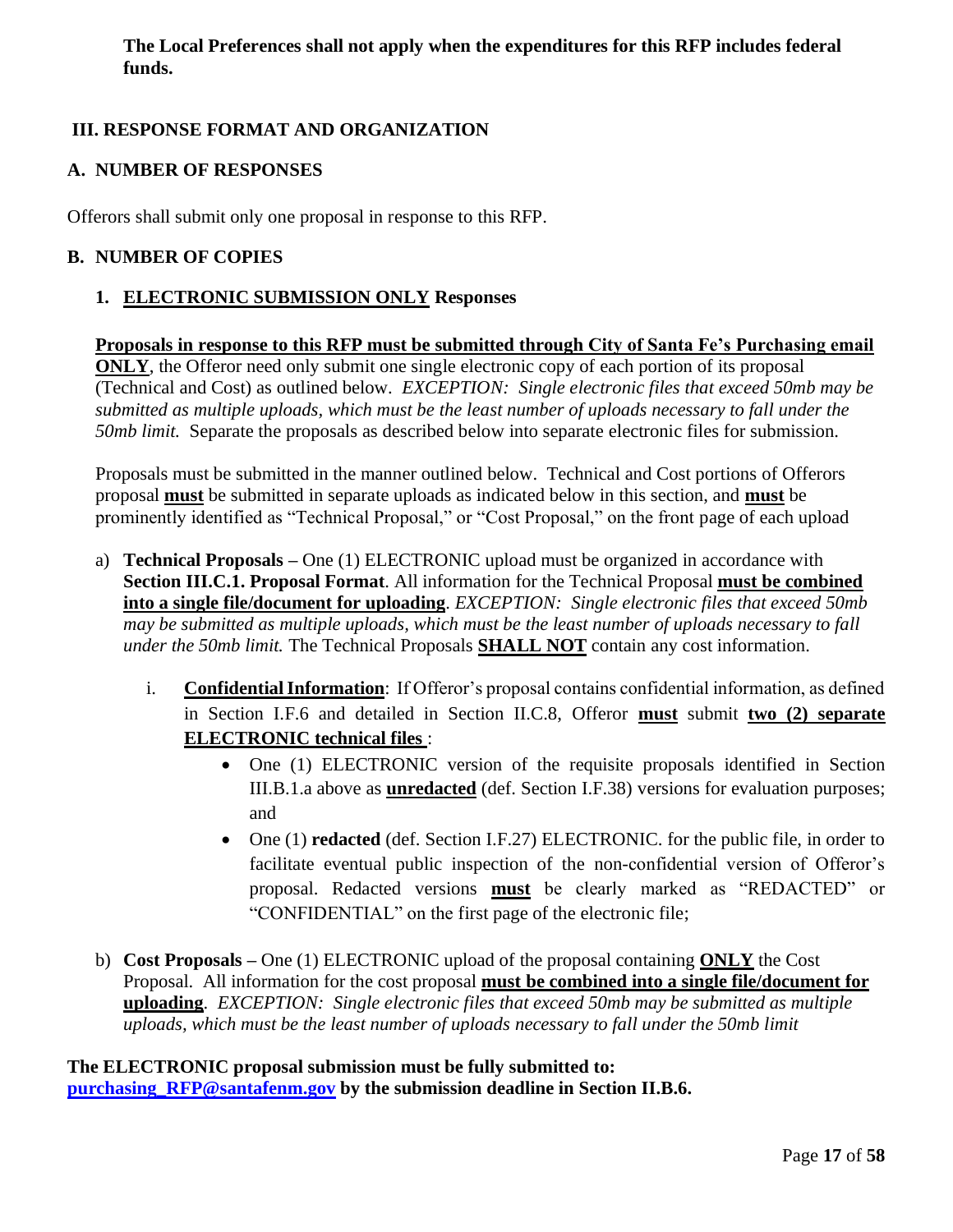**The Local Preferences shall not apply when the expenditures for this RFP includes federal funds.**

## III. RESPONSE FORMAT AND ORGANIZATION

### A. NUMBER OF RESPONSES

Offerors shall submit only one proposal in response to this RFP.

### B. NUMBER OF COPIES

#### 1. ELECTRONIC SUBMISSION ONLY Responses

**Proposals in response to this RFP must be submitted through City of Santa Fe's Purchasing email ONLY**, the Offeror need only submit one single electronic copy of each portion of its proposal (Technical and Cost) as outlined below. *EXCEPTION: Single electronic files that exceed 50mb may be submitted as multiple uploads, which must be the least number of uploads necessary to fall under the 50mb limit.* Separate the proposals as described below into separate electronic files for submission.

Proposals must be submitted in the manner outlined below. Technical and Cost portions of Offerors proposal **must** be submitted in separate uploads as indicated below in this section, and **must** be prominently identified as "Technical Proposal," or "Cost Proposal," on the front page of each upload

a) **Technical Proposals –** One (1) ELECTRONIC upload must be organized in accordance with **Section III.C.1. Proposal Format**. All information for the Technical Proposal **must be combined into a single file/document for uploading**. *EXCEPTION: Single electronic files that exceed 50mb may be submitted as multiple uploads, which must be the least number of uploads necessary to fall under the 50mb limit.* The Technical Proposals **SHALL NOT** contain any cost information.

   i. **Confidential Information**: If Offeror's proposal contains confidential information, as defined in Section I.F.6 and detailed in Section II.C.8, Offeror **must** submit **two (2) separate ELECTRONIC technical files** :

      - One (1) ELECTRONIC version of the requisite proposals identified in Section III.B.1.a above as **unredacted** (def. Section I.F.38) versions for evaluation purposes; and
      - One (1) **redacted** (def. Section I.F.27) ELECTRONIC. for the public file, in order to facilitate eventual public inspection of the non-confidential version of Offeror's proposal. Redacted versions **must** be clearly marked as "REDACTED" or "CONFIDENTIAL" on the first page of the electronic file;

b) **Cost Proposals –** One (1) ELECTRONIC upload of the proposal containing **ONLY** the Cost Proposal. All information for the cost proposal **must be combined into a single file/document for uploading**. *EXCEPTION: Single electronic files that exceed 50mb may be submitted as multiple uploads, which must be the least number of uploads necessary to fall under the 50mb limit*

**The ELECTRONIC proposal submission must be fully submitted to: purchasing_RFP@santafenm.gov by the submission deadline in Section II.B.6.**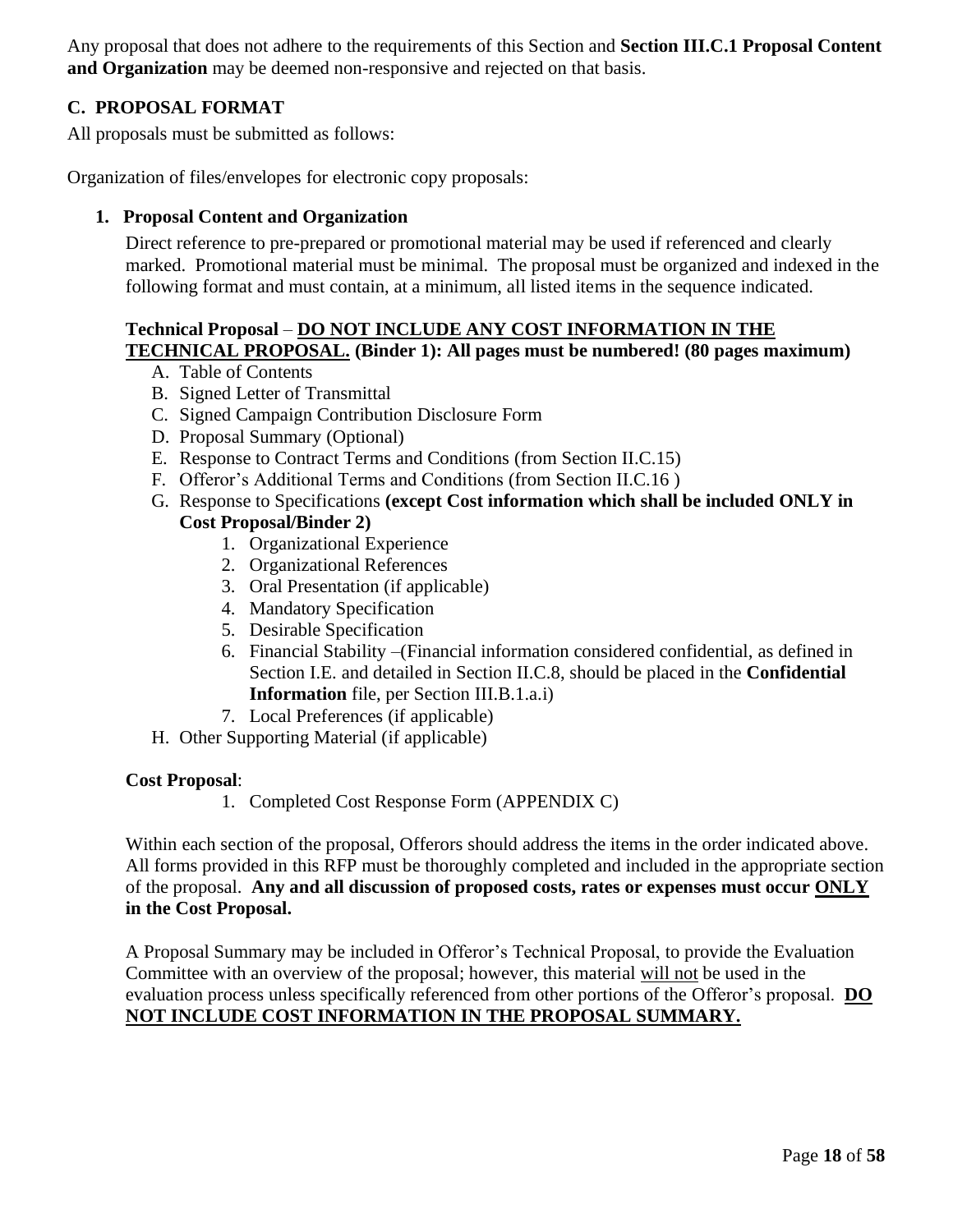Any proposal that does not adhere to the requirements of this Section and **Section III.C.1 Proposal Content and Organization** may be deemed non-responsive and rejected on that basis.

## C. PROPOSAL FORMAT

All proposals must be submitted as follows:

Organization of files/envelopes for electronic copy proposals:

### 1. Proposal Content and Organization

Direct reference to pre-prepared or promotional material may be used if referenced and clearly marked. Promotional material must be minimal. The proposal must be organized and indexed in the following format and must contain, at a minimum, all listed items in the sequence indicated.

**Technical Proposal** – **<u>DO NOT INCLUDE ANY COST INFORMATION IN THE TECHNICAL PROPOSAL.</u> (Binder 1): All pages must be numbered! (80 pages maximum)**

A. Table of Contents
B. Signed Letter of Transmittal
C. Signed Campaign Contribution Disclosure Form
D. Proposal Summary (Optional)
E. Response to Contract Terms and Conditions (from Section II.C.15)
F. Offeror's Additional Terms and Conditions (from Section II.C.16 )
G. Response to Specifications **(except Cost information which shall be included ONLY in Cost Proposal/Binder 2)**
   1. Organizational Experience
   2. Organizational References
   3. Oral Presentation (if applicable)
   4. Mandatory Specification
   5. Desirable Specification
   6. Financial Stability –(Financial information considered confidential, as defined in Section I.E. and detailed in Section II.C.8, should be placed in the **Confidential Information** file, per Section III.B.1.a.i)
   7. Local Preferences (if applicable)
H. Other Supporting Material (if applicable)

**Cost Proposal**:

1. Completed Cost Response Form (APPENDIX C)

Within each section of the proposal, Offerors should address the items in the order indicated above. All forms provided in this RFP must be thoroughly completed and included in the appropriate section of the proposal. **Any and all discussion of proposed costs, rates or expenses must occur <u>ONLY</u> in the Cost Proposal.**

A Proposal Summary may be included in Offeror's Technical Proposal, to provide the Evaluation Committee with an overview of the proposal; however, this material <u>will not</u> be used in the evaluation process unless specifically referenced from other portions of the Offeror's proposal. **<u>DO NOT INCLUDE COST INFORMATION IN THE PROPOSAL SUMMARY.</u>**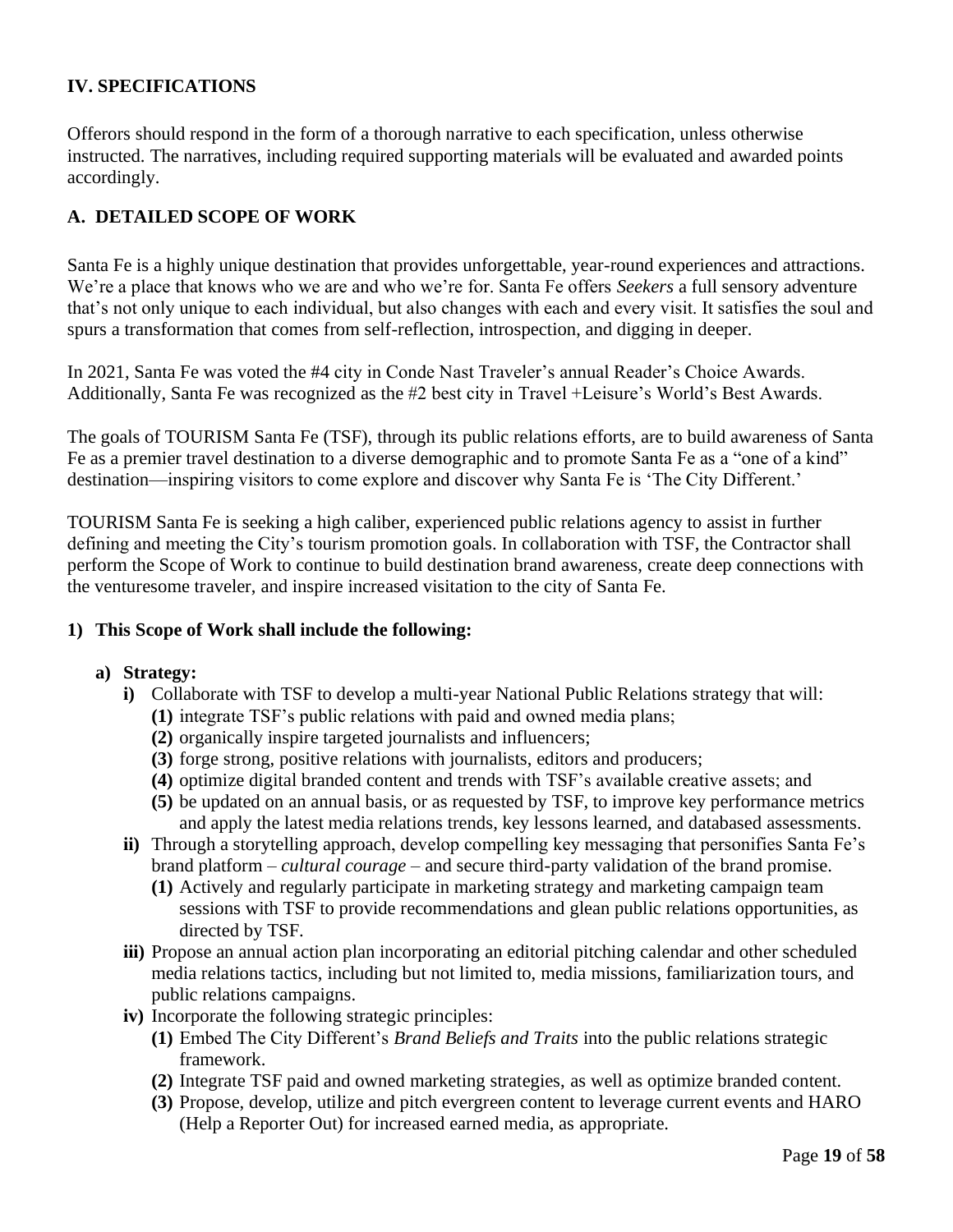## IV. SPECIFICATIONS

Offerors should respond in the form of a thorough narrative to each specification, unless otherwise instructed. The narratives, including required supporting materials will be evaluated and awarded points accordingly.

### A. DETAILED SCOPE OF WORK

Santa Fe is a highly unique destination that provides unforgettable, year-round experiences and attractions. We're a place that knows who we are and who we're for. Santa Fe offers *Seekers* a full sensory adventure that's not only unique to each individual, but also changes with each and every visit. It satisfies the soul and spurs a transformation that comes from self-reflection, introspection, and digging in deeper.

In 2021, Santa Fe was voted the #4 city in Conde Nast Traveler's annual Reader's Choice Awards. Additionally, Santa Fe was recognized as the #2 best city in Travel +Leisure's World's Best Awards.

The goals of TOURISM Santa Fe (TSF), through its public relations efforts, are to build awareness of Santa Fe as a premier travel destination to a diverse demographic and to promote Santa Fe as a "one of a kind" destination—inspiring visitors to come explore and discover why Santa Fe is 'The City Different.'

TOURISM Santa Fe is seeking a high caliber, experienced public relations agency to assist in further defining and meeting the City's tourism promotion goals. In collaboration with TSF, the Contractor shall perform the Scope of Work to continue to build destination brand awareness, create deep connections with the venturesome traveler, and inspire increased visitation to the city of Santa Fe.

**1) This Scope of Work shall include the following:**

**a) Strategy:**

**i)** Collaborate with TSF to develop a multi-year National Public Relations strategy that will:

- **(1)** integrate TSF's public relations with paid and owned media plans;
- **(2)** organically inspire targeted journalists and influencers;
- **(3)** forge strong, positive relations with journalists, editors and producers;
- **(4)** optimize digital branded content and trends with TSF's available creative assets; and
- **(5)** be updated on an annual basis, or as requested by TSF, to improve key performance metrics and apply the latest media relations trends, key lessons learned, and databased assessments.

**ii)** Through a storytelling approach, develop compelling key messaging that personifies Santa Fe's brand platform – *cultural courage* – and secure third-party validation of the brand promise.

- **(1)** Actively and regularly participate in marketing strategy and marketing campaign team sessions with TSF to provide recommendations and glean public relations opportunities, as directed by TSF.

**iii)** Propose an annual action plan incorporating an editorial pitching calendar and other scheduled media relations tactics, including but not limited to, media missions, familiarization tours, and public relations campaigns.

**iv)** Incorporate the following strategic principles:

- **(1)** Embed The City Different's *Brand Beliefs and Traits* into the public relations strategic framework.
- **(2)** Integrate TSF paid and owned marketing strategies, as well as optimize branded content.
- **(3)** Propose, develop, utilize and pitch evergreen content to leverage current events and HARO (Help a Reporter Out) for increased earned media, as appropriate.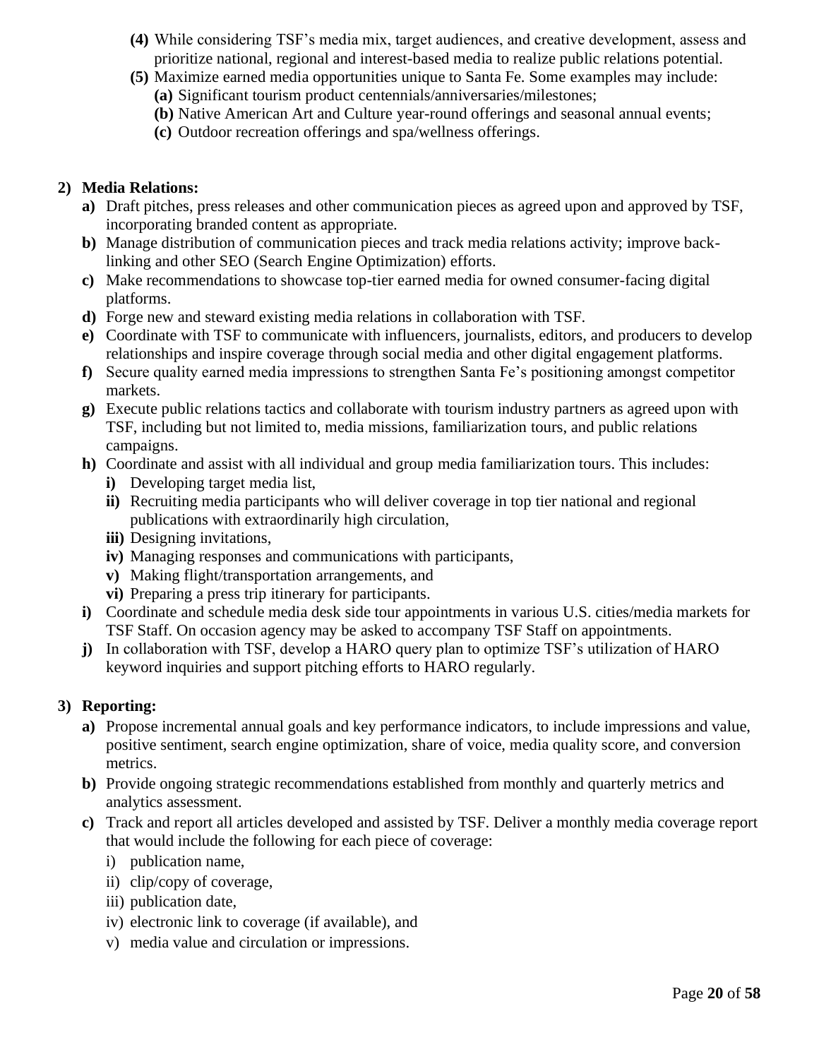**(4)** While considering TSF's media mix, target audiences, and creative development, assess and prioritize national, regional and interest-based media to realize public relations potential.

**(5)** Maximize earned media opportunities unique to Santa Fe. Some examples may include:

- **(a)** Significant tourism product centennials/anniversaries/milestones;
- **(b)** Native American Art and Culture year-round offerings and seasonal annual events;
- **(c)** Outdoor recreation offerings and spa/wellness offerings.

**2) Media Relations:**

- **a)** Draft pitches, press releases and other communication pieces as agreed upon and approved by TSF, incorporating branded content as appropriate.
- **b)** Manage distribution of communication pieces and track media relations activity; improve back-linking and other SEO (Search Engine Optimization) efforts.
- **c)** Make recommendations to showcase top-tier earned media for owned consumer-facing digital platforms.
- **d)** Forge new and steward existing media relations in collaboration with TSF.
- **e)** Coordinate with TSF to communicate with influencers, journalists, editors, and producers to develop relationships and inspire coverage through social media and other digital engagement platforms.
- **f)** Secure quality earned media impressions to strengthen Santa Fe's positioning amongst competitor markets.
- **g)** Execute public relations tactics and collaborate with tourism industry partners as agreed upon with TSF, including but not limited to, media missions, familiarization tours, and public relations campaigns.
- **h)** Coordinate and assist with all individual and group media familiarization tours. This includes:
  - **i)** Developing target media list,
  - **ii)** Recruiting media participants who will deliver coverage in top tier national and regional publications with extraordinarily high circulation,
  - **iii)** Designing invitations,
  - **iv)** Managing responses and communications with participants,
  - **v)** Making flight/transportation arrangements, and
  - **vi)** Preparing a press trip itinerary for participants.
- **i)** Coordinate and schedule media desk side tour appointments in various U.S. cities/media markets for TSF Staff. On occasion agency may be asked to accompany TSF Staff on appointments.
- **j)** In collaboration with TSF, develop a HARO query plan to optimize TSF's utilization of HARO keyword inquiries and support pitching efforts to HARO regularly.

**3) Reporting:**

- **a)** Propose incremental annual goals and key performance indicators, to include impressions and value, positive sentiment, search engine optimization, share of voice, media quality score, and conversion metrics.
- **b)** Provide ongoing strategic recommendations established from monthly and quarterly metrics and analytics assessment.
- **c)** Track and report all articles developed and assisted by TSF. Deliver a monthly media coverage report that would include the following for each piece of coverage:
  - i) publication name,
  - ii) clip/copy of coverage,
  - iii) publication date,
  - iv) electronic link to coverage (if available), and
  - v) media value and circulation or impressions.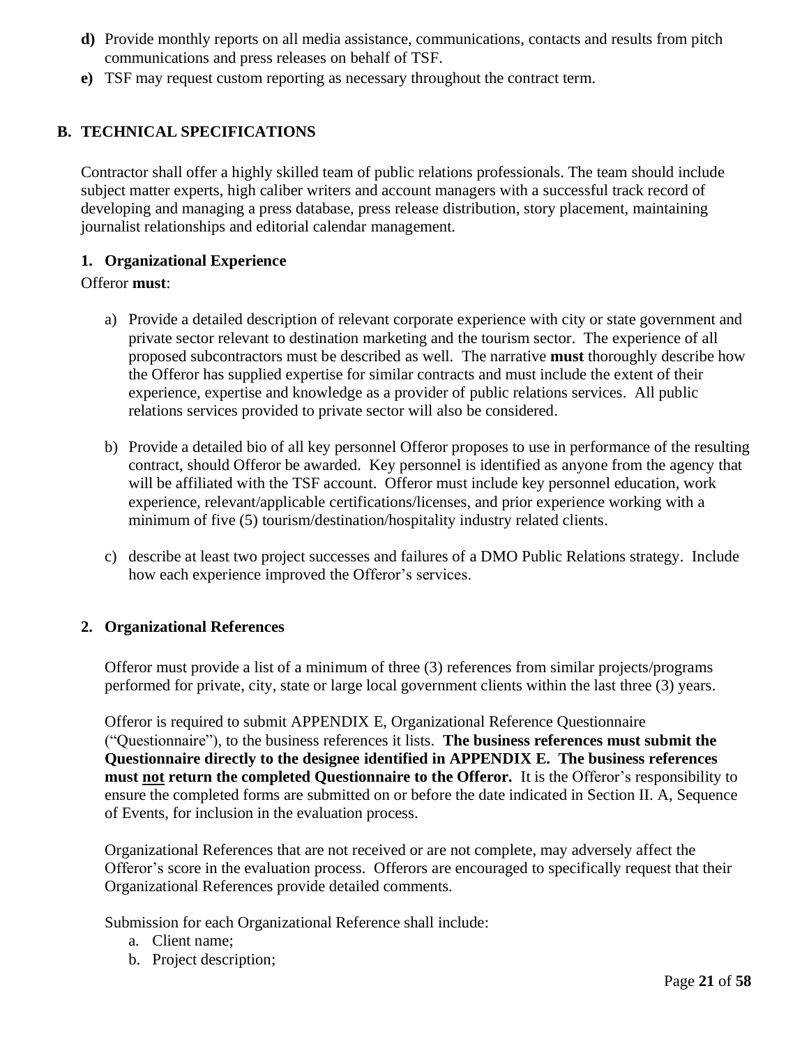**d)** Provide monthly reports on all media assistance, communications, contacts and results from pitch communications and press releases on behalf of TSF.

**e)** TSF may request custom reporting as necessary throughout the contract term.

## B. TECHNICAL SPECIFICATIONS

Contractor shall offer a highly skilled team of public relations professionals. The team should include subject matter experts, high caliber writers and account managers with a successful track record of developing and managing a press database, press release distribution, story placement, maintaining journalist relationships and editorial calendar management.

### 1. Organizational Experience

Offeror **must**:

a) Provide a detailed description of relevant corporate experience with city or state government and private sector relevant to destination marketing and the tourism sector. The experience of all proposed subcontractors must be described as well. The narrative **must** thoroughly describe how the Offeror has supplied expertise for similar contracts and must include the extent of their experience, expertise and knowledge as a provider of public relations services. All public relations services provided to private sector will also be considered.

b) Provide a detailed bio of all key personnel Offeror proposes to use in performance of the resulting contract, should Offeror be awarded. Key personnel is identified as anyone from the agency that will be affiliated with the TSF account. Offeror must include key personnel education, work experience, relevant/applicable certifications/licenses, and prior experience working with a minimum of five (5) tourism/destination/hospitality industry related clients.

c) describe at least two project successes and failures of a DMO Public Relations strategy. Include how each experience improved the Offeror's services.

### 2. Organizational References

Offeror must provide a list of a minimum of three (3) references from similar projects/programs performed for private, city, state or large local government clients within the last three (3) years.

Offeror is required to submit APPENDIX E, Organizational Reference Questionnaire ("Questionnaire"), to the business references it lists. **The business references must submit the Questionnaire directly to the designee identified in APPENDIX E. The business references must <u>not</u> return the completed Questionnaire to the Offeror.** It is the Offeror's responsibility to ensure the completed forms are submitted on or before the date indicated in Section II. A, Sequence of Events, for inclusion in the evaluation process.

Organizational References that are not received or are not complete, may adversely affect the Offeror's score in the evaluation process. Offerors are encouraged to specifically request that their Organizational References provide detailed comments.

Submission for each Organizational Reference shall include:

a. Client name;
b. Project description;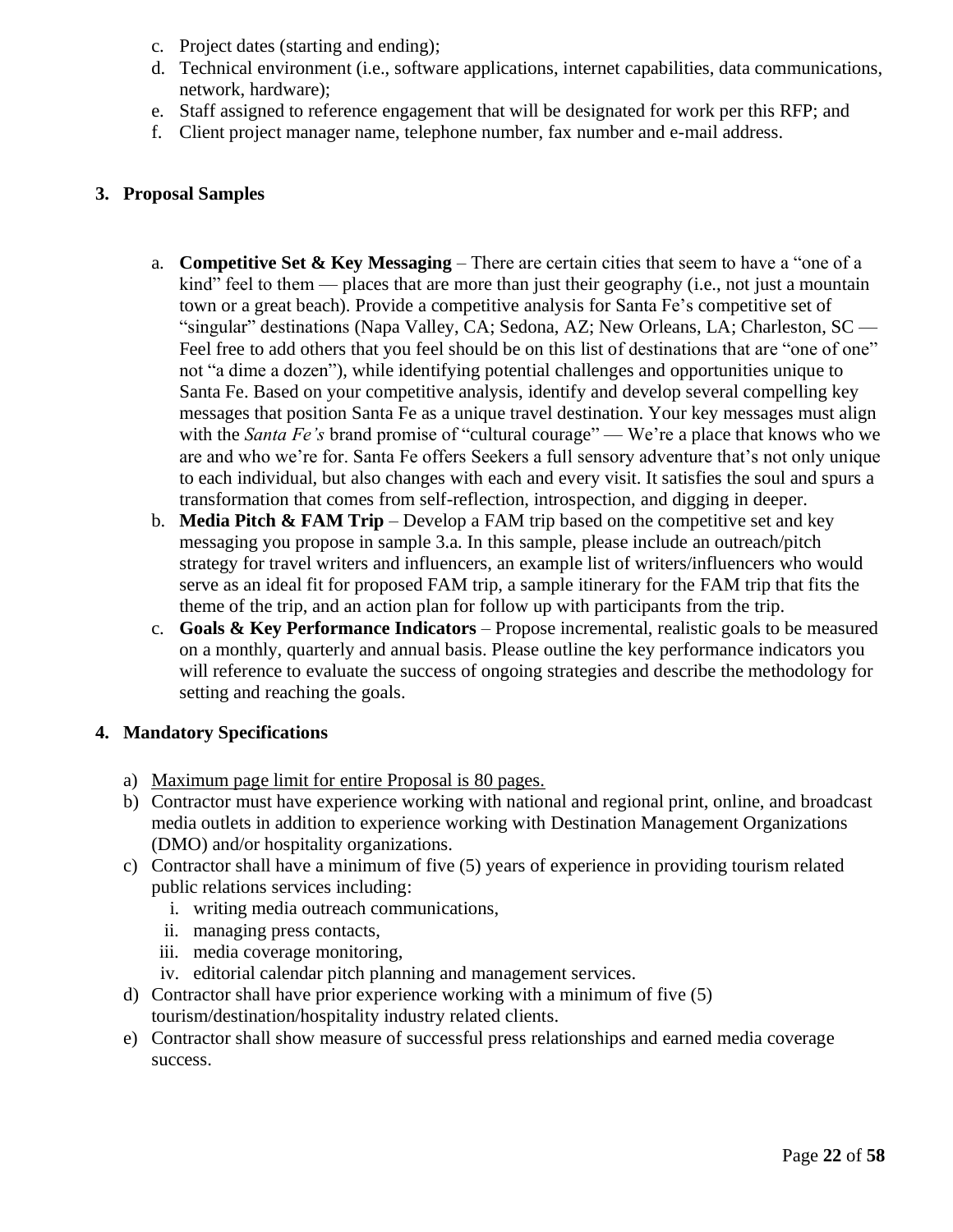c. Project dates (starting and ending);
d. Technical environment (i.e., software applications, internet capabilities, data communications, network, hardware);
e. Staff assigned to reference engagement that will be designated for work per this RFP; and
f. Client project manager name, telephone number, fax number and e-mail address.

**3. Proposal Samples**

a. **Competitive Set & Key Messaging** – There are certain cities that seem to have a "one of a kind" feel to them — places that are more than just their geography (i.e., not just a mountain town or a great beach). Provide a competitive analysis for Santa Fe's competitive set of "singular" destinations (Napa Valley, CA; Sedona, AZ; New Orleans, LA; Charleston, SC — Feel free to add others that you feel should be on this list of destinations that are "one of one" not "a dime a dozen"), while identifying potential challenges and opportunities unique to Santa Fe. Based on your competitive analysis, identify and develop several compelling key messages that position Santa Fe as a unique travel destination. Your key messages must align with the *Santa Fe's* brand promise of "cultural courage" — We're a place that knows who we are and who we're for. Santa Fe offers Seekers a full sensory adventure that's not only unique to each individual, but also changes with each and every visit. It satisfies the soul and spurs a transformation that comes from self-reflection, introspection, and digging in deeper.

b. **Media Pitch & FAM Trip** – Develop a FAM trip based on the competitive set and key messaging you propose in sample 3.a. In this sample, please include an outreach/pitch strategy for travel writers and influencers, an example list of writers/influencers who would serve as an ideal fit for proposed FAM trip, a sample itinerary for the FAM trip that fits the theme of the trip, and an action plan for follow up with participants from the trip.

c. **Goals & Key Performance Indicators** – Propose incremental, realistic goals to be measured on a monthly, quarterly and annual basis. Please outline the key performance indicators you will reference to evaluate the success of ongoing strategies and describe the methodology for setting and reaching the goals.

**4. Mandatory Specifications**

a) <u>Maximum page limit for entire Proposal is 80 pages.</u>
b) Contractor must have experience working with national and regional print, online, and broadcast media outlets in addition to experience working with Destination Management Organizations (DMO) and/or hospitality organizations.
c) Contractor shall have a minimum of five (5) years of experience in providing tourism related public relations services including:
   i. writing media outreach communications,
   ii. managing press contacts,
   iii. media coverage monitoring,
   iv. editorial calendar pitch planning and management services.
d) Contractor shall have prior experience working with a minimum of five (5) tourism/destination/hospitality industry related clients.
e) Contractor shall show measure of successful press relationships and earned media coverage success.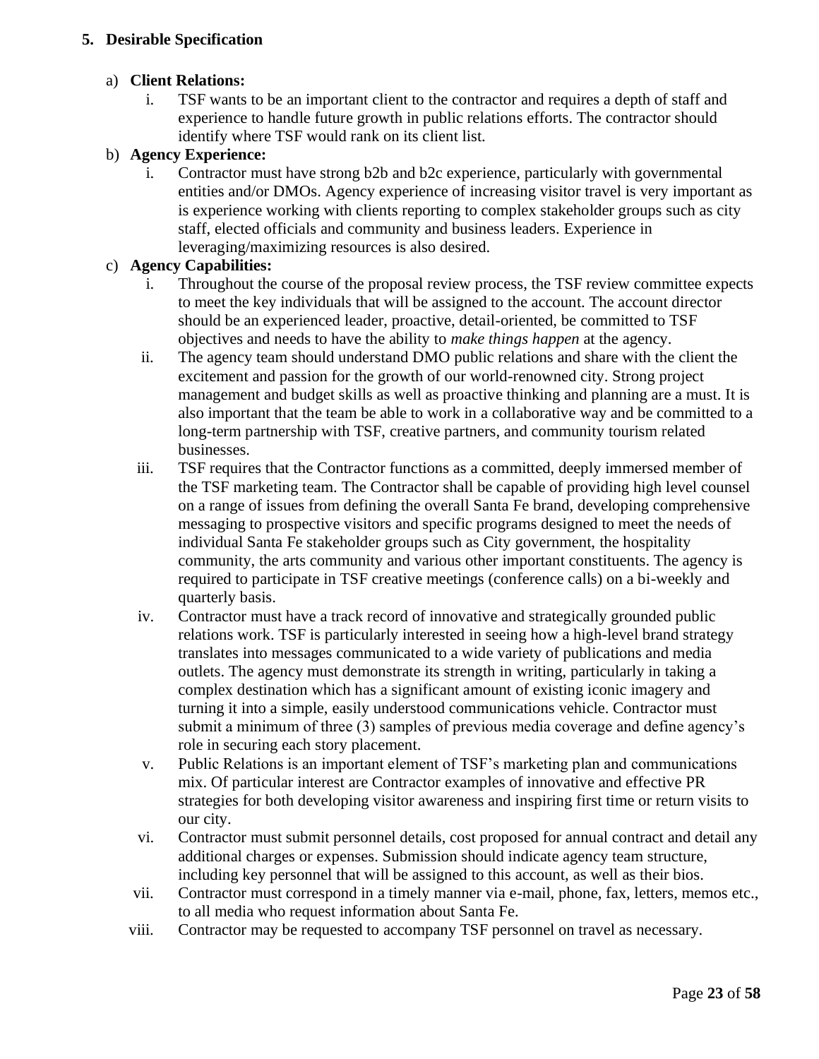## 5. Desirable Specification

a) **Client Relations:**

   i. TSF wants to be an important client to the contractor and requires a depth of staff and experience to handle future growth in public relations efforts. The contractor should identify where TSF would rank on its client list.

b) **Agency Experience:**

   i. Contractor must have strong b2b and b2c experience, particularly with governmental entities and/or DMOs. Agency experience of increasing visitor travel is very important as is experience working with clients reporting to complex stakeholder groups such as city staff, elected officials and community and business leaders. Experience in leveraging/maximizing resources is also desired.

c) **Agency Capabilities:**

   i. Throughout the course of the proposal review process, the TSF review committee expects to meet the key individuals that will be assigned to the account. The account director should be an experienced leader, proactive, detail-oriented, be committed to TSF objectives and needs to have the ability to *make things happen* at the agency.

   ii. The agency team should understand DMO public relations and share with the client the excitement and passion for the growth of our world-renowned city. Strong project management and budget skills as well as proactive thinking and planning are a must. It is also important that the team be able to work in a collaborative way and be committed to a long-term partnership with TSF, creative partners, and community tourism related businesses.

   iii. TSF requires that the Contractor functions as a committed, deeply immersed member of the TSF marketing team. The Contractor shall be capable of providing high level counsel on a range of issues from defining the overall Santa Fe brand, developing comprehensive messaging to prospective visitors and specific programs designed to meet the needs of individual Santa Fe stakeholder groups such as City government, the hospitality community, the arts community and various other important constituents. The agency is required to participate in TSF creative meetings (conference calls) on a bi-weekly and quarterly basis.

   iv. Contractor must have a track record of innovative and strategically grounded public relations work. TSF is particularly interested in seeing how a high-level brand strategy translates into messages communicated to a wide variety of publications and media outlets. The agency must demonstrate its strength in writing, particularly in taking a complex destination which has a significant amount of existing iconic imagery and turning it into a simple, easily understood communications vehicle. Contractor must submit a minimum of three (3) samples of previous media coverage and define agency's role in securing each story placement.

   v. Public Relations is an important element of TSF's marketing plan and communications mix. Of particular interest are Contractor examples of innovative and effective PR strategies for both developing visitor awareness and inspiring first time or return visits to our city.

   vi. Contractor must submit personnel details, cost proposed for annual contract and detail any additional charges or expenses. Submission should indicate agency team structure, including key personnel that will be assigned to this account, as well as their bios.

   vii. Contractor must correspond in a timely manner via e-mail, phone, fax, letters, memos etc., to all media who request information about Santa Fe.

   viii. Contractor may be requested to accompany TSF personnel on travel as necessary.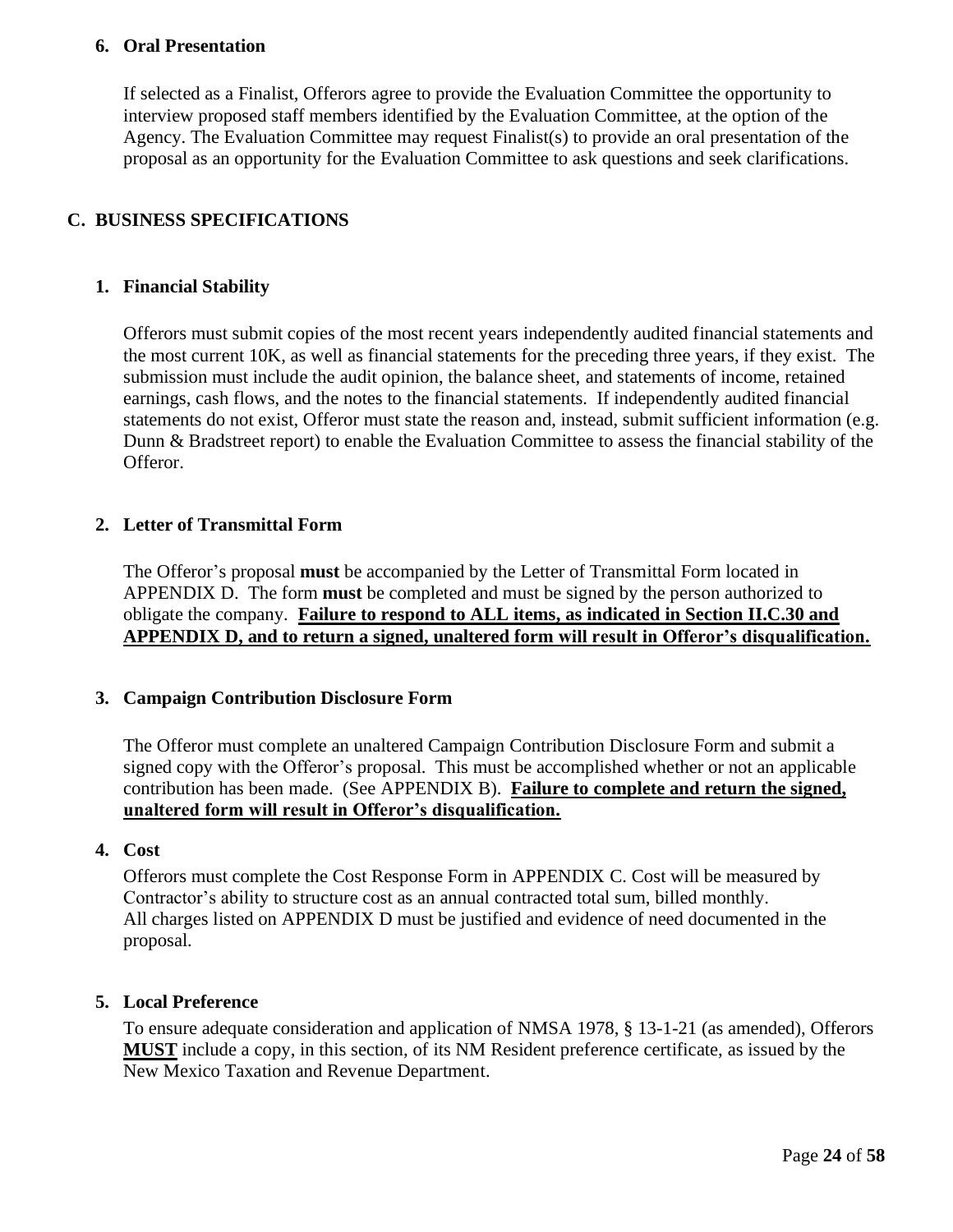### 6. Oral Presentation

If selected as a Finalist, Offerors agree to provide the Evaluation Committee the opportunity to interview proposed staff members identified by the Evaluation Committee, at the option of the Agency. The Evaluation Committee may request Finalist(s) to provide an oral presentation of the proposal as an opportunity for the Evaluation Committee to ask questions and seek clarifications.

## C. BUSINESS SPECIFICATIONS

### 1. Financial Stability

Offerors must submit copies of the most recent years independently audited financial statements and the most current 10K, as well as financial statements for the preceding three years, if they exist. The submission must include the audit opinion, the balance sheet, and statements of income, retained earnings, cash flows, and the notes to the financial statements. If independently audited financial statements do not exist, Offeror must state the reason and, instead, submit sufficient information (e.g. Dunn & Bradstreet report) to enable the Evaluation Committee to assess the financial stability of the Offeror.

### 2. Letter of Transmittal Form

The Offeror's proposal **must** be accompanied by the Letter of Transmittal Form located in APPENDIX D. The form **must** be completed and must be signed by the person authorized to obligate the company. **<u>Failure to respond to ALL items, as indicated in Section II.C.30 and APPENDIX D, and to return a signed, unaltered form will result in Offeror's disqualification.</u>**

### 3. Campaign Contribution Disclosure Form

The Offeror must complete an unaltered Campaign Contribution Disclosure Form and submit a signed copy with the Offeror's proposal. This must be accomplished whether or not an applicable contribution has been made. (See APPENDIX B). **<u>Failure to complete and return the signed, unaltered form will result in Offeror's disqualification.</u>**

### 4. Cost

Offerors must complete the Cost Response Form in APPENDIX C. Cost will be measured by Contractor's ability to structure cost as an annual contracted total sum, billed monthly.
All charges listed on APPENDIX D must be justified and evidence of need documented in the proposal.

### 5. Local Preference

To ensure adequate consideration and application of NMSA 1978, § 13-1-21 (as amended), Offerors **<u>MUST</u>** include a copy, in this section, of its NM Resident preference certificate, as issued by the New Mexico Taxation and Revenue Department.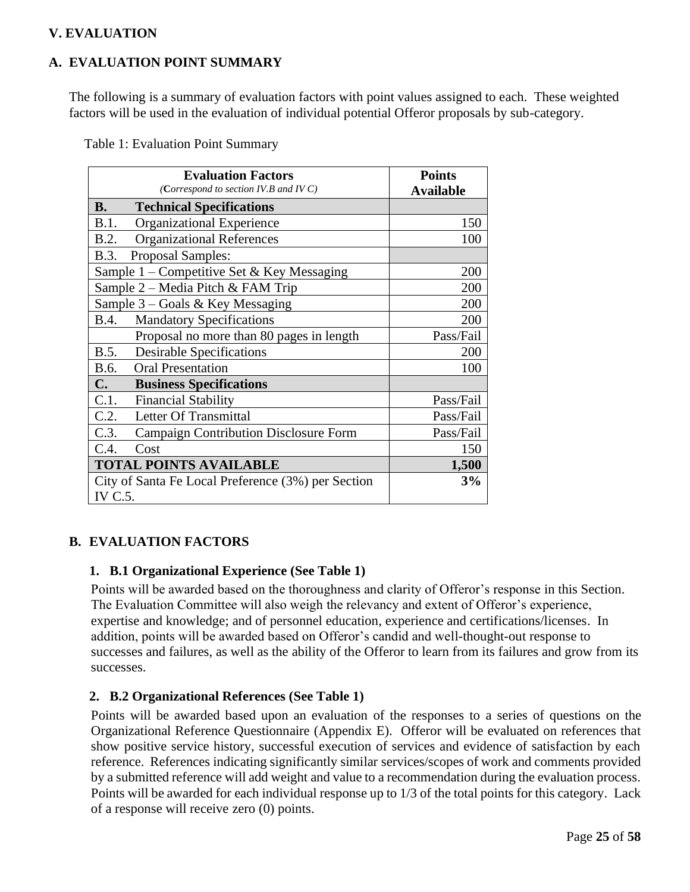## V. EVALUATION

### A. EVALUATION POINT SUMMARY

The following is a summary of evaluation factors with point values assigned to each. These weighted factors will be used in the evaluation of individual potential Offeror proposals by sub-category.

Table 1: Evaluation Point Summary

| **Evaluation Factors** *(Correspond to section IV.B and IV C)* | **Points Available** |
|---|---|
| **B. Technical Specifications** | |
| B.1. Organizational Experience | 150 |
| B.2. Organizational References | 100 |
| B.3. Proposal Samples: | |
| Sample 1 – Competitive Set & Key Messaging | 200 |
| Sample 2 – Media Pitch & FAM Trip | 200 |
| Sample 3 – Goals & Key Messaging | 200 |
| B.4. Mandatory Specifications | 200 |
| Proposal no more than 80 pages in length | Pass/Fail |
| B.5. Desirable Specifications | 200 |
| B.6. Oral Presentation | 100 |
| **C. Business Specifications** | |
| C.1. Financial Stability | Pass/Fail |
| C.2. Letter Of Transmittal | Pass/Fail |
| C.3. Campaign Contribution Disclosure Form | Pass/Fail |
| C.4. Cost | 150 |
| **TOTAL POINTS AVAILABLE** | **1,500** |
| City of Santa Fe Local Preference (3%) per Section IV C.5. | **3%** |

### B. EVALUATION FACTORS

#### 1. B.1 Organizational Experience (See Table 1)

Points will be awarded based on the thoroughness and clarity of Offeror's response in this Section. The Evaluation Committee will also weigh the relevancy and extent of Offeror's experience, expertise and knowledge; and of personnel education, experience and certifications/licenses. In addition, points will be awarded based on Offeror's candid and well-thought-out response to successes and failures, as well as the ability of the Offeror to learn from its failures and grow from its successes.

#### 2. B.2 Organizational References (See Table 1)

Points will be awarded based upon an evaluation of the responses to a series of questions on the Organizational Reference Questionnaire (Appendix E). Offeror will be evaluated on references that show positive service history, successful execution of services and evidence of satisfaction by each reference. References indicating significantly similar services/scopes of work and comments provided by a submitted reference will add weight and value to a recommendation during the evaluation process. Points will be awarded for each individual response up to 1/3 of the total points for this category. Lack of a response will receive zero (0) points.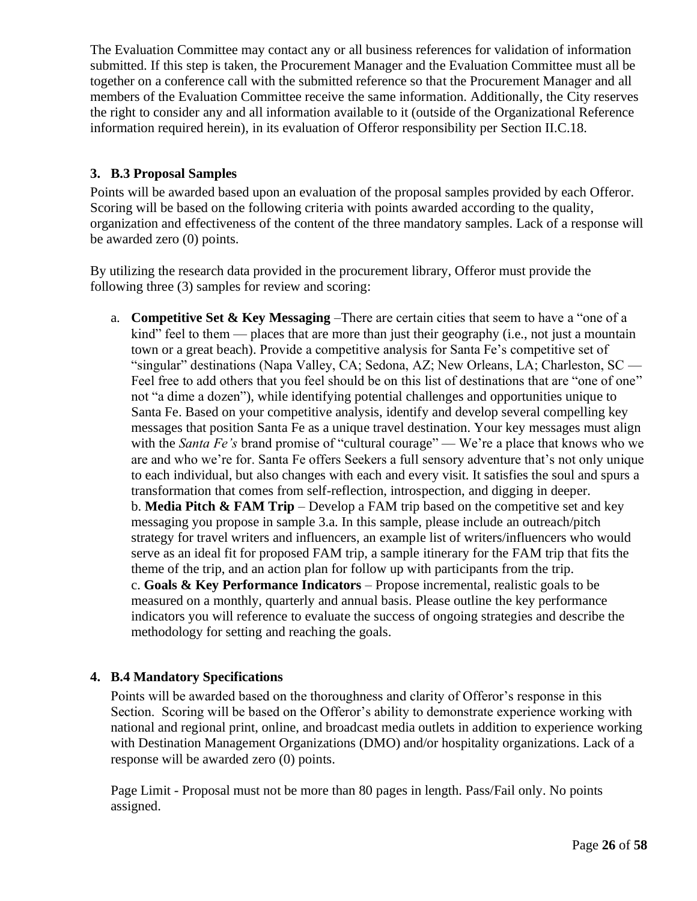The Evaluation Committee may contact any or all business references for validation of information submitted. If this step is taken, the Procurement Manager and the Evaluation Committee must all be together on a conference call with the submitted reference so that the Procurement Manager and all members of the Evaluation Committee receive the same information. Additionally, the City reserves the right to consider any and all information available to it (outside of the Organizational Reference information required herein), in its evaluation of Offeror responsibility per Section II.C.18.

### 3. B.3 Proposal Samples

Points will be awarded based upon an evaluation of the proposal samples provided by each Offeror. Scoring will be based on the following criteria with points awarded according to the quality, organization and effectiveness of the content of the three mandatory samples. Lack of a response will be awarded zero (0) points.

By utilizing the research data provided in the procurement library, Offeror must provide the following three (3) samples for review and scoring:

a. **Competitive Set & Key Messaging** –There are certain cities that seem to have a "one of a kind" feel to them — places that are more than just their geography (i.e., not just a mountain town or a great beach). Provide a competitive analysis for Santa Fe's competitive set of "singular" destinations (Napa Valley, CA; Sedona, AZ; New Orleans, LA; Charleston, SC — Feel free to add others that you feel should be on this list of destinations that are "one of one" not "a dime a dozen"), while identifying potential challenges and opportunities unique to Santa Fe. Based on your competitive analysis, identify and develop several compelling key messages that position Santa Fe as a unique travel destination. Your key messages must align with the *Santa Fe's* brand promise of "cultural courage" — We're a place that knows who we are and who we're for. Santa Fe offers Seekers a full sensory adventure that's not only unique to each individual, but also changes with each and every visit. It satisfies the soul and spurs a transformation that comes from self-reflection, introspection, and digging in deeper.

b. **Media Pitch & FAM Trip** – Develop a FAM trip based on the competitive set and key messaging you propose in sample 3.a. In this sample, please include an outreach/pitch strategy for travel writers and influencers, an example list of writers/influencers who would serve as an ideal fit for proposed FAM trip, a sample itinerary for the FAM trip that fits the theme of the trip, and an action plan for follow up with participants from the trip.

c. **Goals & Key Performance Indicators** – Propose incremental, realistic goals to be measured on a monthly, quarterly and annual basis. Please outline the key performance indicators you will reference to evaluate the success of ongoing strategies and describe the methodology for setting and reaching the goals.

### 4. B.4 Mandatory Specifications

Points will be awarded based on the thoroughness and clarity of Offeror's response in this Section. Scoring will be based on the Offeror's ability to demonstrate experience working with national and regional print, online, and broadcast media outlets in addition to experience working with Destination Management Organizations (DMO) and/or hospitality organizations. Lack of a response will be awarded zero (0) points.

Page Limit - Proposal must not be more than 80 pages in length. Pass/Fail only. No points assigned.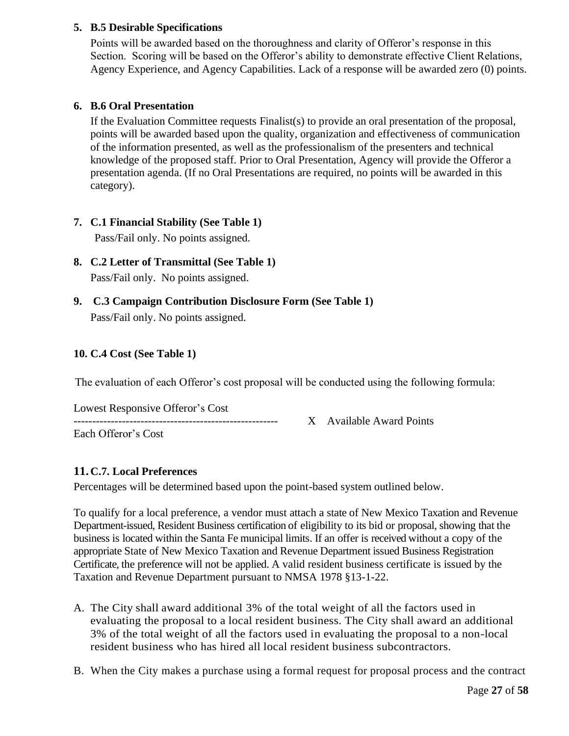**5. B.5 Desirable Specifications**

Points will be awarded based on the thoroughness and clarity of Offeror's response in this Section. Scoring will be based on the Offeror's ability to demonstrate effective Client Relations, Agency Experience, and Agency Capabilities. Lack of a response will be awarded zero (0) points.

**6. B.6 Oral Presentation**

If the Evaluation Committee requests Finalist(s) to provide an oral presentation of the proposal, points will be awarded based upon the quality, organization and effectiveness of communication of the information presented, as well as the professionalism of the presenters and technical knowledge of the proposed staff. Prior to Oral Presentation, Agency will provide the Offeror a presentation agenda. (If no Oral Presentations are required, no points will be awarded in this category).

**7. C.1 Financial Stability (See Table 1)**

Pass/Fail only. No points assigned.

**8. C.2 Letter of Transmittal (See Table 1)**

Pass/Fail only. No points assigned.

**9. C.3 Campaign Contribution Disclosure Form (See Table 1)**

Pass/Fail only. No points assigned.

**10. C.4 Cost (See Table 1)**

The evaluation of each Offeror's cost proposal will be conducted using the following formula:

$$\frac{\text{Lowest Responsive Offeror's Cost}}{\text{Each Offeror's Cost}} \times \text{Available Award Points}$$

**11. C.7. Local Preferences**

Percentages will be determined based upon the point-based system outlined below.

To qualify for a local preference, a vendor must attach a state of New Mexico Taxation and Revenue Department-issued, Resident Business certification of eligibility to its bid or proposal, showing that the business is located within the Santa Fe municipal limits. If an offer is received without a copy of the appropriate State of New Mexico Taxation and Revenue Department issued Business Registration Certificate, the preference will not be applied. A valid resident business certificate is issued by the Taxation and Revenue Department pursuant to NMSA 1978 §13-1-22.

A. The City shall award additional 3% of the total weight of all the factors used in evaluating the proposal to a local resident business. The City shall award an additional 3% of the total weight of all the factors used in evaluating the proposal to a non-local resident business who has hired all local resident business subcontractors.

B. When the City makes a purchase using a formal request for proposal process and the contract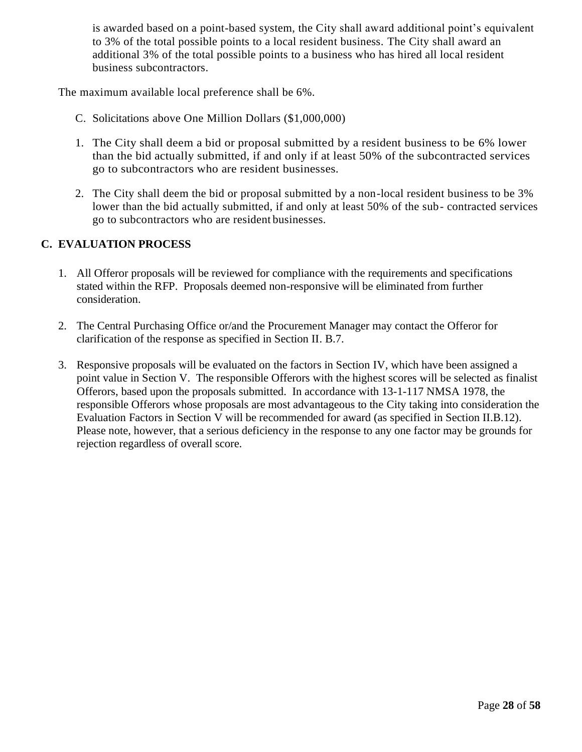is awarded based on a point-based system, the City shall award additional point's equivalent to 3% of the total possible points to a local resident business. The City shall award an additional 3% of the total possible points to a business who has hired all local resident business subcontractors.

The maximum available local preference shall be 6%.

C. Solicitations above One Million Dollars ($1,000,000)

1. The City shall deem a bid or proposal submitted by a resident business to be 6% lower than the bid actually submitted, if and only if at least 50% of the subcontracted services go to subcontractors who are resident businesses.
2. The City shall deem the bid or proposal submitted by a non-local resident business to be 3% lower than the bid actually submitted, if and only at least 50% of the sub- contracted services go to subcontractors who are resident businesses.

## C. EVALUATION PROCESS

1. All Offeror proposals will be reviewed for compliance with the requirements and specifications stated within the RFP. Proposals deemed non-responsive will be eliminated from further consideration.
2. The Central Purchasing Office or/and the Procurement Manager may contact the Offeror for clarification of the response as specified in Section II. B.7.
3. Responsive proposals will be evaluated on the factors in Section IV, which have been assigned a point value in Section V. The responsible Offerors with the highest scores will be selected as finalist Offerors, based upon the proposals submitted. In accordance with 13-1-117 NMSA 1978, the responsible Offerors whose proposals are most advantageous to the City taking into consideration the Evaluation Factors in Section V will be recommended for award (as specified in Section II.B.12). Please note, however, that a serious deficiency in the response to any one factor may be grounds for rejection regardless of overall score.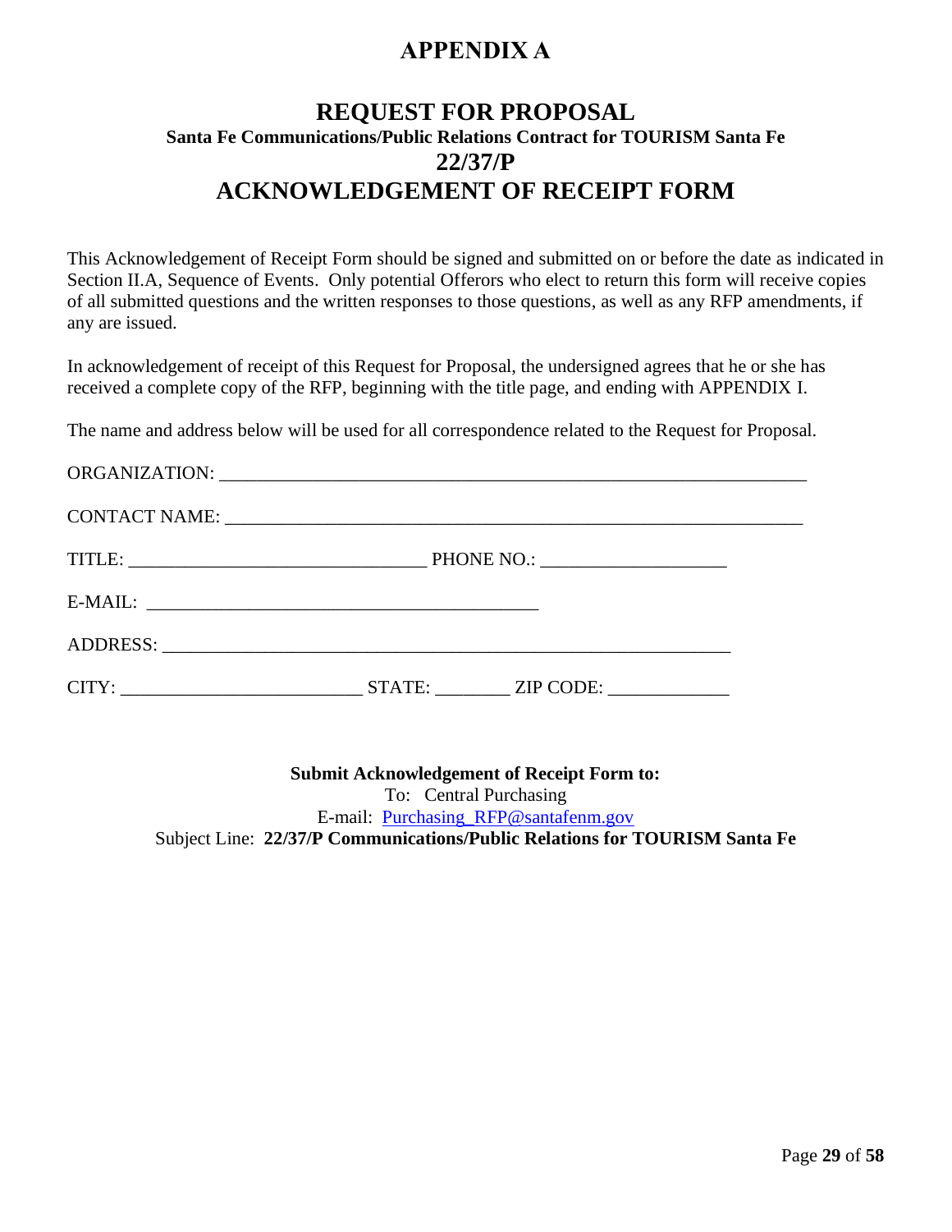# APPENDIX A

## REQUEST FOR PROPOSAL

**Santa Fe Communications/Public Relations Contract for TOURISM Santa Fe**

## 22/37/P

## ACKNOWLEDGEMENT OF RECEIPT FORM

This Acknowledgement of Receipt Form should be signed and submitted on or before the date as indicated in Section II.A, Sequence of Events. Only potential Offerors who elect to return this form will receive copies of all submitted questions and the written responses to those questions, as well as any RFP amendments, if any are issued.

In acknowledgement of receipt of this Request for Proposal, the undersigned agrees that he or she has received a complete copy of the RFP, beginning with the title page, and ending with APPENDIX I.

The name and address below will be used for all correspondence related to the Request for Proposal.

ORGANIZATION: _______________________________________________________________

CONTACT NAME: ______________________________________________________________

TITLE: ______________________________ PHONE NO.: ___________________

E-MAIL: ________________________________________

ADDRESS: ___________________________________________________________

CITY: _________________________ STATE: _______ ZIP CODE: ____________

**Submit Acknowledgement of Receipt Form to:**

To: Central Purchasing

E-mail: Purchasing_RFP@santafenm.gov

Subject Line: **22/37/P Communications/Public Relations for TOURISM Santa Fe**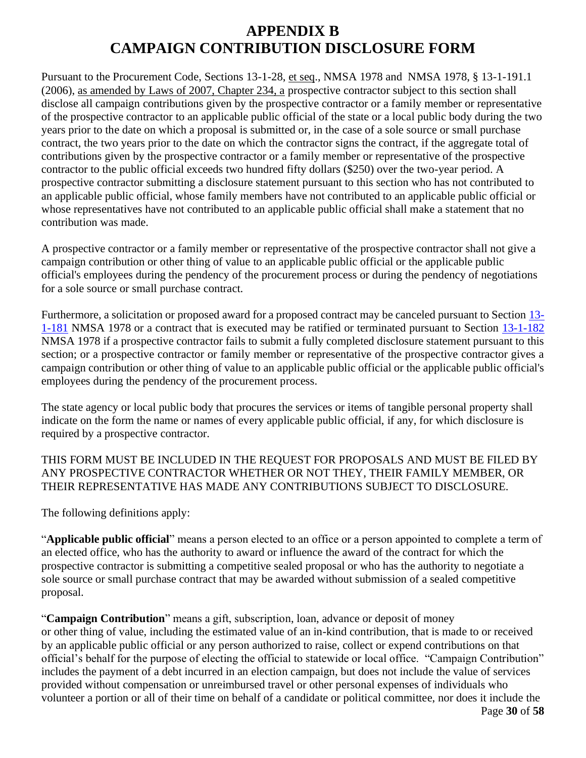# APPENDIX B
# CAMPAIGN CONTRIBUTION DISCLOSURE FORM

Pursuant to the Procurement Code, Sections 13-1-28, et seq., NMSA 1978 and NMSA 1978, § 13-1-191.1 (2006), as amended by Laws of 2007, Chapter 234, a prospective contractor subject to this section shall disclose all campaign contributions given by the prospective contractor or a family member or representative of the prospective contractor to an applicable public official of the state or a local public body during the two years prior to the date on which a proposal is submitted or, in the case of a sole source or small purchase contract, the two years prior to the date on which the contractor signs the contract, if the aggregate total of contributions given by the prospective contractor or a family member or representative of the prospective contractor to the public official exceeds two hundred fifty dollars ($250) over the two-year period. A prospective contractor submitting a disclosure statement pursuant to this section who has not contributed to an applicable public official, whose family members have not contributed to an applicable public official or whose representatives have not contributed to an applicable public official shall make a statement that no contribution was made.

A prospective contractor or a family member or representative of the prospective contractor shall not give a campaign contribution or other thing of value to an applicable public official or the applicable public official's employees during the pendency of the procurement process or during the pendency of negotiations for a sole source or small purchase contract.

Furthermore, a solicitation or proposed award for a proposed contract may be canceled pursuant to Section 13-1-181 NMSA 1978 or a contract that is executed may be ratified or terminated pursuant to Section 13-1-182 NMSA 1978 if a prospective contractor fails to submit a fully completed disclosure statement pursuant to this section; or a prospective contractor or family member or representative of the prospective contractor gives a campaign contribution or other thing of value to an applicable public official or the applicable public official's employees during the pendency of the procurement process.

The state agency or local public body that procures the services or items of tangible personal property shall indicate on the form the name or names of every applicable public official, if any, for which disclosure is required by a prospective contractor.

THIS FORM MUST BE INCLUDED IN THE REQUEST FOR PROPOSALS AND MUST BE FILED BY ANY PROSPECTIVE CONTRACTOR WHETHER OR NOT THEY, THEIR FAMILY MEMBER, OR THEIR REPRESENTATIVE HAS MADE ANY CONTRIBUTIONS SUBJECT TO DISCLOSURE.

The following definitions apply:

"**Applicable public official**" means a person elected to an office or a person appointed to complete a term of an elected office, who has the authority to award or influence the award of the contract for which the prospective contractor is submitting a competitive sealed proposal or who has the authority to negotiate a sole source or small purchase contract that may be awarded without submission of a sealed competitive proposal.

"**Campaign Contribution**" means a gift, subscription, loan, advance or deposit of money or other thing of value, including the estimated value of an in-kind contribution, that is made to or received by an applicable public official or any person authorized to raise, collect or expend contributions on that official's behalf for the purpose of electing the official to statewide or local office. "Campaign Contribution" includes the payment of a debt incurred in an election campaign, but does not include the value of services provided without compensation or unreimbursed travel or other personal expenses of individuals who volunteer a portion or all of their time on behalf of a candidate or political committee, nor does it include the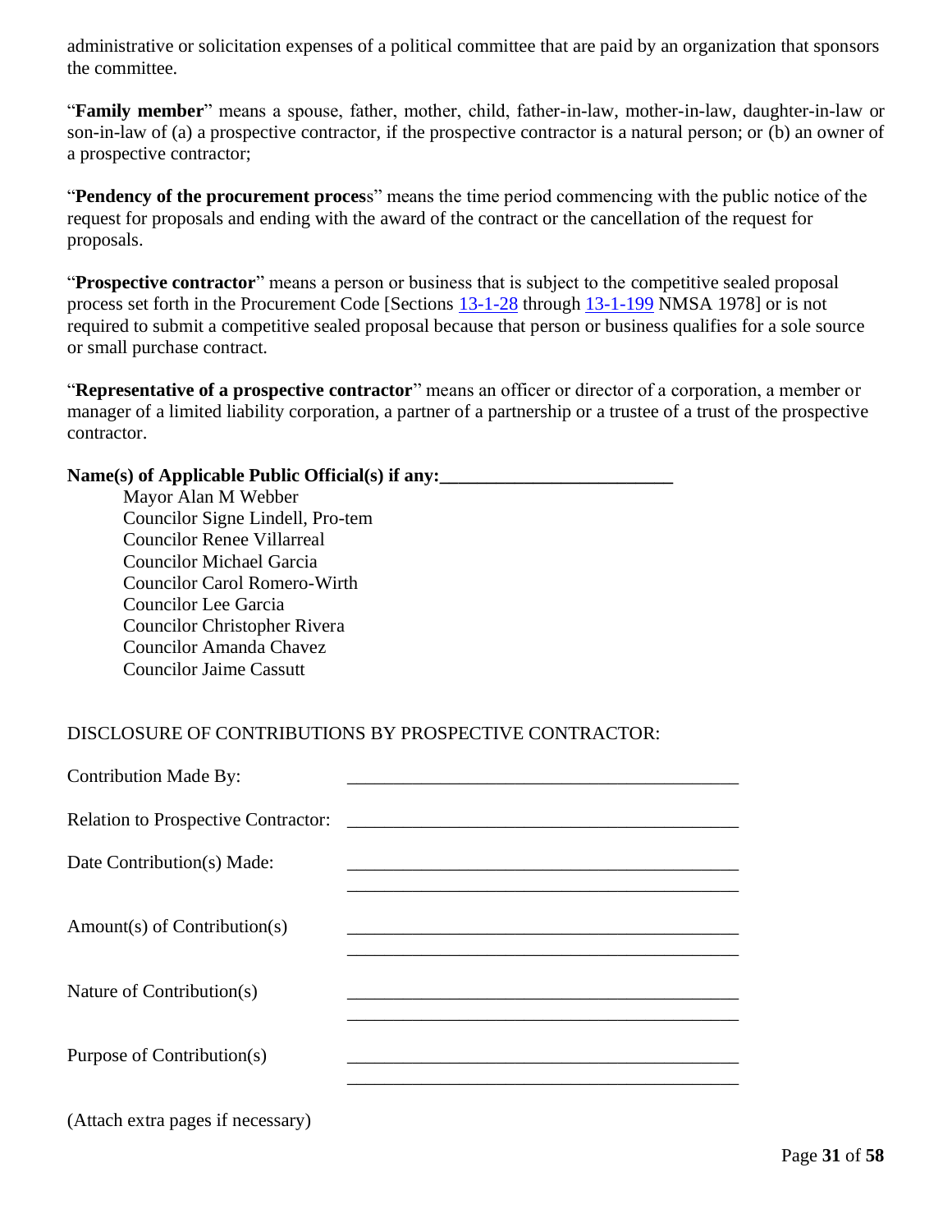administrative or solicitation expenses of a political committee that are paid by an organization that sponsors the committee.

"**Family member**" means a spouse, father, mother, child, father-in-law, mother-in-law, daughter-in-law or son-in-law of (a) a prospective contractor, if the prospective contractor is a natural person; or (b) an owner of a prospective contractor;

"**Pendency of the procurement proces**s" means the time period commencing with the public notice of the request for proposals and ending with the award of the contract or the cancellation of the request for proposals.

"**Prospective contractor**" means a person or business that is subject to the competitive sealed proposal process set forth in the Procurement Code [Sections 13-1-28 through 13-1-199 NMSA 1978] or is not required to submit a competitive sealed proposal because that person or business qualifies for a sole source or small purchase contract.

"**Representative of a prospective contractor**" means an officer or director of a corporation, a member or manager of a limited liability corporation, a partner of a partnership or a trustee of a trust of the prospective contractor.

**Name(s) of Applicable Public Official(s) if any:________________________**

Mayor Alan M Webber
Councilor Signe Lindell, Pro-tem
Councilor Renee Villarreal
Councilor Michael Garcia
Councilor Carol Romero-Wirth
Councilor Lee Garcia
Councilor Christopher Rivera
Councilor Amanda Chavez
Councilor Jaime Cassutt

DISCLOSURE OF CONTRIBUTIONS BY PROSPECTIVE CONTRACTOR:

Contribution Made By: ___________________________________________

Relation to Prospective Contractor: ___________________________________________

Date Contribution(s) Made: ___________________________________________
___________________________________________

Amount(s) of Contribution(s) ___________________________________________
___________________________________________

Nature of Contribution(s) ___________________________________________
___________________________________________

Purpose of Contribution(s) ___________________________________________
___________________________________________

(Attach extra pages if necessary)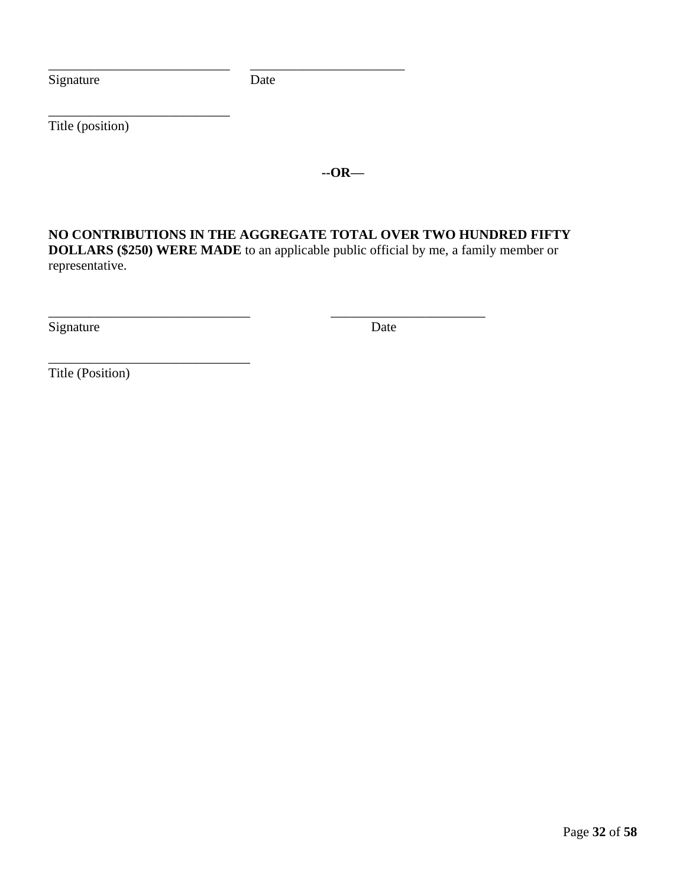___________________________ ______________________
Signature Date

___________________________
Title (position)

**--OR—**

**NO CONTRIBUTIONS IN THE AGGREGATE TOTAL OVER TWO HUNDRED FIFTY DOLLARS ($250) WERE MADE** to an applicable public official by me, a family member or representative.

______________________________ ______________________
Signature Date

______________________________
Title (Position)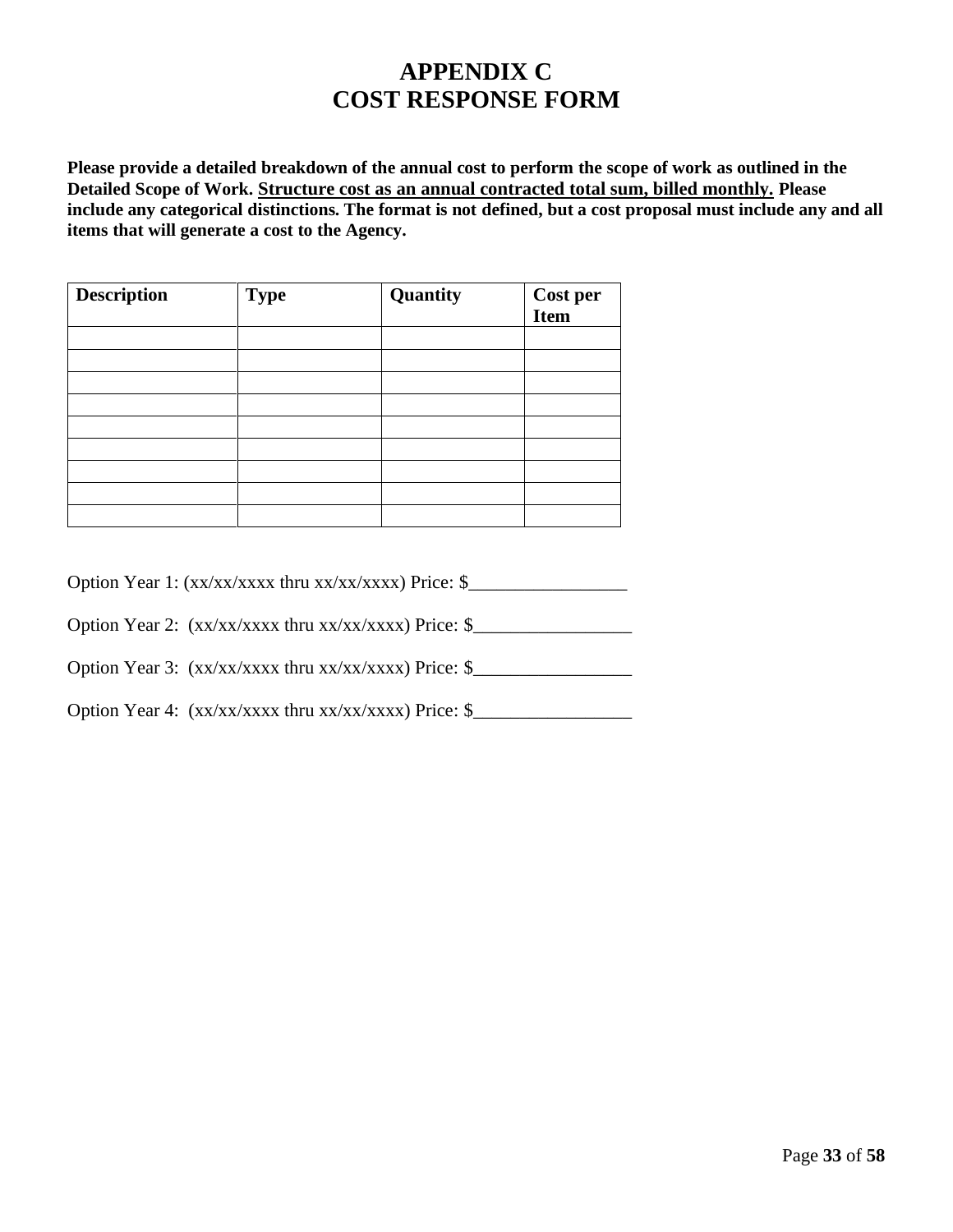# APPENDIX C
# COST RESPONSE FORM

**Please provide a detailed breakdown of the annual cost to perform the scope of work as outlined in the Detailed Scope of Work. <u>Structure cost as an annual contracted total sum, billed monthly.</u> Please include any categorical distinctions. The format is not defined, but a cost proposal must include any and all items that will generate a cost to the Agency.**

| Description | Type | Quantity | Cost per Item |
|---|---|---|---|
| | | | |
| | | | |
| | | | |
| | | | |
| | | | |
| | | | |
| | | | |
| | | | |
| | | | |

Option Year 1: (xx/xx/xxxx thru xx/xx/xxxx) Price: $_________________

Option Year 2: (xx/xx/xxxx thru xx/xx/xxxx) Price: $_________________

Option Year 3: (xx/xx/xxxx thru xx/xx/xxxx) Price: $_________________

Option Year 4: (xx/xx/xxxx thru xx/xx/xxxx) Price: $_________________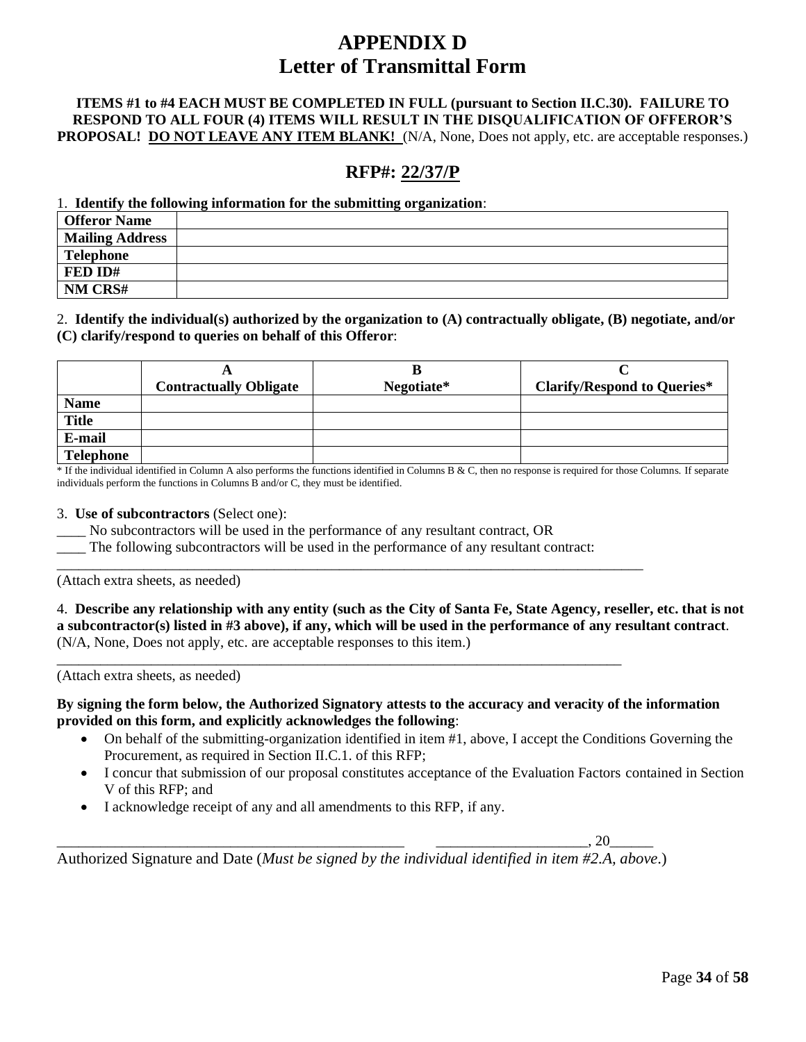# APPENDIX D
# Letter of Transmittal Form

**ITEMS #1 to #4 EACH MUST BE COMPLETED IN FULL (pursuant to Section II.C.30). FAILURE TO RESPOND TO ALL FOUR (4) ITEMS WILL RESULT IN THE DISQUALIFICATION OF OFFEROR'S PROPOSAL! DO NOT LEAVE ANY ITEM BLANK!** (N/A, None, Does not apply, etc. are acceptable responses.)

## RFP#: 22/37/P

1. **Identify the following information for the submitting organization**:

| | |
|---|---|
| **Offeror Name** | |
| **Mailing Address** | |
| **Telephone** | |
| **FED ID#** | |
| **NM CRS#** | |

2. **Identify the individual(s) authorized by the organization to (A) contractually obligate, (B) negotiate, and/or (C) clarify/respond to queries on behalf of this Offeror**:

| | **A** **Contractually Obligate** | **B** **Negotiate*** | **C** **Clarify/Respond to Queries*** |
|---|---|---|---|
| **Name** | | | |
| **Title** | | | |
| **E-mail** | | | |
| **Telephone** | | | |

* If the individual identified in Column A also performs the functions identified in Columns B & C, then no response is required for those Columns. If separate individuals perform the functions in Columns B and/or C, they must be identified.

3. **Use of subcontractors** (Select one):

____ No subcontractors will be used in the performance of any resultant contract, OR

____ The following subcontractors will be used in the performance of any resultant contract:

_______________________________________________________________________________

(Attach extra sheets, as needed)

4. **Describe any relationship with any entity (such as the City of Santa Fe, State Agency, reseller, etc. that is not a subcontractor(s) listed in #3 above), if any, which will be used in the performance of any resultant contract**. (N/A, None, Does not apply, etc. are acceptable responses to this item.)

_______________________________________________________________________________

(Attach extra sheets, as needed)

**By signing the form below, the Authorized Signatory attests to the accuracy and veracity of the information provided on this form, and explicitly acknowledges the following**:

- On behalf of the submitting-organization identified in item #1, above, I accept the Conditions Governing the Procurement, as required in Section II.C.1. of this RFP;
- I concur that submission of our proposal constitutes acceptance of the Evaluation Factors contained in Section V of this RFP; and
- I acknowledge receipt of any and all amendments to this RFP, if any.

_______________________________________________ ____________________, 20______

Authorized Signature and Date (*Must be signed by the individual identified in item #2.A, above*.)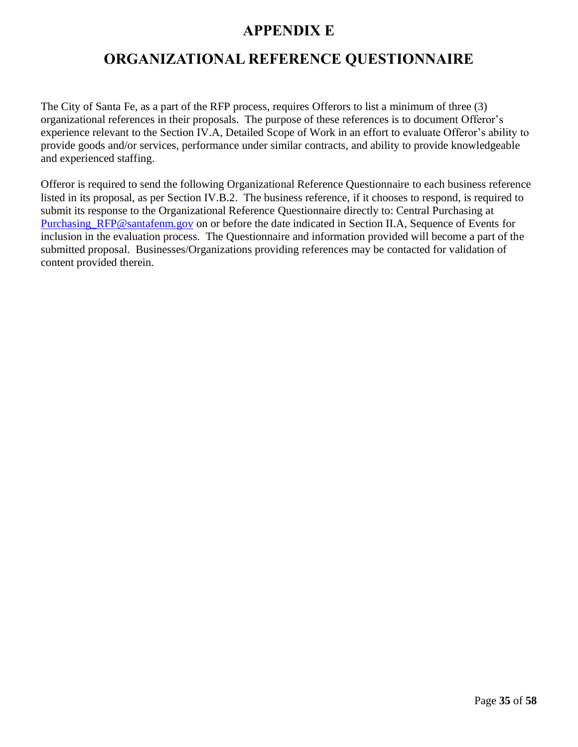# APPENDIX E

# ORGANIZATIONAL REFERENCE QUESTIONNAIRE

The City of Santa Fe, as a part of the RFP process, requires Offerors to list a minimum of three (3) organizational references in their proposals. The purpose of these references is to document Offeror's experience relevant to the Section IV.A, Detailed Scope of Work in an effort to evaluate Offeror's ability to provide goods and/or services, performance under similar contracts, and ability to provide knowledgeable and experienced staffing.

Offeror is required to send the following Organizational Reference Questionnaire to each business reference listed in its proposal, as per Section IV.B.2. The business reference, if it chooses to respond, is required to submit its response to the Organizational Reference Questionnaire directly to: Central Purchasing at Purchasing_RFP@santafenm.gov on or before the date indicated in Section II.A, Sequence of Events for inclusion in the evaluation process. The Questionnaire and information provided will become a part of the submitted proposal. Businesses/Organizations providing references may be contacted for validation of content provided therein.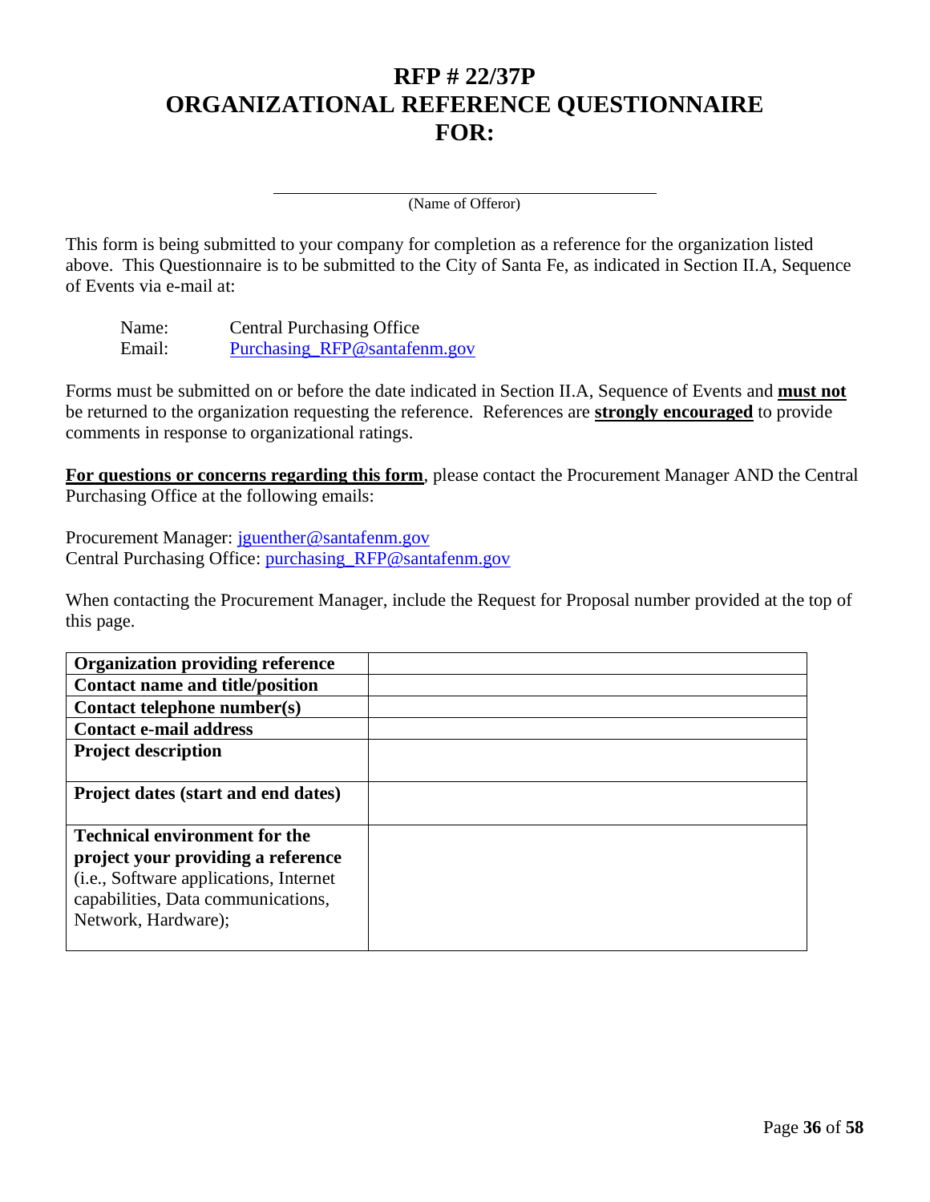# RFP # 22/37P
# ORGANIZATIONAL REFERENCE QUESTIONNAIRE
# FOR:

\_\_\_\_\_\_\_\_\_\_\_\_\_\_\_\_\_\_\_\_\_\_\_\_\_\_\_\_\_\_\_\_\_\_\_\_\_\_\_\_\_\_\_\_

(Name of Offeror)

This form is being submitted to your company for completion as a reference for the organization listed above. This Questionnaire is to be submitted to the City of Santa Fe, as indicated in Section II.A, Sequence of Events via e-mail at:

Name: Central Purchasing Office
Email: Purchasing_RFP@santafenm.gov

Forms must be submitted on or before the date indicated in Section II.A, Sequence of Events and **must not** be returned to the organization requesting the reference. References are **strongly encouraged** to provide comments in response to organizational ratings.

**For questions or concerns regarding this form**, please contact the Procurement Manager AND the Central Purchasing Office at the following emails:

Procurement Manager: jguenther@santafenm.gov
Central Purchasing Office: purchasing_RFP@santafenm.gov

When contacting the Procurement Manager, include the Request for Proposal number provided at the top of this page.

| | |
|---|---|
| **Organization providing reference** | |
| **Contact name and title/position** | |
| **Contact telephone number(s)** | |
| **Contact e-mail address** | |
| **Project description** | |
| **Project dates (start and end dates)** | |
| **Technical environment for the project your providing a reference** (i.e., Software applications, Internet capabilities, Data communications, Network, Hardware); | |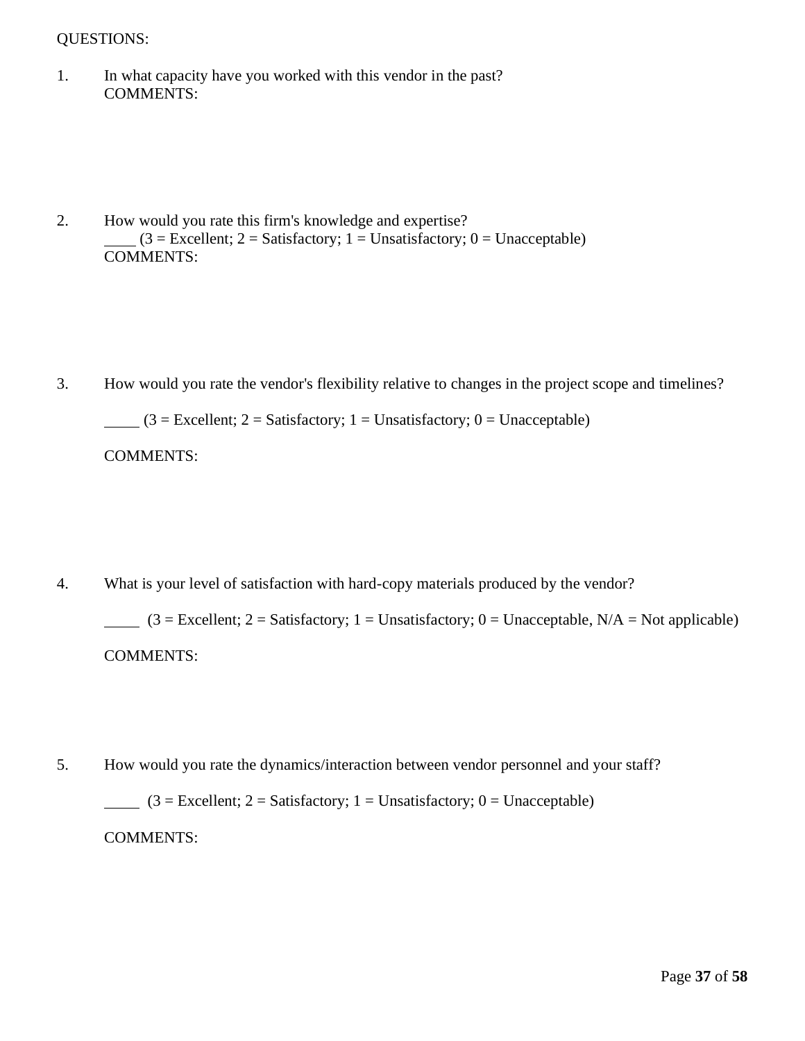QUESTIONS:

1. In what capacity have you worked with this vendor in the past?
   COMMENTS:

2. How would you rate this firm's knowledge and expertise?
   ____ (3 = Excellent; 2 = Satisfactory; 1 = Unsatisfactory; 0 = Unacceptable)
   COMMENTS:

3. How would you rate the vendor's flexibility relative to changes in the project scope and timelines?

   ____ (3 = Excellent; 2 = Satisfactory; 1 = Unsatisfactory; 0 = Unacceptable)

   COMMENTS:

4. What is your level of satisfaction with hard-copy materials produced by the vendor?

   ____ (3 = Excellent; 2 = Satisfactory; 1 = Unsatisfactory; 0 = Unacceptable, N/A = Not applicable)

   COMMENTS:

5. How would you rate the dynamics/interaction between vendor personnel and your staff?

   ____ (3 = Excellent; 2 = Satisfactory; 1 = Unsatisfactory; 0 = Unacceptable)

   COMMENTS: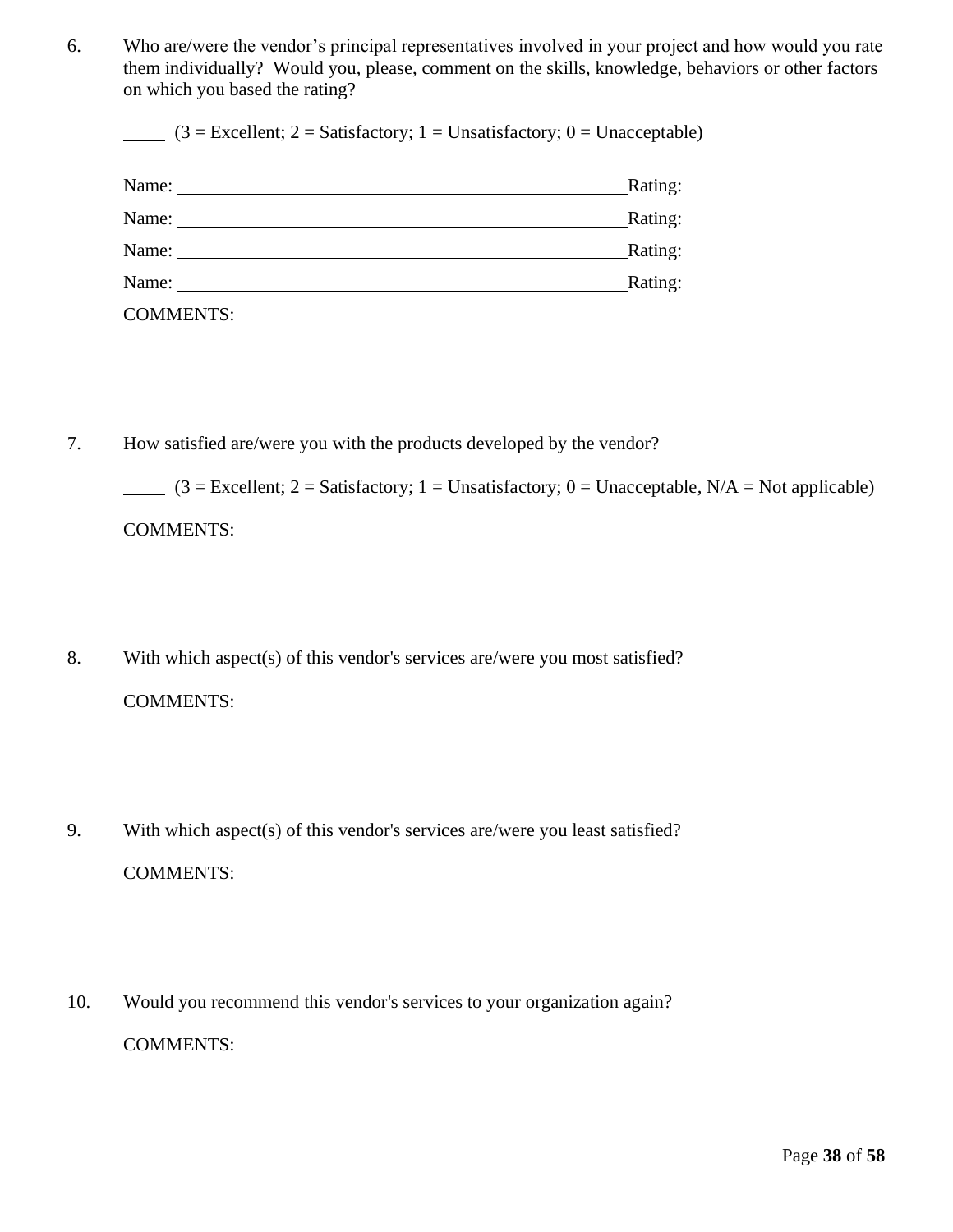6. Who are/were the vendor's principal representatives involved in your project and how would you rate them individually? Would you, please, comment on the skills, knowledge, behaviors or other factors on which you based the rating?

   _____ (3 = Excellent; 2 = Satisfactory; 1 = Unsatisfactory; 0 = Unacceptable)

   Name: ____________________________________________ Rating:

   Name: ____________________________________________ Rating:

   Name: ____________________________________________ Rating:

   Name: ____________________________________________ Rating:

   COMMENTS:

7. How satisfied are/were you with the products developed by the vendor?

   _____ (3 = Excellent; 2 = Satisfactory; 1 = Unsatisfactory; 0 = Unacceptable, N/A = Not applicable)

   COMMENTS:

8. With which aspect(s) of this vendor's services are/were you most satisfied?

   COMMENTS:

9. With which aspect(s) of this vendor's services are/were you least satisfied?

   COMMENTS:

10. Would you recommend this vendor's services to your organization again?

    COMMENTS: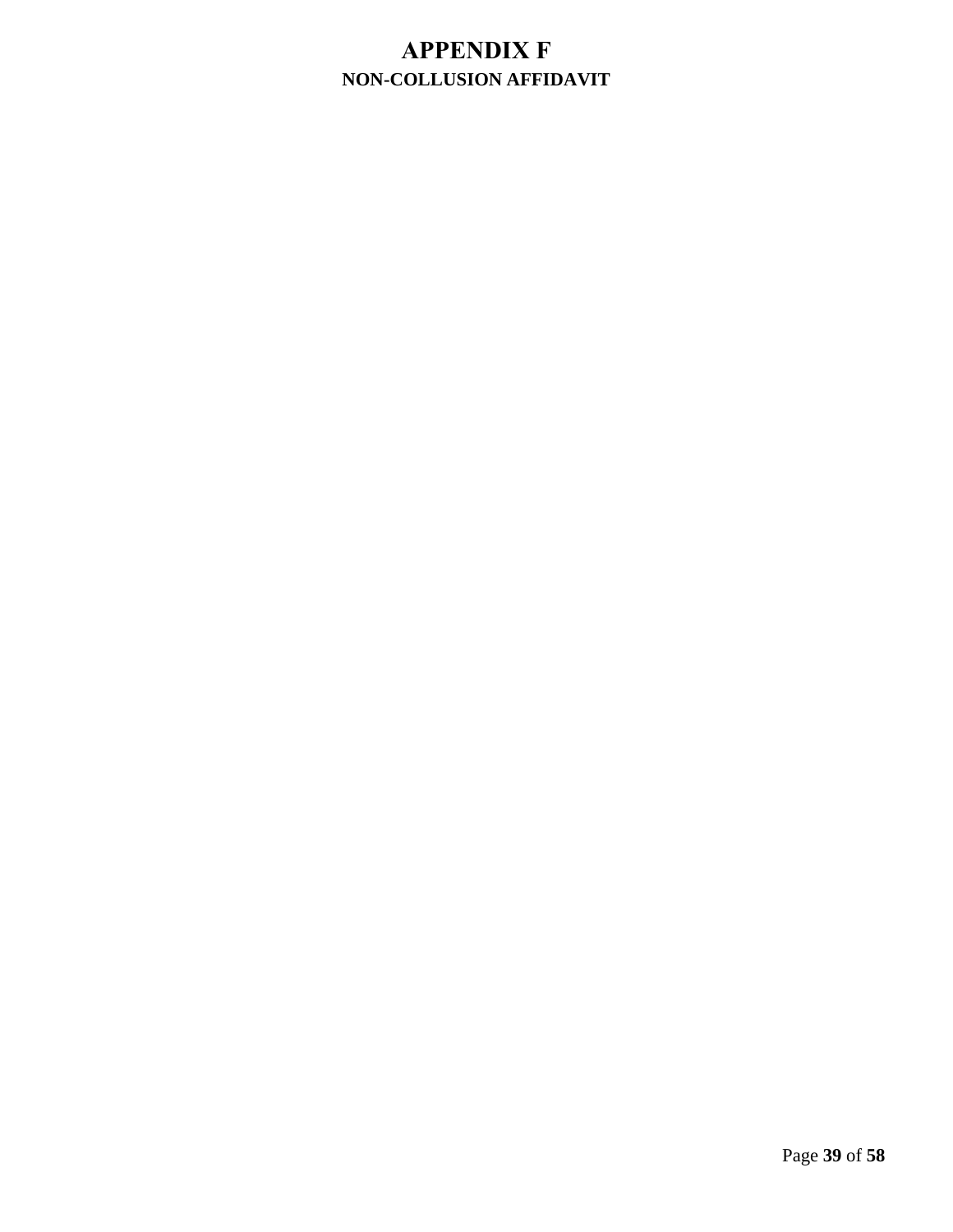# APPENDIX F

## NON-COLLUSION AFFIDAVIT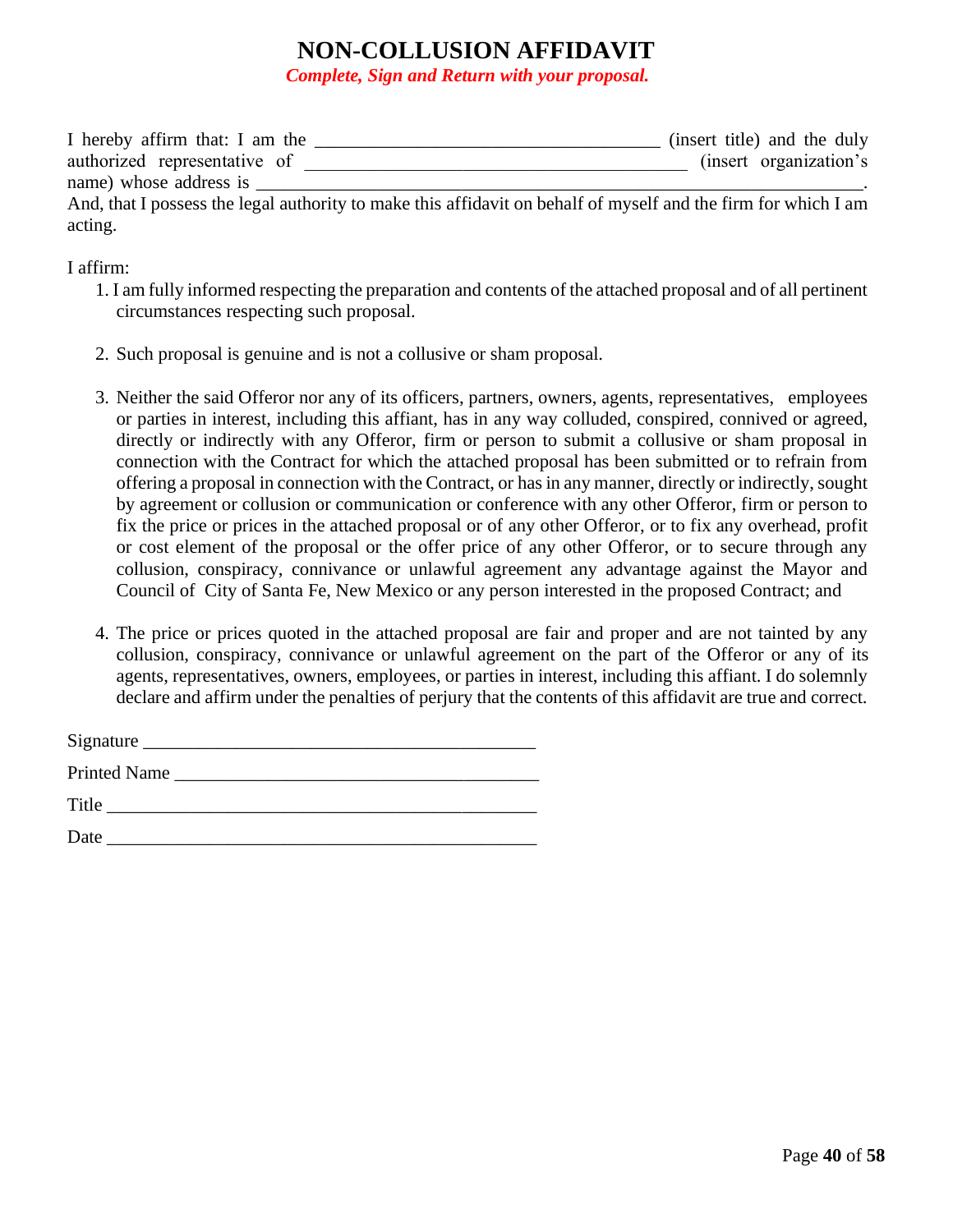# NON-COLLUSION AFFIDAVIT

***Complete, Sign and Return with your proposal.***

I hereby affirm that: I am the ____________________________________ (insert title) and the duly authorized representative of ________________________________________ (insert organization's name) whose address is ____________________________________________________________________.
And, that I possess the legal authority to make this affidavit on behalf of myself and the firm for which I am acting.

I affirm:

1. I am fully informed respecting the preparation and contents of the attached proposal and of all pertinent circumstances respecting such proposal.

2. Such proposal is genuine and is not a collusive or sham proposal.

3. Neither the said Offeror nor any of its officers, partners, owners, agents, representatives, employees or parties in interest, including this affiant, has in any way colluded, conspired, connived or agreed, directly or indirectly with any Offeror, firm or person to submit a collusive or sham proposal in connection with the Contract for which the attached proposal has been submitted or to refrain from offering a proposal in connection with the Contract, or has in any manner, directly or indirectly, sought by agreement or collusion or communication or conference with any other Offeror, firm or person to fix the price or prices in the attached proposal or of any other Offeror, or to fix any overhead, profit or cost element of the proposal or the offer price of any other Offeror, or to secure through any collusion, conspiracy, connivance or unlawful agreement any advantage against the Mayor and Council of City of Santa Fe, New Mexico or any person interested in the proposed Contract; and

4. The price or prices quoted in the attached proposal are fair and proper and are not tainted by any collusion, conspiracy, connivance or unlawful agreement on the part of the Offeror or any of its agents, representatives, owners, employees, or parties in interest, including this affiant. I do solemnly declare and affirm under the penalties of perjury that the contents of this affidavit are true and correct.

Signature __________________________________________

Printed Name _______________________________________

Title ______________________________________________

Date ______________________________________________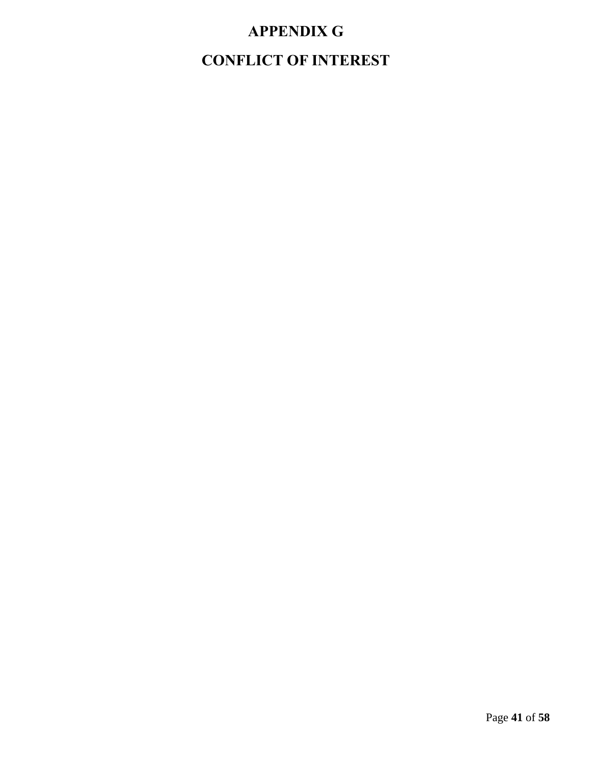# APPENDIX G

# CONFLICT OF INTEREST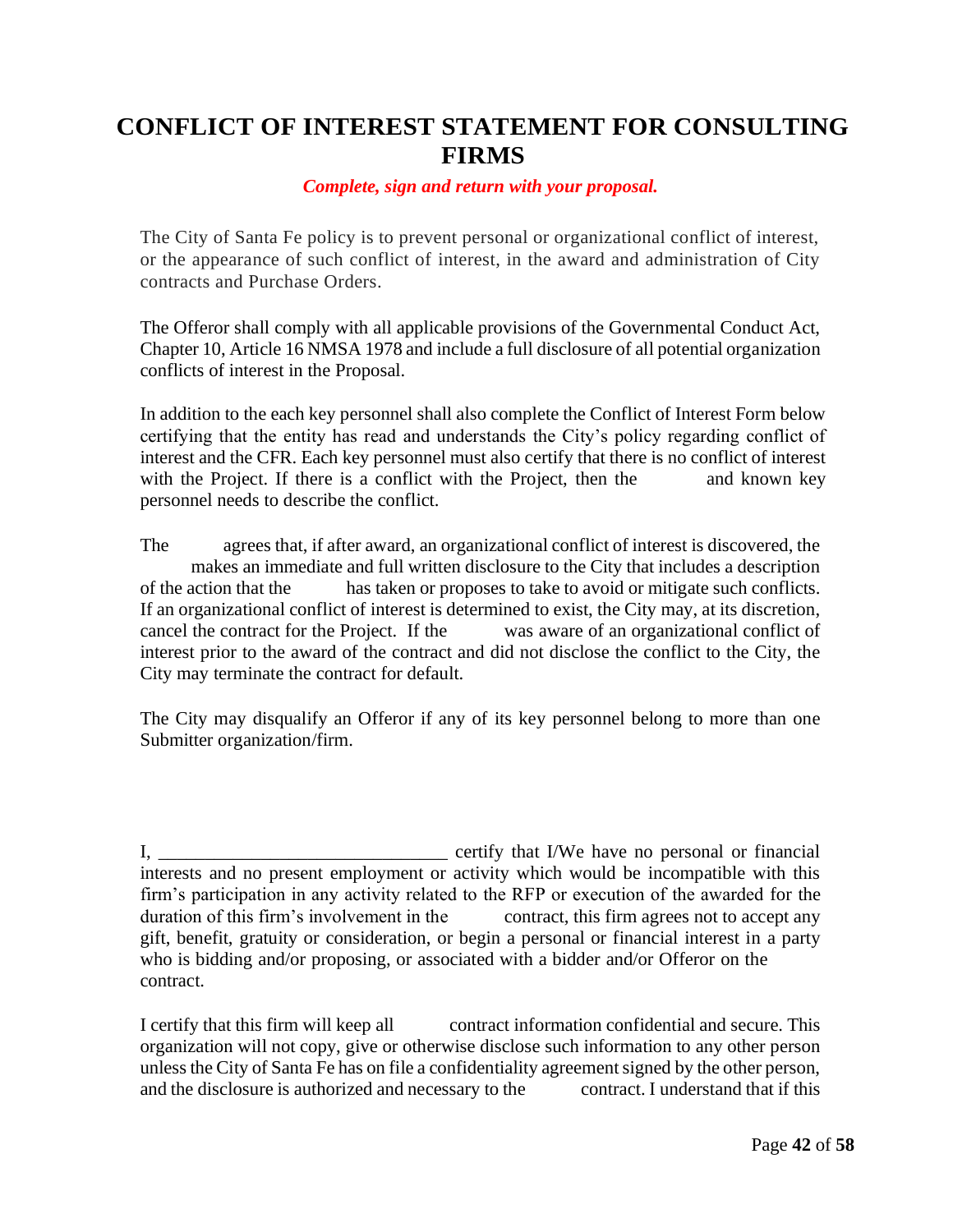# CONFLICT OF INTEREST STATEMENT FOR CONSULTING FIRMS

***Complete, sign and return with your proposal.***

The City of Santa Fe policy is to prevent personal or organizational conflict of interest, or the appearance of such conflict of interest, in the award and administration of City contracts and Purchase Orders.

The Offeror shall comply with all applicable provisions of the Governmental Conduct Act, Chapter 10, Article 16 NMSA 1978 and include a full disclosure of all potential organization conflicts of interest in the Proposal.

In addition to the each key personnel shall also complete the Conflict of Interest Form below certifying that the entity has read and understands the City's policy regarding conflict of interest and the CFR. Each key personnel must also certify that there is no conflict of interest with the Project. If there is a conflict with the Project, then the and known key personnel needs to describe the conflict.

The agrees that, if after award, an organizational conflict of interest is discovered, the makes an immediate and full written disclosure to the City that includes a description of the action that the has taken or proposes to take to avoid or mitigate such conflicts. If an organizational conflict of interest is determined to exist, the City may, at its discretion, cancel the contract for the Project. If the was aware of an organizational conflict of interest prior to the award of the contract and did not disclose the conflict to the City, the City may terminate the contract for default.

The City may disqualify an Offeror if any of its key personnel belong to more than one Submitter organization/firm.

I, ______________________________ certify that I/We have no personal or financial interests and no present employment or activity which would be incompatible with this firm's participation in any activity related to the RFP or execution of the awarded for the duration of this firm's involvement in the contract, this firm agrees not to accept any gift, benefit, gratuity or consideration, or begin a personal or financial interest in a party who is bidding and/or proposing, or associated with a bidder and/or Offeror on the contract.

I certify that this firm will keep all contract information confidential and secure. This organization will not copy, give or otherwise disclose such information to any other person unless the City of Santa Fe has on file a confidentiality agreement signed by the other person, and the disclosure is authorized and necessary to the contract. I understand that if this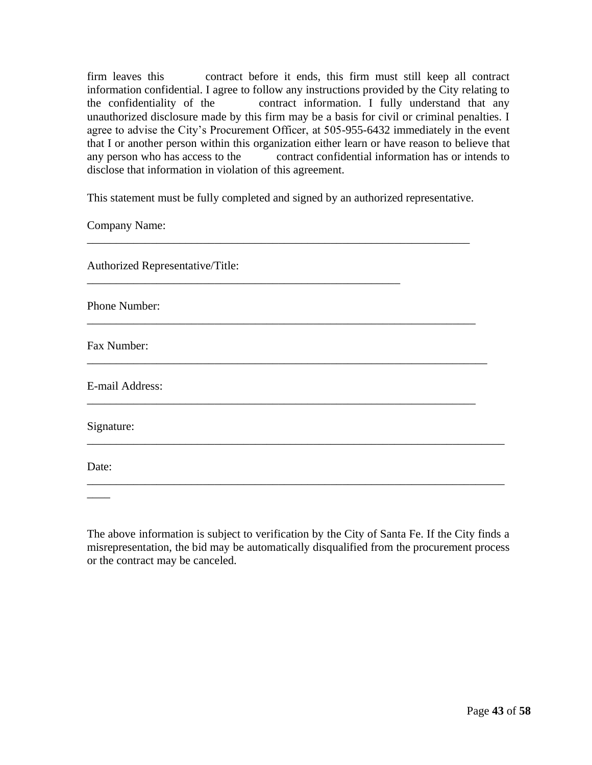firm leaves this contract before it ends, this firm must still keep all contract information confidential. I agree to follow any instructions provided by the City relating to the confidentiality of the contract information. I fully understand that any unauthorized disclosure made by this firm may be a basis for civil or criminal penalties. I agree to advise the City's Procurement Officer, at 505-955-6432 immediately in the event that I or another person within this organization either learn or have reason to believe that any person who has access to the contract confidential information has or intends to disclose that information in violation of this agreement.

This statement must be fully completed and signed by an authorized representative.

Company Name:
___________________________________________________________________

Authorized Representative/Title:
_______________________________________________________

Phone Number:
____________________________________________________________________

Fax Number:
______________________________________________________________________

E-mail Address:
____________________________________________________________________

Signature:
_________________________________________________________________________

Date:
_________________________________________________________________________
____

The above information is subject to verification by the City of Santa Fe. If the City finds a misrepresentation, the bid may be automatically disqualified from the procurement process or the contract may be canceled.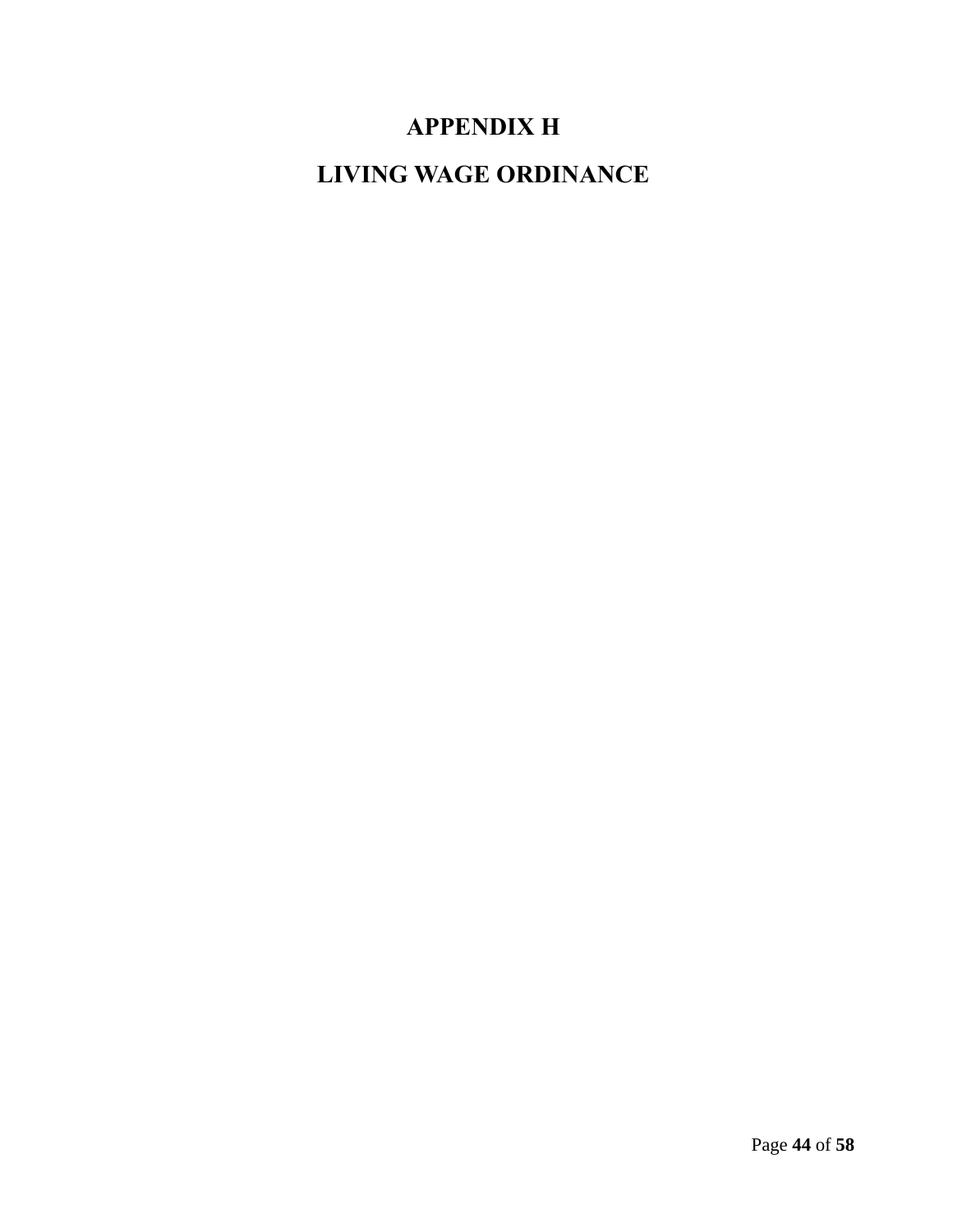# APPENDIX H

# LIVING WAGE ORDINANCE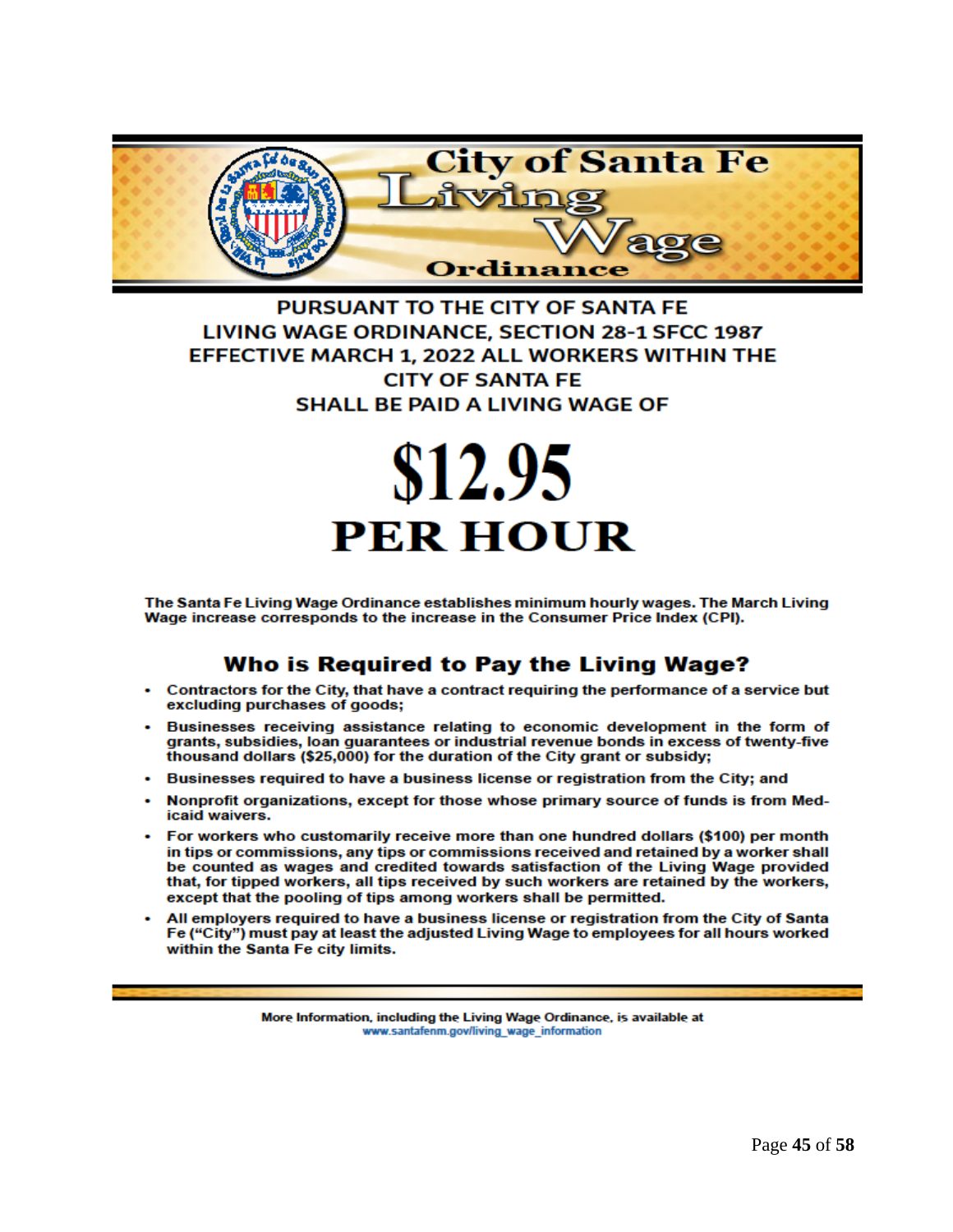# City of Santa Fe Living Wage Ordinance

PURSUANT TO THE CITY OF SANTA FE LIVING WAGE ORDINANCE, SECTION 28-1 SFCC 1987 EFFECTIVE MARCH 1, 2022 ALL WORKERS WITHIN THE CITY OF SANTA FE SHALL BE PAID A LIVING WAGE OF

# $12.95
# PER HOUR

**The Santa Fe Living Wage Ordinance establishes minimum hourly wages. The March Living Wage increase corresponds to the increase in the Consumer Price Index (CPI).**

## Who is Required to Pay the Living Wage?

- **Contractors for the City, that have a contract requiring the performance of a service but excluding purchases of goods;**
- **Businesses receiving assistance relating to economic development in the form of grants, subsidies, loan guarantees or industrial revenue bonds in excess of twenty-five thousand dollars ($25,000) for the duration of the City grant or subsidy;**
- **Businesses required to have a business license or registration from the City; and**
- **Nonprofit organizations, except for those whose primary source of funds is from Medicaid waivers.**
- **For workers who customarily receive more than one hundred dollars ($100) per month in tips or commissions, any tips or commissions received and retained by a worker shall be counted as wages and credited towards satisfaction of the Living Wage provided that, for tipped workers, all tips received by such workers are retained by the workers, except that the pooling of tips among workers shall be permitted.**
- **All employers required to have a business license or registration from the City of Santa Fe ("City") must pay at least the adjusted Living Wage to employees for all hours worked within the Santa Fe city limits.**

More Information, including the Living Wage Ordinance, is available at www.santafenm.gov/living_wage_information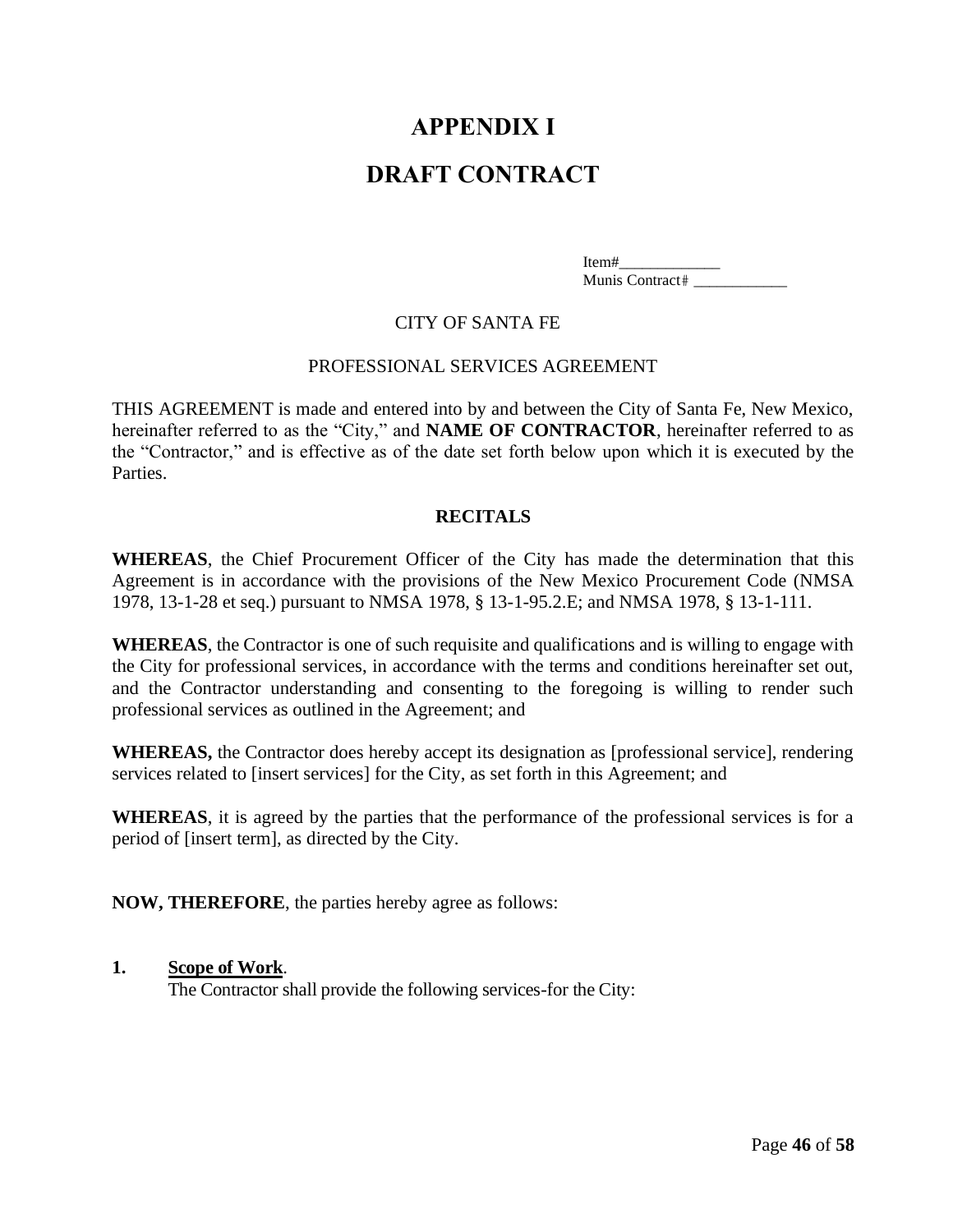# APPENDIX I

# DRAFT CONTRACT

Item#_____________
Munis Contract# ____________

CITY OF SANTA FE

PROFESSIONAL SERVICES AGREEMENT

THIS AGREEMENT is made and entered into by and between the City of Santa Fe, New Mexico, hereinafter referred to as the "City," and **NAME OF CONTRACTOR**, hereinafter referred to as the "Contractor," and is effective as of the date set forth below upon which it is executed by the Parties.

## RECITALS

**WHEREAS**, the Chief Procurement Officer of the City has made the determination that this Agreement is in accordance with the provisions of the New Mexico Procurement Code (NMSA 1978, 13-1-28 et seq.) pursuant to NMSA 1978, § 13-1-95.2.E; and NMSA 1978, § 13-1-111.

**WHEREAS**, the Contractor is one of such requisite and qualifications and is willing to engage with the City for professional services, in accordance with the terms and conditions hereinafter set out, and the Contractor understanding and consenting to the foregoing is willing to render such professional services as outlined in the Agreement; and

**WHEREAS,** the Contractor does hereby accept its designation as [professional service], rendering services related to [insert services] for the City, as set forth in this Agreement; and

**WHEREAS**, it is agreed by the parties that the performance of the professional services is for a period of [insert term], as directed by the City.

**NOW, THEREFORE**, the parties hereby agree as follows:

**1. Scope of Work**.
The Contractor shall provide the following services-for the City: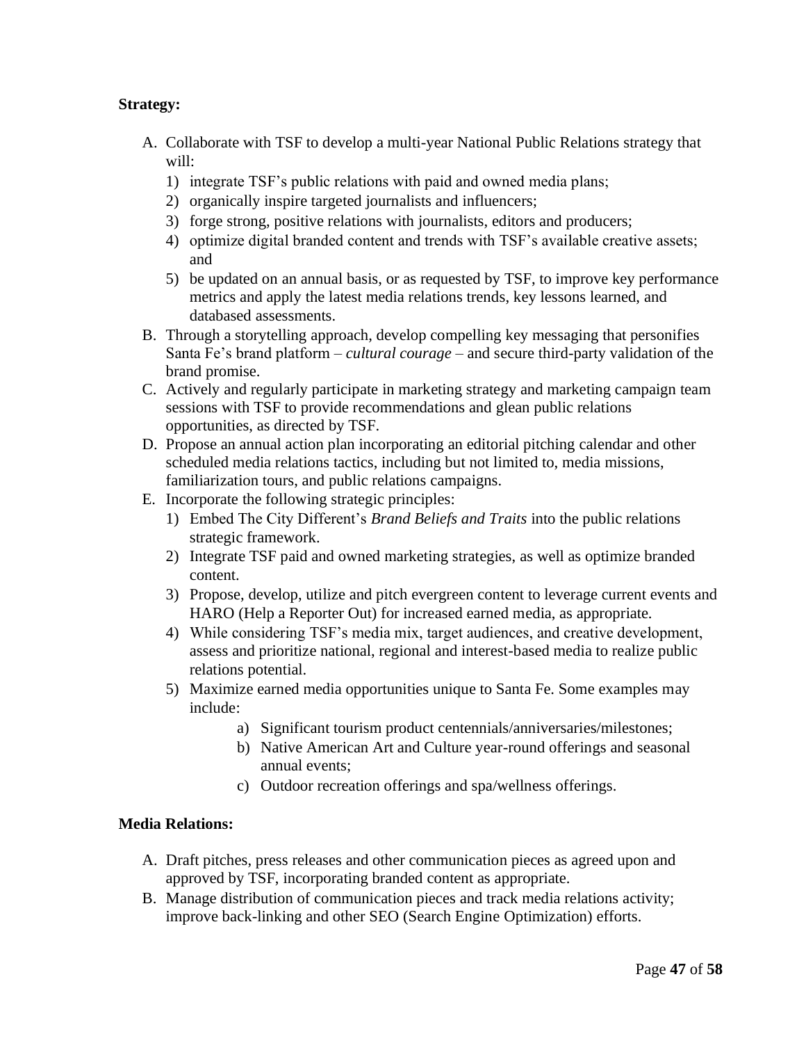**Strategy:**

A. Collaborate with TSF to develop a multi-year National Public Relations strategy that will:
   1) integrate TSF's public relations with paid and owned media plans;
   2) organically inspire targeted journalists and influencers;
   3) forge strong, positive relations with journalists, editors and producers;
   4) optimize digital branded content and trends with TSF's available creative assets; and
   5) be updated on an annual basis, or as requested by TSF, to improve key performance metrics and apply the latest media relations trends, key lessons learned, and databased assessments.

B. Through a storytelling approach, develop compelling key messaging that personifies Santa Fe's brand platform – *cultural courage* – and secure third-party validation of the brand promise.

C. Actively and regularly participate in marketing strategy and marketing campaign team sessions with TSF to provide recommendations and glean public relations opportunities, as directed by TSF.

D. Propose an annual action plan incorporating an editorial pitching calendar and other scheduled media relations tactics, including but not limited to, media missions, familiarization tours, and public relations campaigns.

E. Incorporate the following strategic principles:
   1) Embed The City Different's *Brand Beliefs and Traits* into the public relations strategic framework.
   2) Integrate TSF paid and owned marketing strategies, as well as optimize branded content.
   3) Propose, develop, utilize and pitch evergreen content to leverage current events and HARO (Help a Reporter Out) for increased earned media, as appropriate.
   4) While considering TSF's media mix, target audiences, and creative development, assess and prioritize national, regional and interest-based media to realize public relations potential.
   5) Maximize earned media opportunities unique to Santa Fe. Some examples may include:
      a) Significant tourism product centennials/anniversaries/milestones;
      b) Native American Art and Culture year-round offerings and seasonal annual events;
      c) Outdoor recreation offerings and spa/wellness offerings.

**Media Relations:**

A. Draft pitches, press releases and other communication pieces as agreed upon and approved by TSF, incorporating branded content as appropriate.

B. Manage distribution of communication pieces and track media relations activity; improve back-linking and other SEO (Search Engine Optimization) efforts.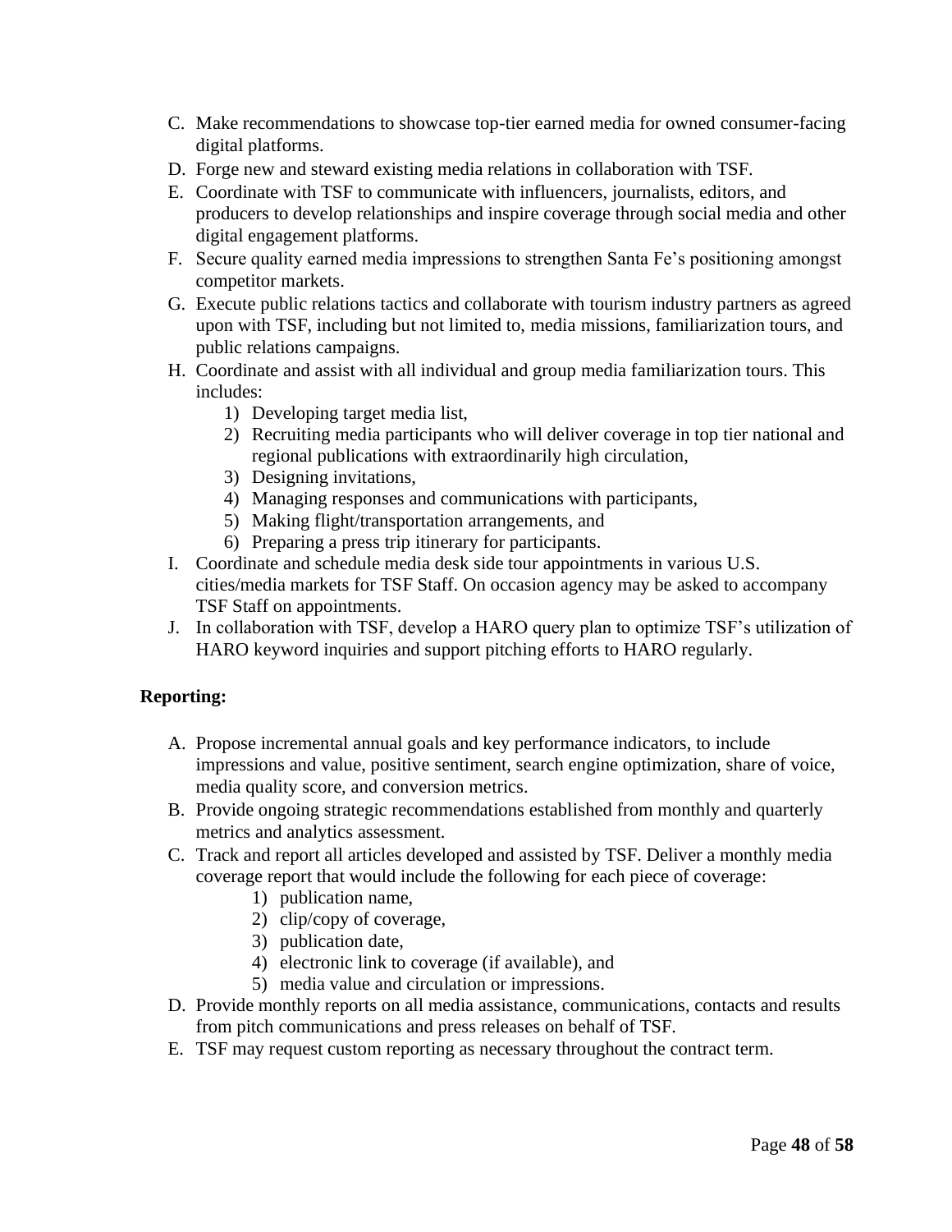C. Make recommendations to showcase top-tier earned media for owned consumer-facing digital platforms.
D. Forge new and steward existing media relations in collaboration with TSF.
E. Coordinate with TSF to communicate with influencers, journalists, editors, and producers to develop relationships and inspire coverage through social media and other digital engagement platforms.
F. Secure quality earned media impressions to strengthen Santa Fe's positioning amongst competitor markets.
G. Execute public relations tactics and collaborate with tourism industry partners as agreed upon with TSF, including but not limited to, media missions, familiarization tours, and public relations campaigns.
H. Coordinate and assist with all individual and group media familiarization tours. This includes:
    1) Developing target media list,
    2) Recruiting media participants who will deliver coverage in top tier national and regional publications with extraordinarily high circulation,
    3) Designing invitations,
    4) Managing responses and communications with participants,
    5) Making flight/transportation arrangements, and
    6) Preparing a press trip itinerary for participants.
I. Coordinate and schedule media desk side tour appointments in various U.S. cities/media markets for TSF Staff. On occasion agency may be asked to accompany TSF Staff on appointments.
J. In collaboration with TSF, develop a HARO query plan to optimize TSF's utilization of HARO keyword inquiries and support pitching efforts to HARO regularly.

**Reporting:**

A. Propose incremental annual goals and key performance indicators, to include impressions and value, positive sentiment, search engine optimization, share of voice, media quality score, and conversion metrics.
B. Provide ongoing strategic recommendations established from monthly and quarterly metrics and analytics assessment.
C. Track and report all articles developed and assisted by TSF. Deliver a monthly media coverage report that would include the following for each piece of coverage:
    1) publication name,
    2) clip/copy of coverage,
    3) publication date,
    4) electronic link to coverage (if available), and
    5) media value and circulation or impressions.
D. Provide monthly reports on all media assistance, communications, contacts and results from pitch communications and press releases on behalf of TSF.
E. TSF may request custom reporting as necessary throughout the contract term.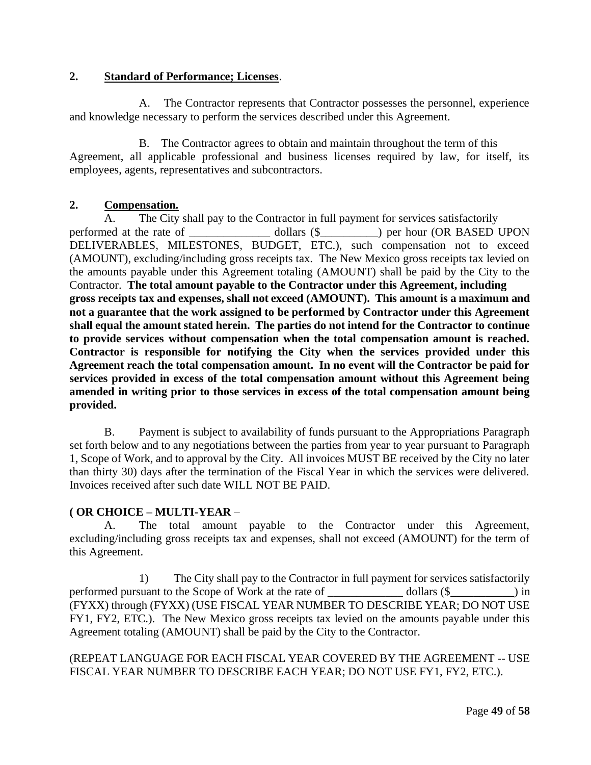**2. Standard of Performance; Licenses**.

A. The Contractor represents that Contractor possesses the personnel, experience and knowledge necessary to perform the services described under this Agreement.

B. The Contractor agrees to obtain and maintain throughout the term of this Agreement, all applicable professional and business licenses required by law, for itself, its employees, agents, representatives and subcontractors.

**2. Compensation.**

A. The City shall pay to the Contractor in full payment for services satisfactorily performed at the rate of ______________ dollars ($__________) per hour (OR BASED UPON DELIVERABLES, MILESTONES, BUDGET, ETC.), such compensation not to exceed (AMOUNT), excluding/including gross receipts tax. The New Mexico gross receipts tax levied on the amounts payable under this Agreement totaling (AMOUNT) shall be paid by the City to the Contractor. **The total amount payable to the Contractor under this Agreement, including gross receipts tax and expenses, shall not exceed (AMOUNT). This amount is a maximum and not a guarantee that the work assigned to be performed by Contractor under this Agreement shall equal the amount stated herein. The parties do not intend for the Contractor to continue to provide services without compensation when the total compensation amount is reached. Contractor is responsible for notifying the City when the services provided under this Agreement reach the total compensation amount. In no event will the Contractor be paid for services provided in excess of the total compensation amount without this Agreement being amended in writing prior to those services in excess of the total compensation amount being provided.**

B. Payment is subject to availability of funds pursuant to the Appropriations Paragraph set forth below and to any negotiations between the parties from year to year pursuant to Paragraph 1, Scope of Work, and to approval by the City. All invoices MUST BE received by the City no later than thirty 30) days after the termination of the Fiscal Year in which the services were delivered. Invoices received after such date WILL NOT BE PAID.

**( OR CHOICE – MULTI-YEAR** –

A. The total amount payable to the Contractor under this Agreement, excluding/including gross receipts tax and expenses, shall not exceed (AMOUNT) for the term of this Agreement.

1) The City shall pay to the Contractor in full payment for services satisfactorily performed pursuant to the Scope of Work at the rate of _____________ dollars ($___________) in (FYXX) through (FYXX) (USE FISCAL YEAR NUMBER TO DESCRIBE YEAR; DO NOT USE FY1, FY2, ETC.). The New Mexico gross receipts tax levied on the amounts payable under this Agreement totaling (AMOUNT) shall be paid by the City to the Contractor.

(REPEAT LANGUAGE FOR EACH FISCAL YEAR COVERED BY THE AGREEMENT -- USE FISCAL YEAR NUMBER TO DESCRIBE EACH YEAR; DO NOT USE FY1, FY2, ETC.).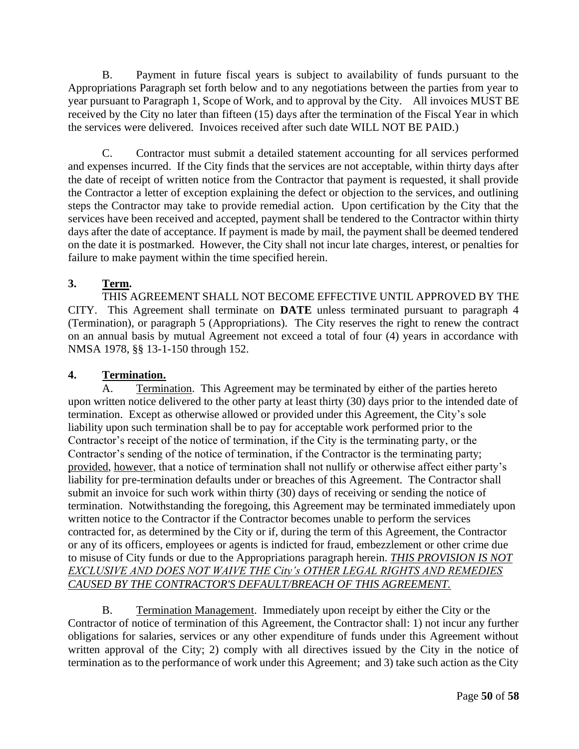B. Payment in future fiscal years is subject to availability of funds pursuant to the Appropriations Paragraph set forth below and to any negotiations between the parties from year to year pursuant to Paragraph 1, Scope of Work, and to approval by the City. All invoices MUST BE received by the City no later than fifteen (15) days after the termination of the Fiscal Year in which the services were delivered. Invoices received after such date WILL NOT BE PAID.)

C. Contractor must submit a detailed statement accounting for all services performed and expenses incurred. If the City finds that the services are not acceptable, within thirty days after the date of receipt of written notice from the Contractor that payment is requested, it shall provide the Contractor a letter of exception explaining the defect or objection to the services, and outlining steps the Contractor may take to provide remedial action. Upon certification by the City that the services have been received and accepted, payment shall be tendered to the Contractor within thirty days after the date of acceptance. If payment is made by mail, the payment shall be deemed tendered on the date it is postmarked. However, the City shall not incur late charges, interest, or penalties for failure to make payment within the time specified herein.

## 3. Term.

THIS AGREEMENT SHALL NOT BECOME EFFECTIVE UNTIL APPROVED BY THE CITY. This Agreement shall terminate on **DATE** unless terminated pursuant to paragraph 4 (Termination), or paragraph 5 (Appropriations). The City reserves the right to renew the contract on an annual basis by mutual Agreement not exceed a total of four (4) years in accordance with NMSA 1978, §§ 13-1-150 through 152.

## 4. Termination.

A. Termination. This Agreement may be terminated by either of the parties hereto upon written notice delivered to the other party at least thirty (30) days prior to the intended date of termination. Except as otherwise allowed or provided under this Agreement, the City's sole liability upon such termination shall be to pay for acceptable work performed prior to the Contractor's receipt of the notice of termination, if the City is the terminating party, or the Contractor's sending of the notice of termination, if the Contractor is the terminating party; provided, however, that a notice of termination shall not nullify or otherwise affect either party's liability for pre-termination defaults under or breaches of this Agreement. The Contractor shall submit an invoice for such work within thirty (30) days of receiving or sending the notice of termination. Notwithstanding the foregoing, this Agreement may be terminated immediately upon written notice to the Contractor if the Contractor becomes unable to perform the services contracted for, as determined by the City or if, during the term of this Agreement, the Contractor or any of its officers, employees or agents is indicted for fraud, embezzlement or other crime due to misuse of City funds or due to the Appropriations paragraph herein. *THIS PROVISION IS NOT EXCLUSIVE AND DOES NOT WAIVE THE City's OTHER LEGAL RIGHTS AND REMEDIES CAUSED BY THE CONTRACTOR'S DEFAULT/BREACH OF THIS AGREEMENT.*

B. Termination Management. Immediately upon receipt by either the City or the Contractor of notice of termination of this Agreement, the Contractor shall: 1) not incur any further obligations for salaries, services or any other expenditure of funds under this Agreement without written approval of the City; 2) comply with all directives issued by the City in the notice of termination as to the performance of work under this Agreement; and 3) take such action as the City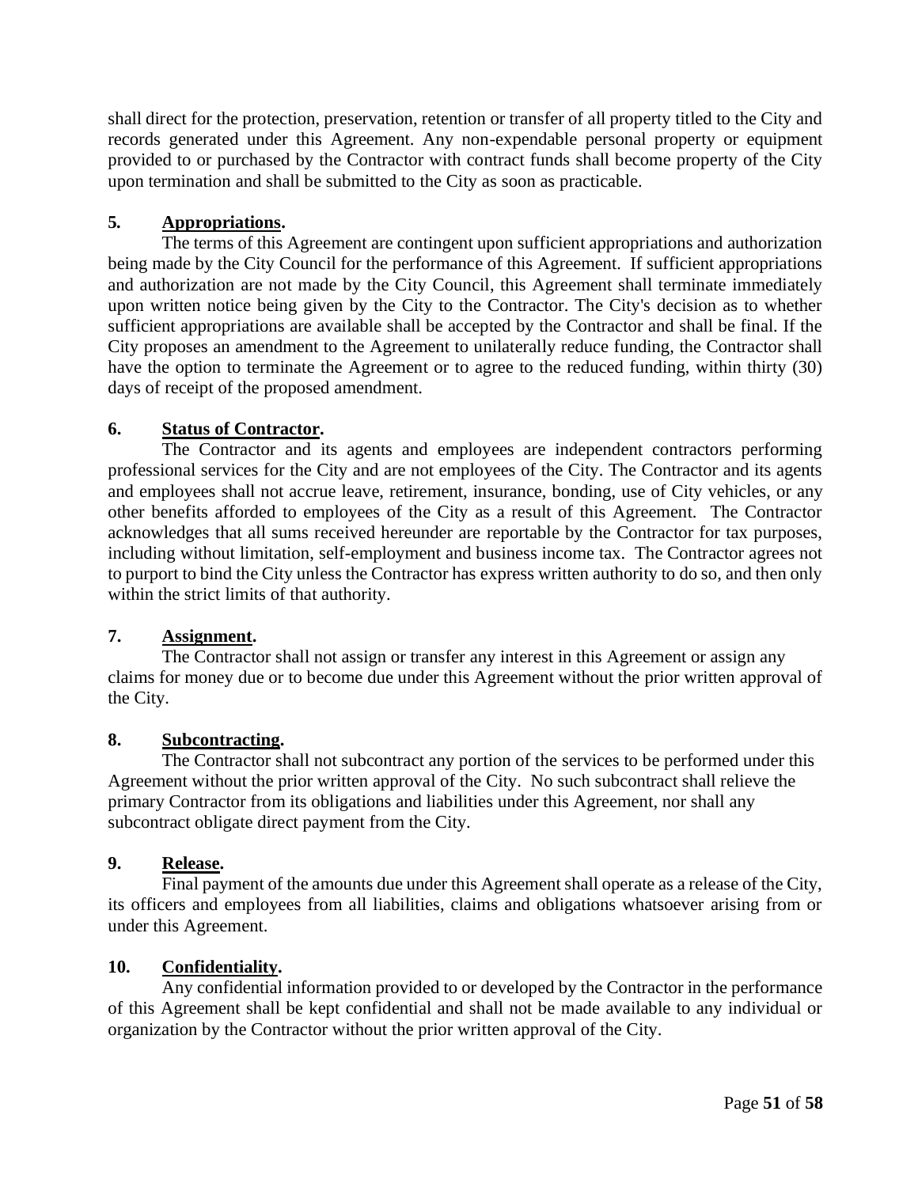shall direct for the protection, preservation, retention or transfer of all property titled to the City and records generated under this Agreement. Any non-expendable personal property or equipment provided to or purchased by the Contractor with contract funds shall become property of the City upon termination and shall be submitted to the City as soon as practicable.

**5. Appropriations.**

The terms of this Agreement are contingent upon sufficient appropriations and authorization being made by the City Council for the performance of this Agreement. If sufficient appropriations and authorization are not made by the City Council, this Agreement shall terminate immediately upon written notice being given by the City to the Contractor. The City's decision as to whether sufficient appropriations are available shall be accepted by the Contractor and shall be final. If the City proposes an amendment to the Agreement to unilaterally reduce funding, the Contractor shall have the option to terminate the Agreement or to agree to the reduced funding, within thirty (30) days of receipt of the proposed amendment.

**6. Status of Contractor.**

The Contractor and its agents and employees are independent contractors performing professional services for the City and are not employees of the City. The Contractor and its agents and employees shall not accrue leave, retirement, insurance, bonding, use of City vehicles, or any other benefits afforded to employees of the City as a result of this Agreement. The Contractor acknowledges that all sums received hereunder are reportable by the Contractor for tax purposes, including without limitation, self-employment and business income tax. The Contractor agrees not to purport to bind the City unless the Contractor has express written authority to do so, and then only within the strict limits of that authority.

**7. Assignment.**

The Contractor shall not assign or transfer any interest in this Agreement or assign any claims for money due or to become due under this Agreement without the prior written approval of the City.

**8. Subcontracting.**

The Contractor shall not subcontract any portion of the services to be performed under this Agreement without the prior written approval of the City. No such subcontract shall relieve the primary Contractor from its obligations and liabilities under this Agreement, nor shall any subcontract obligate direct payment from the City.

**9. Release.**

Final payment of the amounts due under this Agreement shall operate as a release of the City, its officers and employees from all liabilities, claims and obligations whatsoever arising from or under this Agreement.

**10. Confidentiality.**

Any confidential information provided to or developed by the Contractor in the performance of this Agreement shall be kept confidential and shall not be made available to any individual or organization by the Contractor without the prior written approval of the City.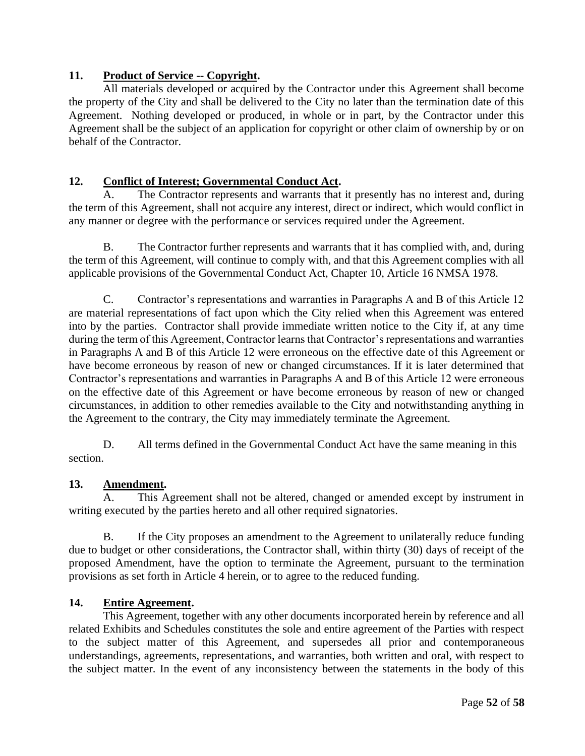**11. Product of Service -- Copyright.**

All materials developed or acquired by the Contractor under this Agreement shall become the property of the City and shall be delivered to the City no later than the termination date of this Agreement. Nothing developed or produced, in whole or in part, by the Contractor under this Agreement shall be the subject of an application for copyright or other claim of ownership by or on behalf of the Contractor.

**12. Conflict of Interest; Governmental Conduct Act.**

A. The Contractor represents and warrants that it presently has no interest and, during the term of this Agreement, shall not acquire any interest, direct or indirect, which would conflict in any manner or degree with the performance or services required under the Agreement.

B. The Contractor further represents and warrants that it has complied with, and, during the term of this Agreement, will continue to comply with, and that this Agreement complies with all applicable provisions of the Governmental Conduct Act, Chapter 10, Article 16 NMSA 1978.

C. Contractor's representations and warranties in Paragraphs A and B of this Article 12 are material representations of fact upon which the City relied when this Agreement was entered into by the parties. Contractor shall provide immediate written notice to the City if, at any time during the term of this Agreement, Contractor learns that Contractor's representations and warranties in Paragraphs A and B of this Article 12 were erroneous on the effective date of this Agreement or have become erroneous by reason of new or changed circumstances. If it is later determined that Contractor's representations and warranties in Paragraphs A and B of this Article 12 were erroneous on the effective date of this Agreement or have become erroneous by reason of new or changed circumstances, in addition to other remedies available to the City and notwithstanding anything in the Agreement to the contrary, the City may immediately terminate the Agreement.

D. All terms defined in the Governmental Conduct Act have the same meaning in this section.

**13. Amendment.**

A. This Agreement shall not be altered, changed or amended except by instrument in writing executed by the parties hereto and all other required signatories.

B. If the City proposes an amendment to the Agreement to unilaterally reduce funding due to budget or other considerations, the Contractor shall, within thirty (30) days of receipt of the proposed Amendment, have the option to terminate the Agreement, pursuant to the termination provisions as set forth in Article 4 herein, or to agree to the reduced funding.

**14. Entire Agreement.**

This Agreement, together with any other documents incorporated herein by reference and all related Exhibits and Schedules constitutes the sole and entire agreement of the Parties with respect to the subject matter of this Agreement, and supersedes all prior and contemporaneous understandings, agreements, representations, and warranties, both written and oral, with respect to the subject matter. In the event of any inconsistency between the statements in the body of this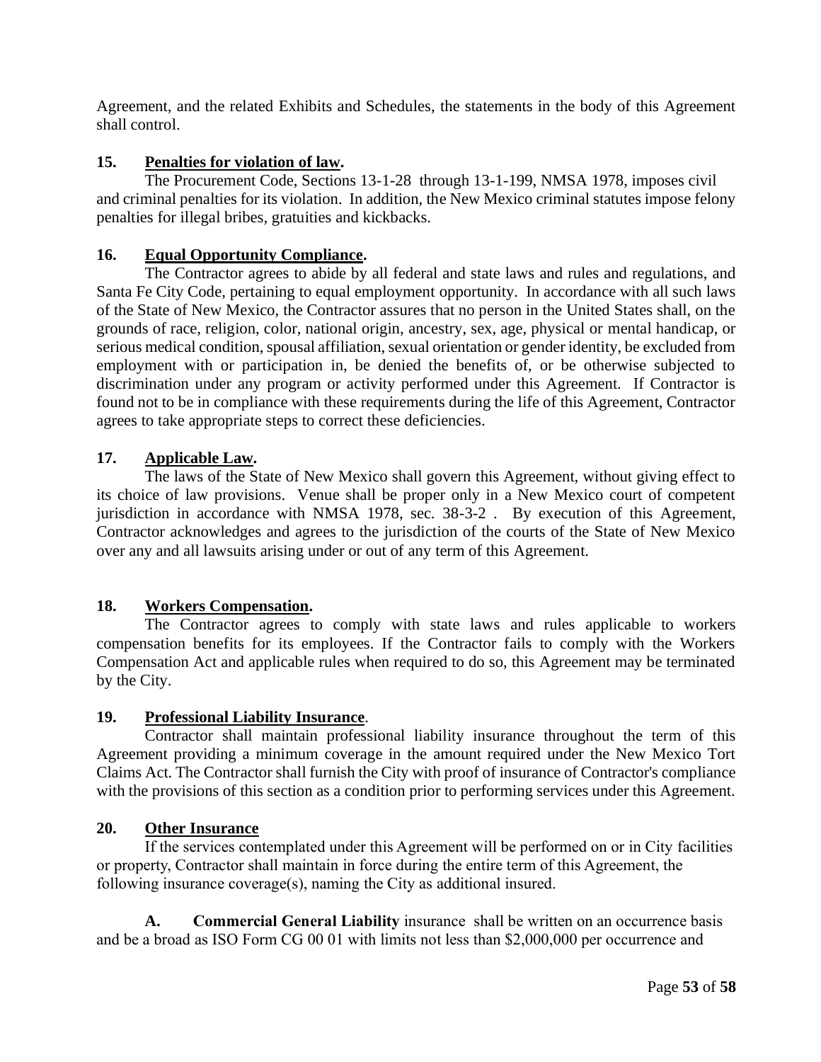Agreement, and the related Exhibits and Schedules, the statements in the body of this Agreement shall control.

**15. Penalties for violation of law.**

The Procurement Code, Sections 13-1-28 through 13-1-199, NMSA 1978, imposes civil and criminal penalties for its violation. In addition, the New Mexico criminal statutes impose felony penalties for illegal bribes, gratuities and kickbacks.

**16. Equal Opportunity Compliance.**

The Contractor agrees to abide by all federal and state laws and rules and regulations, and Santa Fe City Code, pertaining to equal employment opportunity. In accordance with all such laws of the State of New Mexico, the Contractor assures that no person in the United States shall, on the grounds of race, religion, color, national origin, ancestry, sex, age, physical or mental handicap, or serious medical condition, spousal affiliation, sexual orientation or gender identity, be excluded from employment with or participation in, be denied the benefits of, or be otherwise subjected to discrimination under any program or activity performed under this Agreement. If Contractor is found not to be in compliance with these requirements during the life of this Agreement, Contractor agrees to take appropriate steps to correct these deficiencies.

**17. Applicable Law.**

The laws of the State of New Mexico shall govern this Agreement, without giving effect to its choice of law provisions. Venue shall be proper only in a New Mexico court of competent jurisdiction in accordance with NMSA 1978, sec. 38-3-2 . By execution of this Agreement, Contractor acknowledges and agrees to the jurisdiction of the courts of the State of New Mexico over any and all lawsuits arising under or out of any term of this Agreement.

**18. Workers Compensation.**

The Contractor agrees to comply with state laws and rules applicable to workers compensation benefits for its employees. If the Contractor fails to comply with the Workers Compensation Act and applicable rules when required to do so, this Agreement may be terminated by the City.

**19. Professional Liability Insurance.**

Contractor shall maintain professional liability insurance throughout the term of this Agreement providing a minimum coverage in the amount required under the New Mexico Tort Claims Act. The Contractor shall furnish the City with proof of insurance of Contractor's compliance with the provisions of this section as a condition prior to performing services under this Agreement.

**20. Other Insurance**

If the services contemplated under this Agreement will be performed on or in City facilities or property, Contractor shall maintain in force during the entire term of this Agreement, the following insurance coverage(s), naming the City as additional insured.

**A. Commercial General Liability** insurance shall be written on an occurrence basis and be a broad as ISO Form CG 00 01 with limits not less than $2,000,000 per occurrence and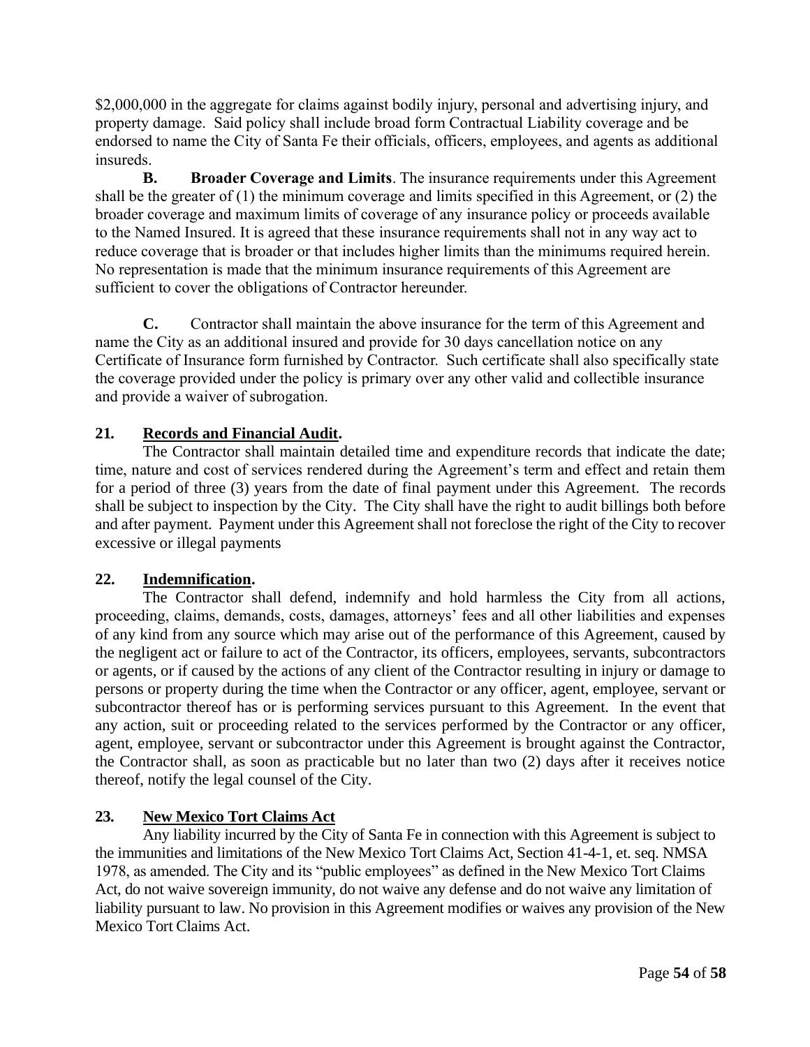$2,000,000 in the aggregate for claims against bodily injury, personal and advertising injury, and property damage. Said policy shall include broad form Contractual Liability coverage and be endorsed to name the City of Santa Fe their officials, officers, employees, and agents as additional insureds.

**B. Broader Coverage and Limits**. The insurance requirements under this Agreement shall be the greater of (1) the minimum coverage and limits specified in this Agreement, or (2) the broader coverage and maximum limits of coverage of any insurance policy or proceeds available to the Named Insured. It is agreed that these insurance requirements shall not in any way act to reduce coverage that is broader or that includes higher limits than the minimums required herein. No representation is made that the minimum insurance requirements of this Agreement are sufficient to cover the obligations of Contractor hereunder.

**C.** Contractor shall maintain the above insurance for the term of this Agreement and name the City as an additional insured and provide for 30 days cancellation notice on any Certificate of Insurance form furnished by Contractor. Such certificate shall also specifically state the coverage provided under the policy is primary over any other valid and collectible insurance and provide a waiver of subrogation.

**21. <u>Records and Financial Audit</u>.**

The Contractor shall maintain detailed time and expenditure records that indicate the date; time, nature and cost of services rendered during the Agreement's term and effect and retain them for a period of three (3) years from the date of final payment under this Agreement. The records shall be subject to inspection by the City. The City shall have the right to audit billings both before and after payment. Payment under this Agreement shall not foreclose the right of the City to recover excessive or illegal payments

**22. <u>Indemnification</u>.**

The Contractor shall defend, indemnify and hold harmless the City from all actions, proceeding, claims, demands, costs, damages, attorneys' fees and all other liabilities and expenses of any kind from any source which may arise out of the performance of this Agreement, caused by the negligent act or failure to act of the Contractor, its officers, employees, servants, subcontractors or agents, or if caused by the actions of any client of the Contractor resulting in injury or damage to persons or property during the time when the Contractor or any officer, agent, employee, servant or subcontractor thereof has or is performing services pursuant to this Agreement. In the event that any action, suit or proceeding related to the services performed by the Contractor or any officer, agent, employee, servant or subcontractor under this Agreement is brought against the Contractor, the Contractor shall, as soon as practicable but no later than two (2) days after it receives notice thereof, notify the legal counsel of the City.

**23. <u>New Mexico Tort Claims Act</u>**

Any liability incurred by the City of Santa Fe in connection with this Agreement is subject to the immunities and limitations of the New Mexico Tort Claims Act, Section 41-4-1, et. seq. NMSA 1978, as amended. The City and its "public employees" as defined in the New Mexico Tort Claims Act, do not waive sovereign immunity, do not waive any defense and do not waive any limitation of liability pursuant to law. No provision in this Agreement modifies or waives any provision of the New Mexico Tort Claims Act.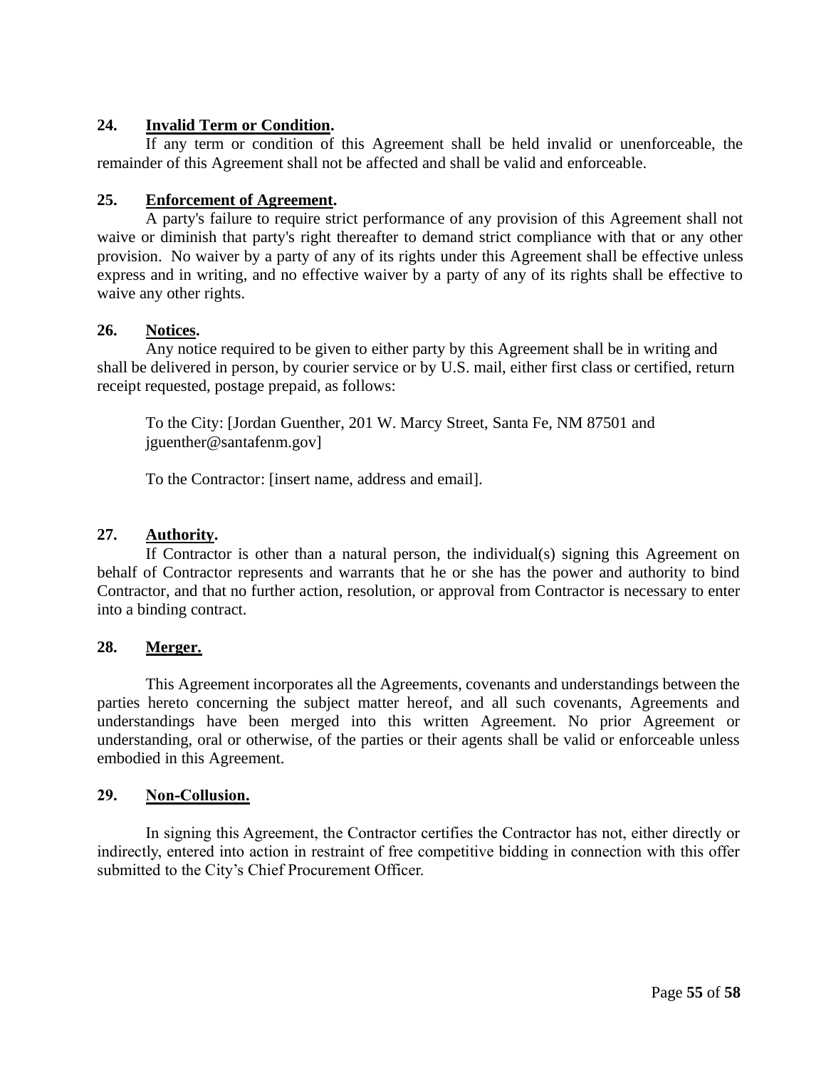**24. Invalid Term or Condition.**

If any term or condition of this Agreement shall be held invalid or unenforceable, the remainder of this Agreement shall not be affected and shall be valid and enforceable.

**25. Enforcement of Agreement.**

A party's failure to require strict performance of any provision of this Agreement shall not waive or diminish that party's right thereafter to demand strict compliance with that or any other provision. No waiver by a party of any of its rights under this Agreement shall be effective unless express and in writing, and no effective waiver by a party of any of its rights shall be effective to waive any other rights.

**26. Notices.**

Any notice required to be given to either party by this Agreement shall be in writing and shall be delivered in person, by courier service or by U.S. mail, either first class or certified, return receipt requested, postage prepaid, as follows:

To the City: [Jordan Guenther, 201 W. Marcy Street, Santa Fe, NM 87501 and jguenther@santafenm.gov]

To the Contractor: [insert name, address and email].

**27. Authority.**

If Contractor is other than a natural person, the individual(s) signing this Agreement on behalf of Contractor represents and warrants that he or she has the power and authority to bind Contractor, and that no further action, resolution, or approval from Contractor is necessary to enter into a binding contract.

**28. Merger.**

This Agreement incorporates all the Agreements, covenants and understandings between the parties hereto concerning the subject matter hereof, and all such covenants, Agreements and understandings have been merged into this written Agreement. No prior Agreement or understanding, oral or otherwise, of the parties or their agents shall be valid or enforceable unless embodied in this Agreement.

**29. Non-Collusion.**

In signing this Agreement, the Contractor certifies the Contractor has not, either directly or indirectly, entered into action in restraint of free competitive bidding in connection with this offer submitted to the City's Chief Procurement Officer.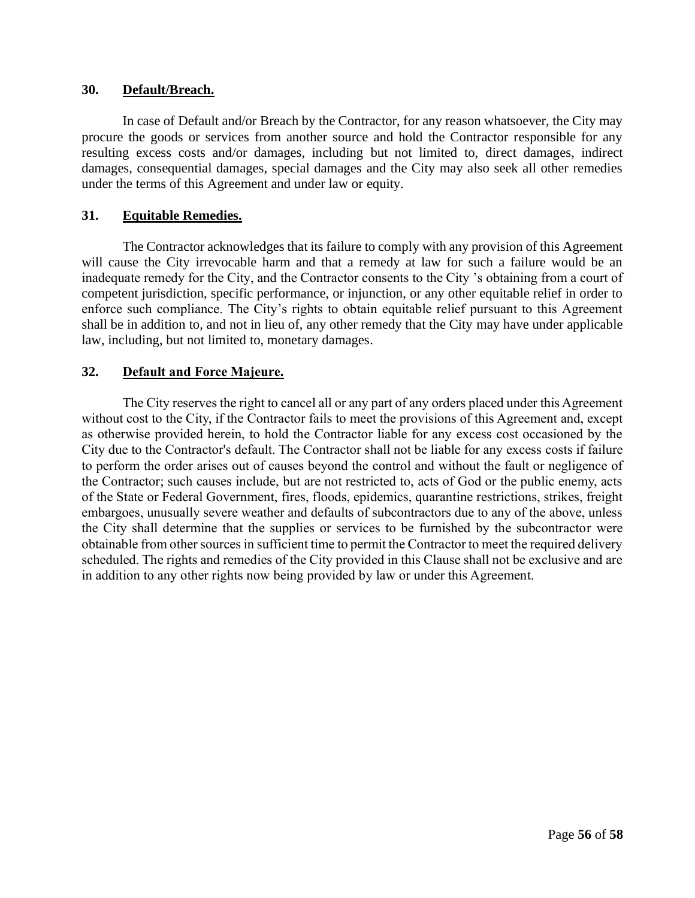## 30. Default/Breach.

In case of Default and/or Breach by the Contractor, for any reason whatsoever, the City may procure the goods or services from another source and hold the Contractor responsible for any resulting excess costs and/or damages, including but not limited to, direct damages, indirect damages, consequential damages, special damages and the City may also seek all other remedies under the terms of this Agreement and under law or equity.

## 31. Equitable Remedies.

The Contractor acknowledges that its failure to comply with any provision of this Agreement will cause the City irrevocable harm and that a remedy at law for such a failure would be an inadequate remedy for the City, and the Contractor consents to the City 's obtaining from a court of competent jurisdiction, specific performance, or injunction, or any other equitable relief in order to enforce such compliance. The City's rights to obtain equitable relief pursuant to this Agreement shall be in addition to, and not in lieu of, any other remedy that the City may have under applicable law, including, but not limited to, monetary damages.

## 32. Default and Force Majeure.

The City reserves the right to cancel all or any part of any orders placed under this Agreement without cost to the City, if the Contractor fails to meet the provisions of this Agreement and, except as otherwise provided herein, to hold the Contractor liable for any excess cost occasioned by the City due to the Contractor's default. The Contractor shall not be liable for any excess costs if failure to perform the order arises out of causes beyond the control and without the fault or negligence of the Contractor; such causes include, but are not restricted to, acts of God or the public enemy, acts of the State or Federal Government, fires, floods, epidemics, quarantine restrictions, strikes, freight embargoes, unusually severe weather and defaults of subcontractors due to any of the above, unless the City shall determine that the supplies or services to be furnished by the subcontractor were obtainable from other sources in sufficient time to permit the Contractor to meet the required delivery scheduled. The rights and remedies of the City provided in this Clause shall not be exclusive and are in addition to any other rights now being provided by law or under this Agreement.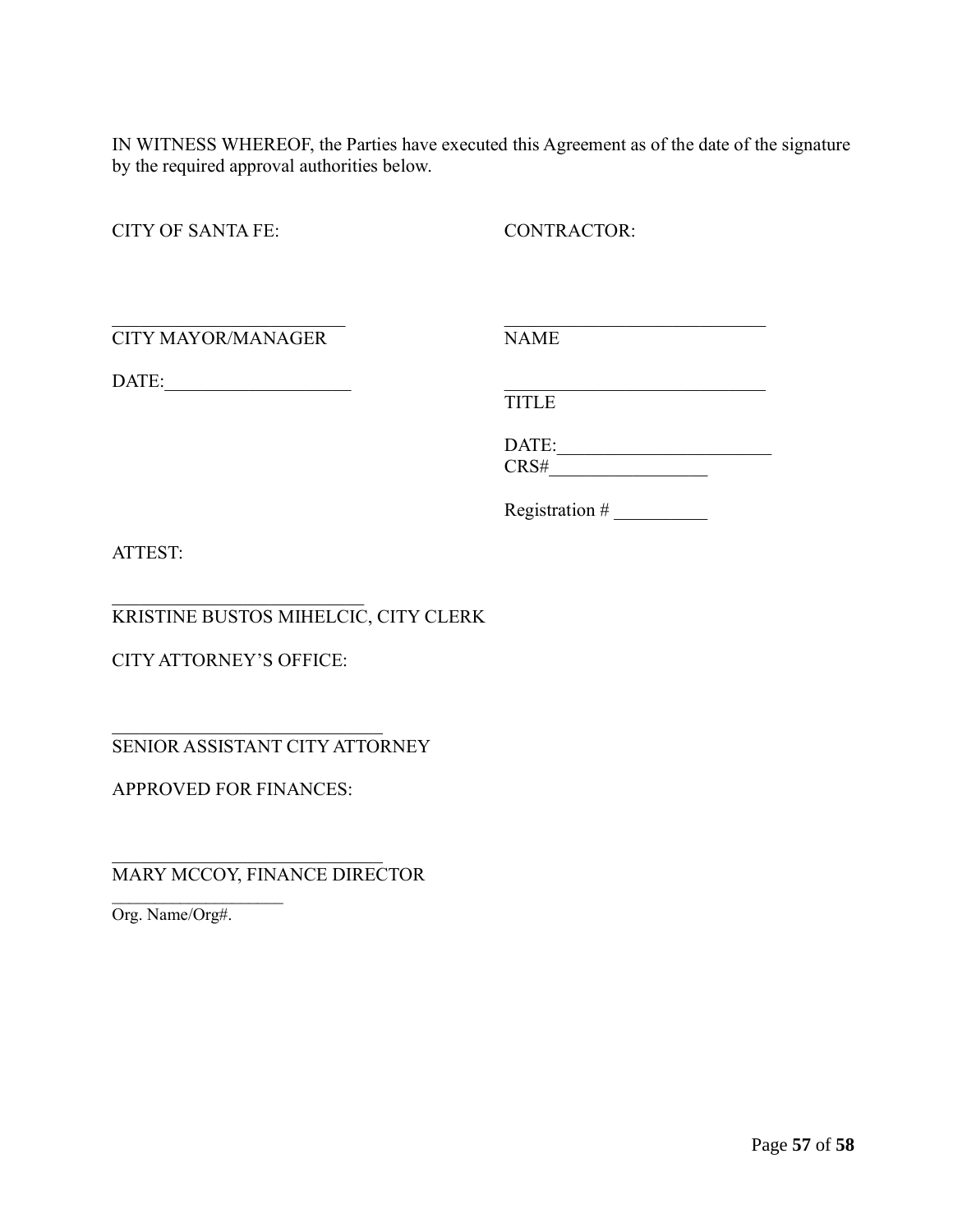IN WITNESS WHEREOF, the Parties have executed this Agreement as of the date of the signature by the required approval authorities below.

CITY OF SANTA FE:

\_\_\_\_\_\_\_\_\_\_\_\_\_\_\_\_\_\_\_\_\_\_\_\_\_\_
CITY MAYOR/MANAGER

DATE:\_\_\_\_\_\_\_\_\_\_\_\_\_\_\_\_\_\_\_\_

CONTRACTOR:

\_\_\_\_\_\_\_\_\_\_\_\_\_\_\_\_\_\_\_\_\_\_\_\_\_\_\_\_\_
NAME

\_\_\_\_\_\_\_\_\_\_\_\_\_\_\_\_\_\_\_\_\_\_\_\_\_\_\_\_\_
TITLE

DATE:\_\_\_\_\_\_\_\_\_\_\_\_\_\_\_\_\_\_\_\_\_\_
CRS#\_\_\_\_\_\_\_\_\_\_\_\_\_\_\_\_\_

Registration # \_\_\_\_\_\_\_\_\_\_

ATTEST:

\_\_\_\_\_\_\_\_\_\_\_\_\_\_\_\_\_\_\_\_\_\_\_\_\_\_\_\_
KRISTINE BUSTOS MIHELCIC, CITY CLERK

CITY ATTORNEY'S OFFICE:

\_\_\_\_\_\_\_\_\_\_\_\_\_\_\_\_\_\_\_\_\_\_\_\_\_\_\_\_\_\_
SENIOR ASSISTANT CITY ATTORNEY

APPROVED FOR FINANCES:

\_\_\_\_\_\_\_\_\_\_\_\_\_\_\_\_\_\_\_\_\_\_\_\_\_\_\_\_\_\_
MARY MCCOY, FINANCE DIRECTOR

\_\_\_\_\_\_\_\_\_\_\_\_\_\_\_\_\_\_\_\_
Org. Name/Org#.